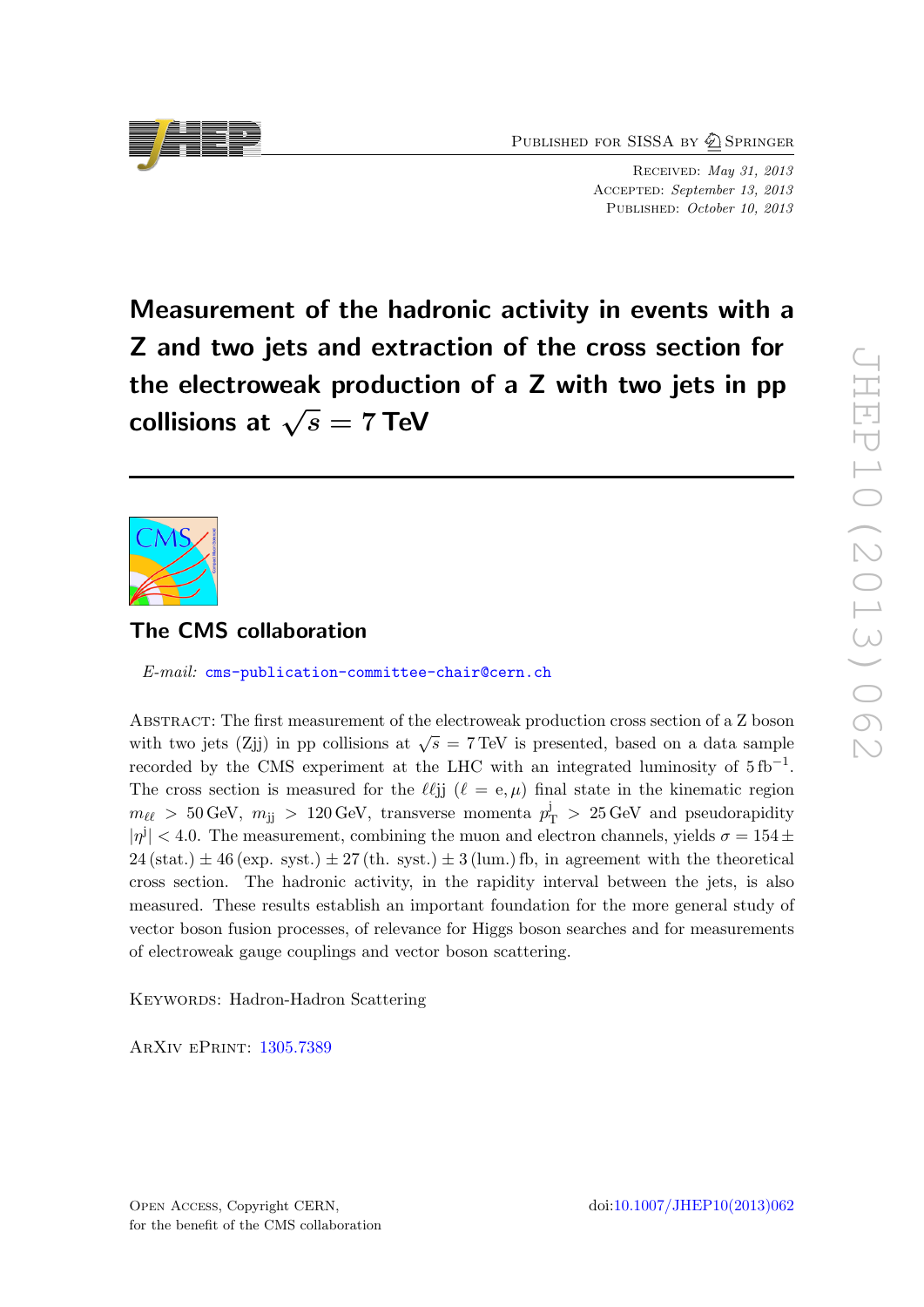Published for SISSA by Springer

Received: *May 31, 2013*
Accepted: *September 13, 2013*
Published: *October 10, 2013*

# Measurement of the hadronic activity in events with a Z and two jets and extraction of the cross section for the electroweak production of a Z with two jets in pp collisions at $\sqrt{s} = 7$ TeV

## The CMS collaboration

*E-mail:* cms-publication-committee-chair@cern.ch

Abstract: The first measurement of the electroweak production cross section of a Z boson with two jets (Zjj) in pp collisions at $\sqrt{s} = 7$ TeV is presented, based on a data sample recorded by the CMS experiment at the LHC with an integrated luminosity of 5 fb$^{-1}$. The cross section is measured for the $\ell\ell$jj ($\ell = \mathrm{e}, \mu$) final state in the kinematic region $m_{\ell\ell} > 50$ GeV, $m_{\mathrm{jj}} > 120$ GeV, transverse momenta $p_{\mathrm{T}}^{\mathrm{j}} > 25$ GeV and pseudorapidity $|\eta^{\mathrm{j}}| < 4.0$. The measurement, combining the muon and electron channels, yields $\sigma = 154 \pm 24\,(\mathrm{stat.}) \pm 46\,(\mathrm{exp.\ syst.}) \pm 27\,(\mathrm{th.\ syst.}) \pm 3\,(\mathrm{lum.})$ fb, in agreement with the theoretical cross section. The hadronic activity, in the rapidity interval between the jets, is also measured. These results establish an important foundation for the more general study of vector boson fusion processes, of relevance for Higgs boson searches and for measurements of electroweak gauge couplings and vector boson scattering.

Keywords: Hadron-Hadron Scattering

ArXiv ePrint: 1305.7389

Open Access, Copyright CERN,
for the benefit of the CMS collaboration

doi:10.1007/JHEP10(2013)062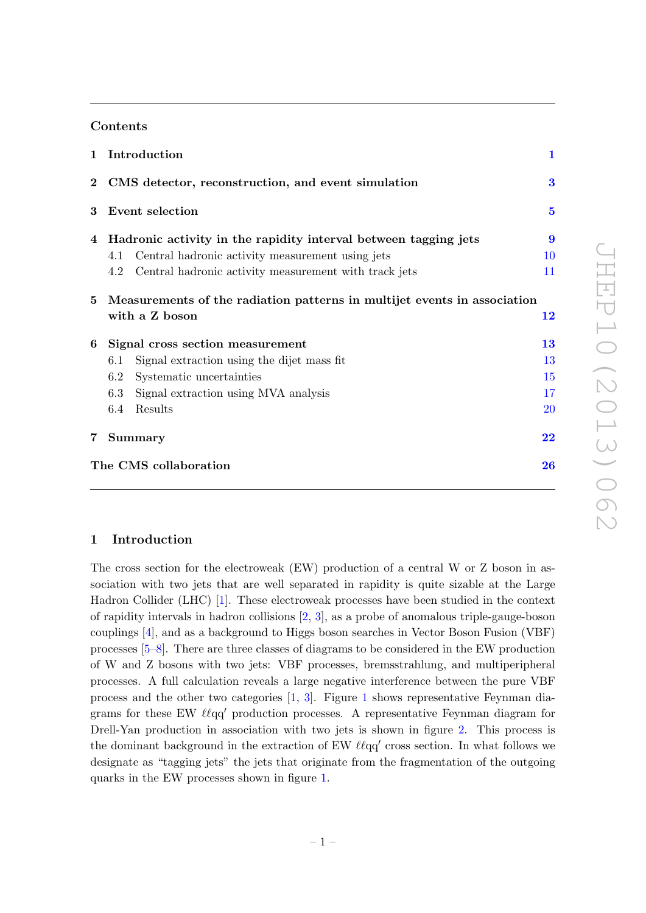## Contents

| | | |
|---|---|---|
| **1** | **Introduction** | **1** |
| **2** | **CMS detector, reconstruction, and event simulation** | **3** |
| **3** | **Event selection** | **5** |
| **4** | **Hadronic activity in the rapidity interval between tagging jets** | **9** |
| | 4.1 Central hadronic activity measurement using jets | 10 |
| | 4.2 Central hadronic activity measurement with track jets | 11 |
| **5** | **Measurements of the radiation patterns in multijet events in association with a Z boson** | **12** |
| **6** | **Signal cross section measurement** | **13** |
| | 6.1 Signal extraction using the dijet mass fit | 13 |
| | 6.2 Systematic uncertainties | 15 |
| | 6.3 Signal extraction using MVA analysis | 17 |
| | 6.4 Results | 20 |
| **7** | **Summary** | **22** |
| | **The CMS collaboration** | **26** |

## 1 Introduction

The cross section for the electroweak (EW) production of a central W or Z boson in association with two jets that are well separated in rapidity is quite sizable at the Large Hadron Collider (LHC) [1]. These electroweak processes have been studied in the context of rapidity intervals in hadron collisions [2, 3], as a probe of anomalous triple-gauge-boson couplings [4], and as a background to Higgs boson searches in Vector Boson Fusion (VBF) processes [5–8]. There are three classes of diagrams to be considered in the EW production of W and Z bosons with two jets: VBF processes, bremsstrahlung, and multiperipheral processes. A full calculation reveals a large negative interference between the pure VBF process and the other two categories [1, 3]. Figure 1 shows representative Feynman diagrams for these EW $\ell\ell qq'$ production processes. A representative Feynman diagram for Drell-Yan production in association with two jets is shown in figure 2. This process is the dominant background in the extraction of EW $\ell\ell qq'$ cross section. In what follows we designate as "tagging jets" the jets that originate from the fragmentation of the outgoing quarks in the EW processes shown in figure 1.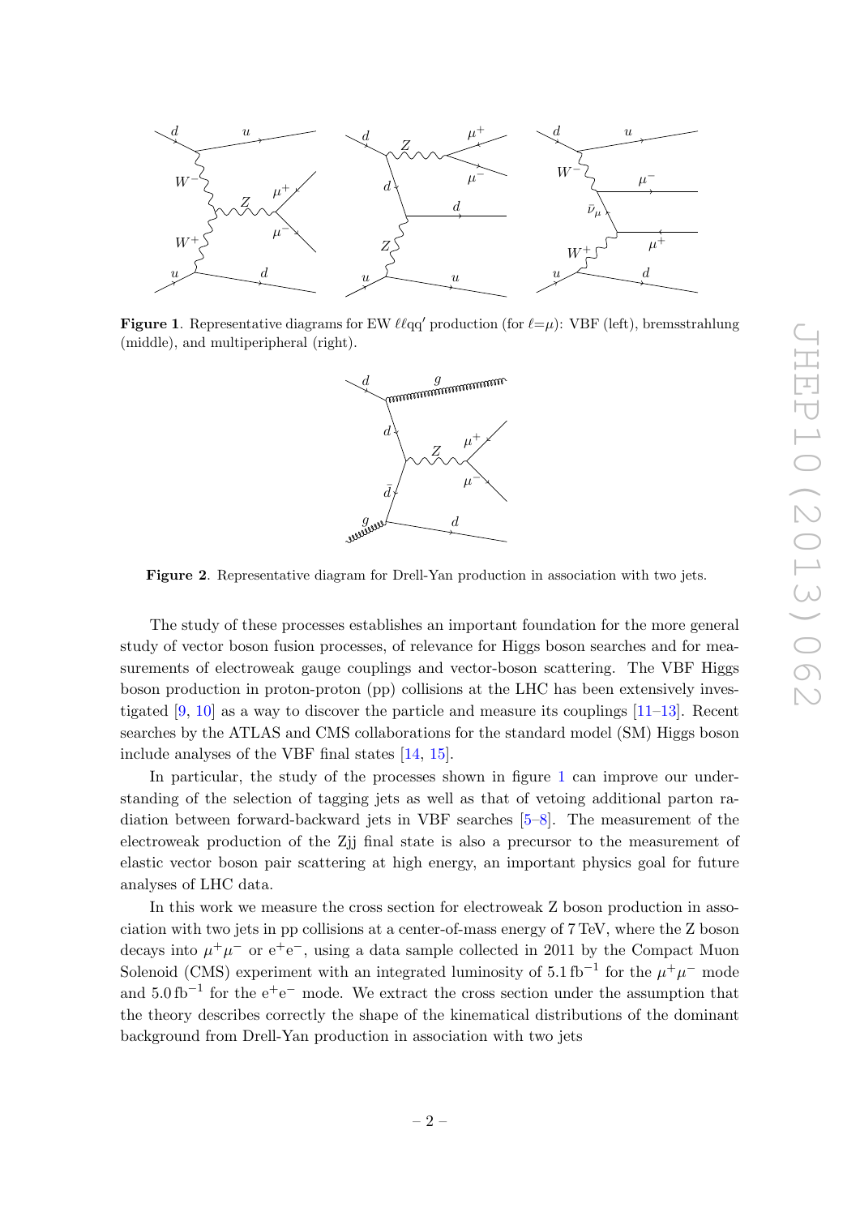**Figure 1**. Representative diagrams for EW $\ell\ell qq'$ production (for $\ell$=$\mu$): VBF (left), bremsstrahlung (middle), and multiperipheral (right).

**Figure 2**. Representative diagram for Drell-Yan production in association with two jets.

The study of these processes establishes an important foundation for the more general study of vector boson fusion processes, of relevance for Higgs boson searches and for measurements of electroweak gauge couplings and vector-boson scattering. The VBF Higgs boson production in proton-proton (pp) collisions at the LHC has been extensively investigated [9, 10] as a way to discover the particle and measure its couplings [11–13]. Recent searches by the ATLAS and CMS collaborations for the standard model (SM) Higgs boson include analyses of the VBF final states [14, 15].

In particular, the study of the processes shown in figure 1 can improve our understanding of the selection of tagging jets as well as that of vetoing additional parton radiation between forward-backward jets in VBF searches [5–8]. The measurement of the electroweak production of the Zjj final state is also a precursor to the measurement of elastic vector boson pair scattering at high energy, an important physics goal for future analyses of LHC data.

In this work we measure the cross section for electroweak Z boson production in association with two jets in pp collisions at a center-of-mass energy of 7 TeV, where the Z boson decays into $\mu^+\mu^-$ or $e^+e^-$, using a data sample collected in 2011 by the Compact Muon Solenoid (CMS) experiment with an integrated luminosity of $5.1\,\mathrm{fb}^{-1}$ for the $\mu^+\mu^-$ mode and $5.0\,\mathrm{fb}^{-1}$ for the $e^+e^-$ mode. We extract the cross section under the assumption that the theory describes correctly the shape of the kinematical distributions of the dominant background from Drell-Yan production in association with two jets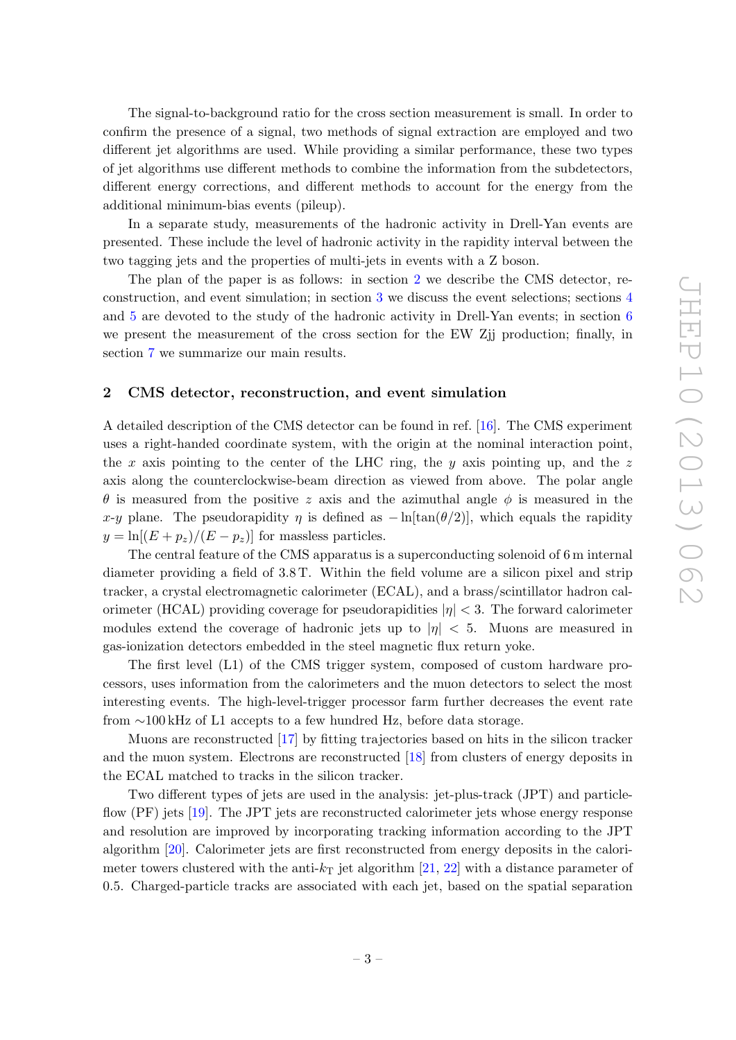The signal-to-background ratio for the cross section measurement is small. In order to confirm the presence of a signal, two methods of signal extraction are employed and two different jet algorithms are used. While providing a similar performance, these two types of jet algorithms use different methods to combine the information from the subdetectors, different energy corrections, and different methods to account for the energy from the additional minimum-bias events (pileup).

In a separate study, measurements of the hadronic activity in Drell-Yan events are presented. These include the level of hadronic activity in the rapidity interval between the two tagging jets and the properties of multi-jets in events with a Z boson.

The plan of the paper is as follows: in section 2 we describe the CMS detector, reconstruction, and event simulation; in section 3 we discuss the event selections; sections 4 and 5 are devoted to the study of the hadronic activity in Drell-Yan events; in section 6 we present the measurement of the cross section for the EW Zjj production; finally, in section 7 we summarize our main results.

## 2 CMS detector, reconstruction, and event simulation

A detailed description of the CMS detector can be found in ref. [16]. The CMS experiment uses a right-handed coordinate system, with the origin at the nominal interaction point, the $x$ axis pointing to the center of the LHC ring, the $y$ axis pointing up, and the $z$ axis along the counterclockwise-beam direction as viewed from above. The polar angle $\theta$ is measured from the positive $z$ axis and the azimuthal angle $\phi$ is measured in the $x$-$y$ plane. The pseudorapidity $\eta$ is defined as $-\ln[\tan(\theta/2)]$, which equals the rapidity $y = \ln[(E + p_z)/(E - p_z)]$ for massless particles.

The central feature of the CMS apparatus is a superconducting solenoid of 6 m internal diameter providing a field of 3.8 T. Within the field volume are a silicon pixel and strip tracker, a crystal electromagnetic calorimeter (ECAL), and a brass/scintillator hadron calorimeter (HCAL) providing coverage for pseudorapidities $|\eta| < 3$. The forward calorimeter modules extend the coverage of hadronic jets up to $|\eta| < 5$. Muons are measured in gas-ionization detectors embedded in the steel magnetic flux return yoke.

The first level (L1) of the CMS trigger system, composed of custom hardware processors, uses information from the calorimeters and the muon detectors to select the most interesting events. The high-level-trigger processor farm further decreases the event rate from ∼100 kHz of L1 accepts to a few hundred Hz, before data storage.

Muons are reconstructed [17] by fitting trajectories based on hits in the silicon tracker and the muon system. Electrons are reconstructed [18] from clusters of energy deposits in the ECAL matched to tracks in the silicon tracker.

Two different types of jets are used in the analysis: jet-plus-track (JPT) and particle-flow (PF) jets [19]. The JPT jets are reconstructed calorimeter jets whose energy response and resolution are improved by incorporating tracking information according to the JPT algorithm [20]. Calorimeter jets are first reconstructed from energy deposits in the calorimeter towers clustered with the anti-$k_{\mathrm{T}}$ jet algorithm [21, 22] with a distance parameter of 0.5. Charged-particle tracks are associated with each jet, based on the spatial separation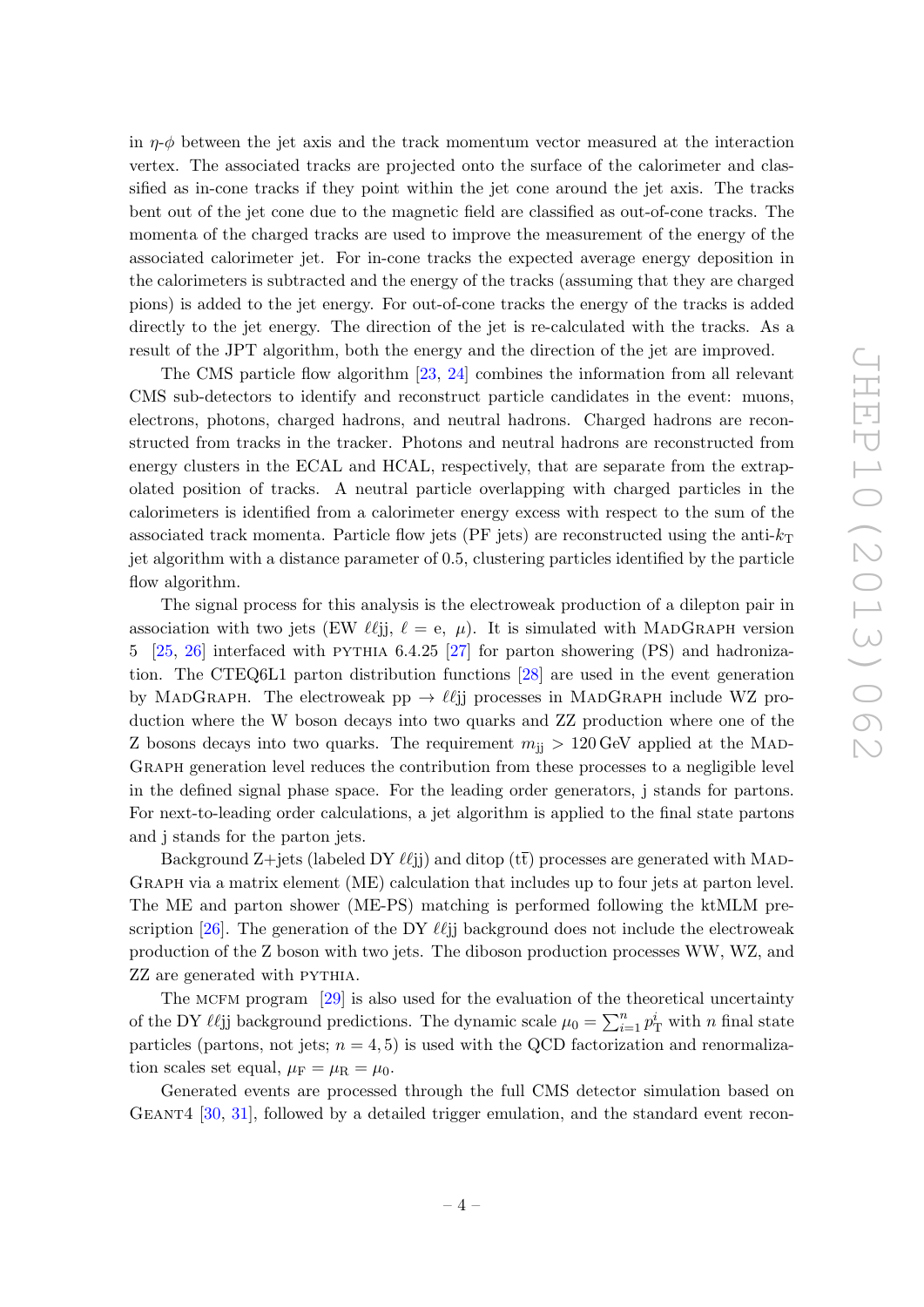in $\eta$-$\phi$ between the jet axis and the track momentum vector measured at the interaction vertex. The associated tracks are projected onto the surface of the calorimeter and classified as in-cone tracks if they point within the jet cone around the jet axis. The tracks bent out of the jet cone due to the magnetic field are classified as out-of-cone tracks. The momenta of the charged tracks are used to improve the measurement of the energy of the associated calorimeter jet. For in-cone tracks the expected average energy deposition in the calorimeters is subtracted and the energy of the tracks (assuming that they are charged pions) is added to the jet energy. For out-of-cone tracks the energy of the tracks is added directly to the jet energy. The direction of the jet is re-calculated with the tracks. As a result of the JPT algorithm, both the energy and the direction of the jet are improved.

The CMS particle flow algorithm [23, 24] combines the information from all relevant CMS sub-detectors to identify and reconstruct particle candidates in the event: muons, electrons, photons, charged hadrons, and neutral hadrons. Charged hadrons are reconstructed from tracks in the tracker. Photons and neutral hadrons are reconstructed from energy clusters in the ECAL and HCAL, respectively, that are separate from the extrapolated position of tracks. A neutral particle overlapping with charged particles in the calorimeters is identified from a calorimeter energy excess with respect to the sum of the associated track momenta. Particle flow jets (PF jets) are reconstructed using the anti-$k_{\mathrm{T}}$ jet algorithm with a distance parameter of 0.5, clustering particles identified by the particle flow algorithm.

The signal process for this analysis is the electroweak production of a dilepton pair in association with two jets (EW $\ell\ell$jj, $\ell = \mathrm{e},\ \mu$). It is simulated with MadGraph version 5 [25, 26] interfaced with pythia 6.4.25 [27] for parton showering (PS) and hadronization. The CTEQ6L1 parton distribution functions [28] are used in the event generation by MadGraph. The electroweak $\mathrm{pp} \to \ell\ell\mathrm{jj}$ processes in MadGraph include WZ production where the W boson decays into two quarks and ZZ production where one of the Z bosons decays into two quarks. The requirement $m_{\mathrm{jj}} > 120\,\mathrm{GeV}$ applied at the MadGraph generation level reduces the contribution from these processes to a negligible level in the defined signal phase space. For the leading order generators, j stands for partons. For next-to-leading order calculations, a jet algorithm is applied to the final state partons and j stands for the parton jets.

Background Z+jets (labeled DY $\ell\ell$jj) and ditop ($\mathrm{t\bar{t}}$) processes are generated with MadGraph via a matrix element (ME) calculation that includes up to four jets at parton level. The ME and parton shower (ME-PS) matching is performed following the ktMLM prescription [26]. The generation of the DY $\ell\ell$jj background does not include the electroweak production of the Z boson with two jets. The diboson production processes WW, WZ, and ZZ are generated with pythia.

The mcfm program [29] is also used for the evaluation of the theoretical uncertainty of the DY $\ell\ell$jj background predictions. The dynamic scale $\mu_0 = \sum_{i=1}^{n} p_{\mathrm{T}}^{i}$ with $n$ final state particles (partons, not jets; $n = 4, 5$) is used with the QCD factorization and renormalization scales set equal, $\mu_{\mathrm{F}} = \mu_{\mathrm{R}} = \mu_0$.

Generated events are processed through the full CMS detector simulation based on Geant4 [30, 31], followed by a detailed trigger emulation, and the standard event recon-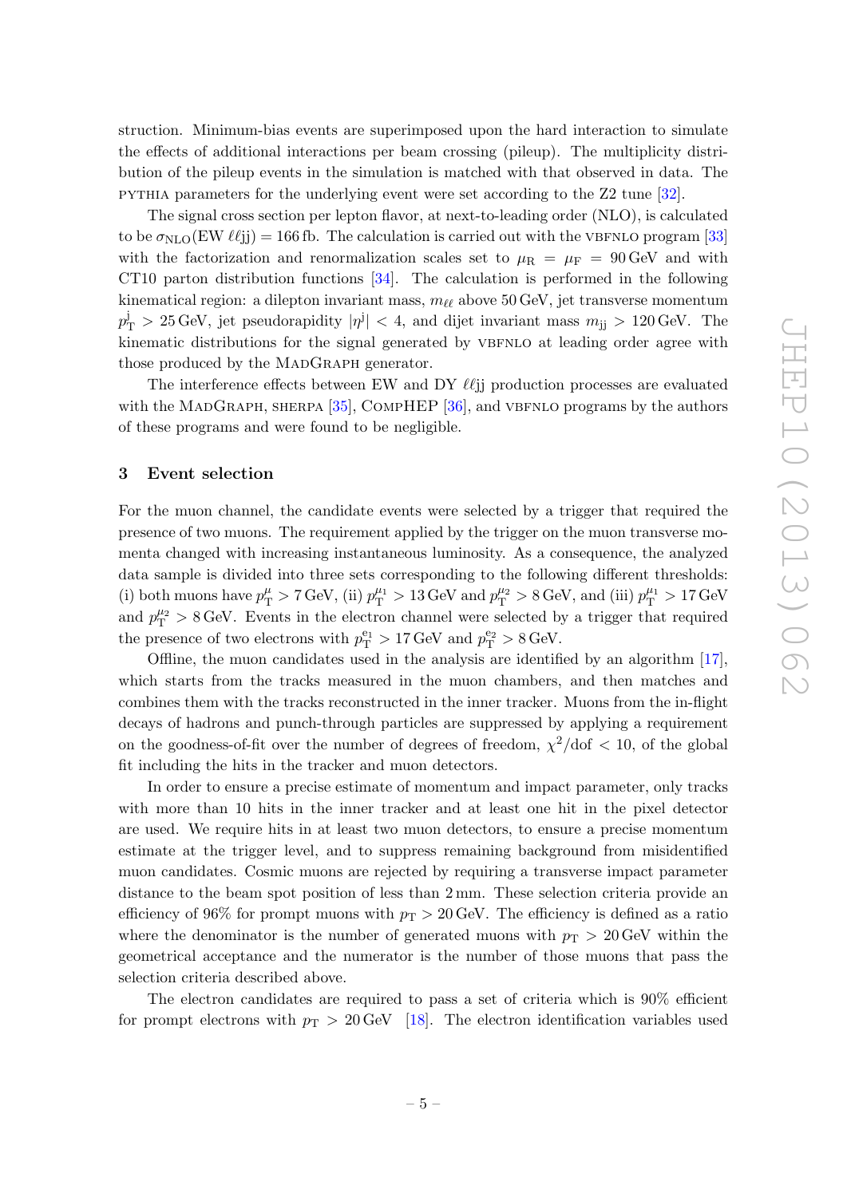struction. Minimum-bias events are superimposed upon the hard interaction to simulate the effects of additional interactions per beam crossing (pileup). The multiplicity distribution of the pileup events in the simulation is matched with that observed in data. The PYTHIA parameters for the underlying event were set according to the Z2 tune [32].

The signal cross section per lepton flavor, at next-to-leading order (NLO), is calculated to be $\sigma_{\mathrm{NLO}}(\mathrm{EW}\ \ell\ell\mathrm{jj}) = 166\,\mathrm{fb}$. The calculation is carried out with the VBFNLO program [33] with the factorization and renormalization scales set to $\mu_{\mathrm{R}} = \mu_{\mathrm{F}} = 90\,\mathrm{GeV}$ and with CT10 parton distribution functions [34]. The calculation is performed in the following kinematical region: a dilepton invariant mass, $m_{\ell\ell}$ above 50 GeV, jet transverse momentum $p_{\mathrm{T}}^{\mathrm{j}} > 25\,\mathrm{GeV}$, jet pseudorapidity $|\eta^{\mathrm{j}}| < 4$, and dijet invariant mass $m_{\mathrm{jj}} > 120\,\mathrm{GeV}$. The kinematic distributions for the signal generated by VBFNLO at leading order agree with those produced by the MADGRAPH generator.

The interference effects between EW and DY $\ell\ell$jj production processes are evaluated with the MADGRAPH, SHERPA [35], COMPHEP [36], and VBFNLO programs by the authors of these programs and were found to be negligible.

## 3 Event selection

For the muon channel, the candidate events were selected by a trigger that required the presence of two muons. The requirement applied by the trigger on the muon transverse momenta changed with increasing instantaneous luminosity. As a consequence, the analyzed data sample is divided into three sets corresponding to the following different thresholds: (i) both muons have $p_{\mathrm{T}}^{\mu} > 7\,\mathrm{GeV}$, (ii) $p_{\mathrm{T}}^{\mu_1} > 13\,\mathrm{GeV}$ and $p_{\mathrm{T}}^{\mu_2} > 8\,\mathrm{GeV}$, and (iii) $p_{\mathrm{T}}^{\mu_1} > 17\,\mathrm{GeV}$ and $p_{\mathrm{T}}^{\mu_2} > 8\,\mathrm{GeV}$. Events in the electron channel were selected by a trigger that required the presence of two electrons with $p_{\mathrm{T}}^{\mathrm{e}_1} > 17\,\mathrm{GeV}$ and $p_{\mathrm{T}}^{\mathrm{e}_2} > 8\,\mathrm{GeV}$.

Offline, the muon candidates used in the analysis are identified by an algorithm [17], which starts from the tracks measured in the muon chambers, and then matches and combines them with the tracks reconstructed in the inner tracker. Muons from the in-flight decays of hadrons and punch-through particles are suppressed by applying a requirement on the goodness-of-fit over the number of degrees of freedom, $\chi^2/\mathrm{dof} < 10$, of the global fit including the hits in the tracker and muon detectors.

In order to ensure a precise estimate of momentum and impact parameter, only tracks with more than 10 hits in the inner tracker and at least one hit in the pixel detector are used. We require hits in at least two muon detectors, to ensure a precise momentum estimate at the trigger level, and to suppress remaining background from misidentified muon candidates. Cosmic muons are rejected by requiring a transverse impact parameter distance to the beam spot position of less than 2 mm. These selection criteria provide an efficiency of 96% for prompt muons with $p_{\mathrm{T}} > 20\,\mathrm{GeV}$. The efficiency is defined as a ratio where the denominator is the number of generated muons with $p_{\mathrm{T}} > 20\,\mathrm{GeV}$ within the geometrical acceptance and the numerator is the number of those muons that pass the selection criteria described above.

The electron candidates are required to pass a set of criteria which is 90% efficient for prompt electrons with $p_{\mathrm{T}} > 20\,\mathrm{GeV}$ [18]. The electron identification variables used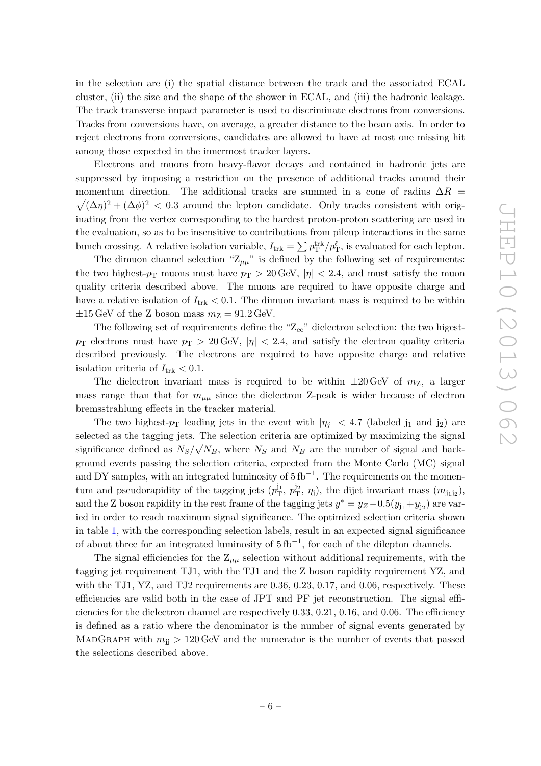in the selection are (i) the spatial distance between the track and the associated ECAL cluster, (ii) the size and the shape of the shower in ECAL, and (iii) the hadronic leakage. The track transverse impact parameter is used to discriminate electrons from conversions. Tracks from conversions have, on average, a greater distance to the beam axis. In order to reject electrons from conversions, candidates are allowed to have at most one missing hit among those expected in the innermost tracker layers.

Electrons and muons from heavy-flavor decays and contained in hadronic jets are suppressed by imposing a restriction on the presence of additional tracks around their momentum direction. The additional tracks are summed in a cone of radius $\Delta R = \sqrt{(\Delta\eta)^2 + (\Delta\phi)^2} < 0.3$ around the lepton candidate. Only tracks consistent with originating from the vertex corresponding to the hardest proton-proton scattering are used in the evaluation, so as to be insensitive to contributions from pileup interactions in the same bunch crossing. A relative isolation variable, $I_{\text{trk}} = \sum p_{\text{T}}^{\text{trk}}/p_{\text{T}}^{\ell}$, is evaluated for each lepton.

The dimuon channel selection "$\text{Z}_{\mu\mu}$" is defined by the following set of requirements: the two highest-$p_{\text{T}}$ muons must have $p_{\text{T}} > 20\,\text{GeV}$, $|\eta| < 2.4$, and must satisfy the muon quality criteria described above. The muons are required to have opposite charge and have a relative isolation of $I_{\text{trk}} < 0.1$. The dimuon invariant mass is required to be within $\pm 15\,\text{GeV}$ of the Z boson mass $m_{\text{Z}} = 91.2\,\text{GeV}$.

The following set of requirements define the "$\text{Z}_{\text{ee}}$" dielectron selection: the two higest-$p_{\text{T}}$ electrons must have $p_{\text{T}} > 20\,\text{GeV}$, $|\eta| < 2.4$, and satisfy the electron quality criteria described previously. The electrons are required to have opposite charge and relative isolation criteria of $I_{\text{trk}} < 0.1$.

The dielectron invariant mass is required to be within $\pm 20\,\text{GeV}$ of $m_{\text{Z}}$, a larger mass range than that for $m_{\mu\mu}$ since the dielectron Z-peak is wider because of electron bremsstrahlung effects in the tracker material.

The two highest-$p_{\text{T}}$ leading jets in the event with $|\eta_j| < 4.7$ (labeled $\text{j}_1$ and $\text{j}_2$) are selected as the tagging jets. The selection criteria are optimized by maximizing the signal significance defined as $N_S/\sqrt{N_B}$, where $N_S$ and $N_B$ are the number of signal and background events passing the selection criteria, expected from the Monte Carlo (MC) signal and DY samples, with an integrated luminosity of $5\,\text{fb}^{-1}$. The requirements on the momentum and pseudorapidity of the tagging jets ($p_{\text{T}}^{\text{j}_1}$, $p_{\text{T}}^{\text{j}_2}$, $\eta_{\text{j}}$), the dijet invariant mass ($m_{\text{j}_1\text{j}_2}$), and the Z boson rapidity in the rest frame of the tagging jets $y^* = y_Z - 0.5(y_{\text{j}_1} + y_{\text{j}_2})$ are varied in order to reach maximum signal significance. The optimized selection criteria shown in table 1, with the corresponding selection labels, result in an expected signal significance of about three for an integrated luminosity of $5\,\text{fb}^{-1}$, for each of the dilepton channels.

The signal efficiencies for the $\text{Z}_{\mu\mu}$ selection without additional requirements, with the tagging jet requirement TJ1, with the TJ1 and the Z boson rapidity requirement YZ, and with the TJ1, YZ, and TJ2 requirements are 0.36, 0.23, 0.17, and 0.06, respectively. These efficiencies are valid both in the case of JPT and PF jet reconstruction. The signal efficiencies for the dielectron channel are respectively 0.33, 0.21, 0.16, and 0.06. The efficiency is defined as a ratio where the denominator is the number of signal events generated by MadGraph with $m_{\text{jj}} > 120\,\text{GeV}$ and the numerator is the number of events that passed the selections described above.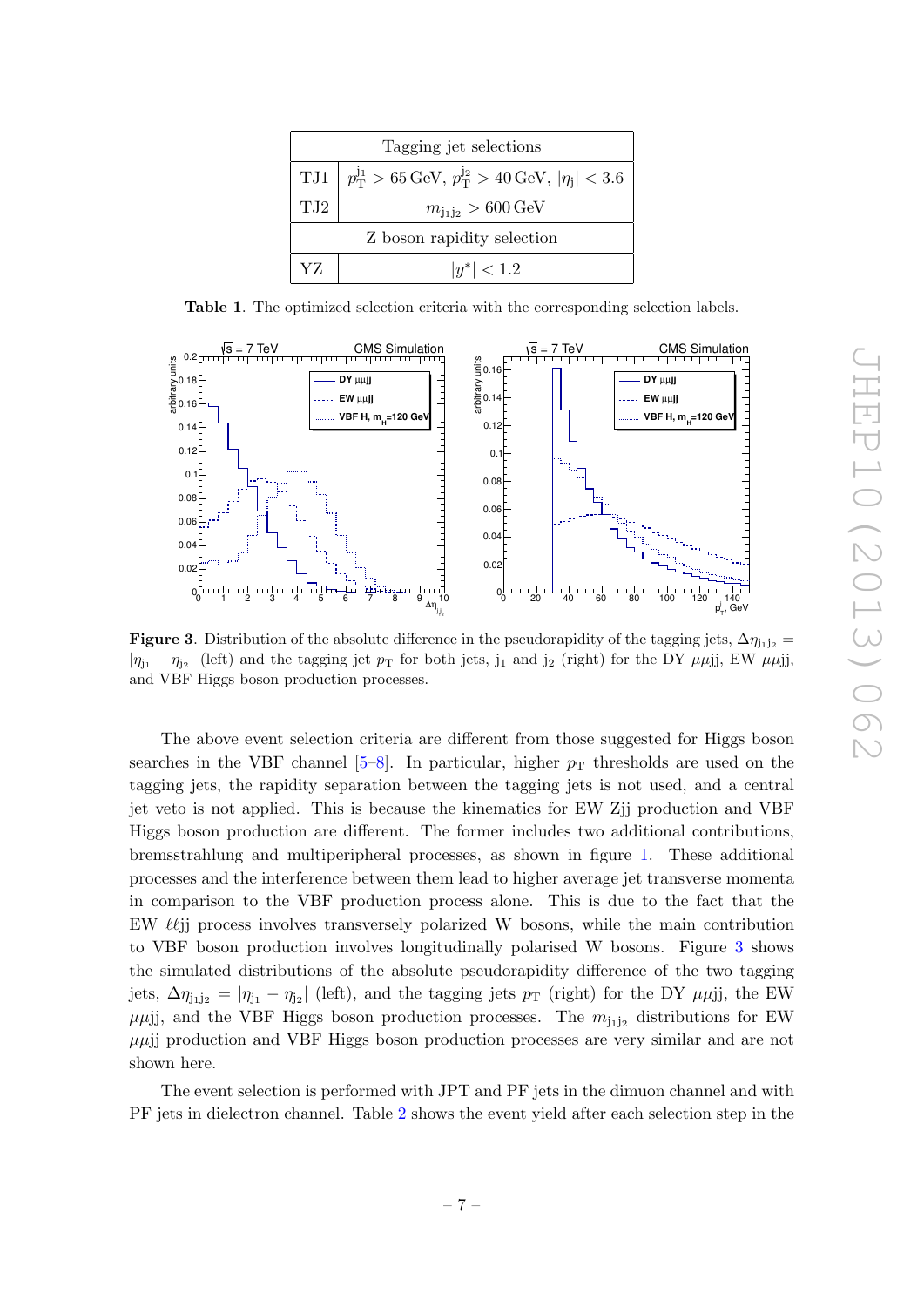| Tagging jet selections | |
|---|---|
| TJ1 | $p_T^{j_1} > 65\,\text{GeV}$, $p_T^{j_2} > 40\,\text{GeV}$, $\lvert\eta_j\rvert < 3.6$ |
| TJ2 | $m_{j_1 j_2} > 600\,\text{GeV}$ |
| Z boson rapidity selection | |
| YZ | $\lvert y^* \rvert < 1.2$ |

**Table 1**. The optimized selection criteria with the corresponding selection labels.

**Figure 3**. Distribution of the absolute difference in the pseudorapidity of the tagging jets, $\Delta\eta_{j_1 j_2} = |\eta_{j_1} - \eta_{j_2}|$ (left) and the tagging jet $p_T$ for both jets, $j_1$ and $j_2$ (right) for the DY $\mu\mu$jj, EW $\mu\mu$jj, and VBF Higgs boson production processes.

The above event selection criteria are different from those suggested for Higgs boson searches in the VBF channel [5–8]. In particular, higher $p_T$ thresholds are used on the tagging jets, the rapidity separation between the tagging jets is not used, and a central jet veto is not applied. This is because the kinematics for EW Zjj production and VBF Higgs boson production are different. The former includes two additional contributions, bremsstrahlung and multiperipheral processes, as shown in figure 1. These additional processes and the interference between them lead to higher average jet transverse momenta in comparison to the VBF production process alone. This is due to the fact that the EW $\ell\ell$jj process involves transversely polarized W bosons, while the main contribution to VBF boson production involves longitudinally polarised W bosons. Figure 3 shows the simulated distributions of the absolute pseudorapidity difference of the two tagging jets, $\Delta\eta_{j_1 j_2} = |\eta_{j_1} - \eta_{j_2}|$ (left), and the tagging jets $p_T$ (right) for the DY $\mu\mu$jj, the EW $\mu\mu$jj, and the VBF Higgs boson production processes. The $m_{j_1 j_2}$ distributions for EW $\mu\mu$jj production and VBF Higgs boson production processes are very similar and are not shown here.

The event selection is performed with JPT and PF jets in the dimuon channel and with PF jets in dielectron channel. Table 2 shows the event yield after each selection step in the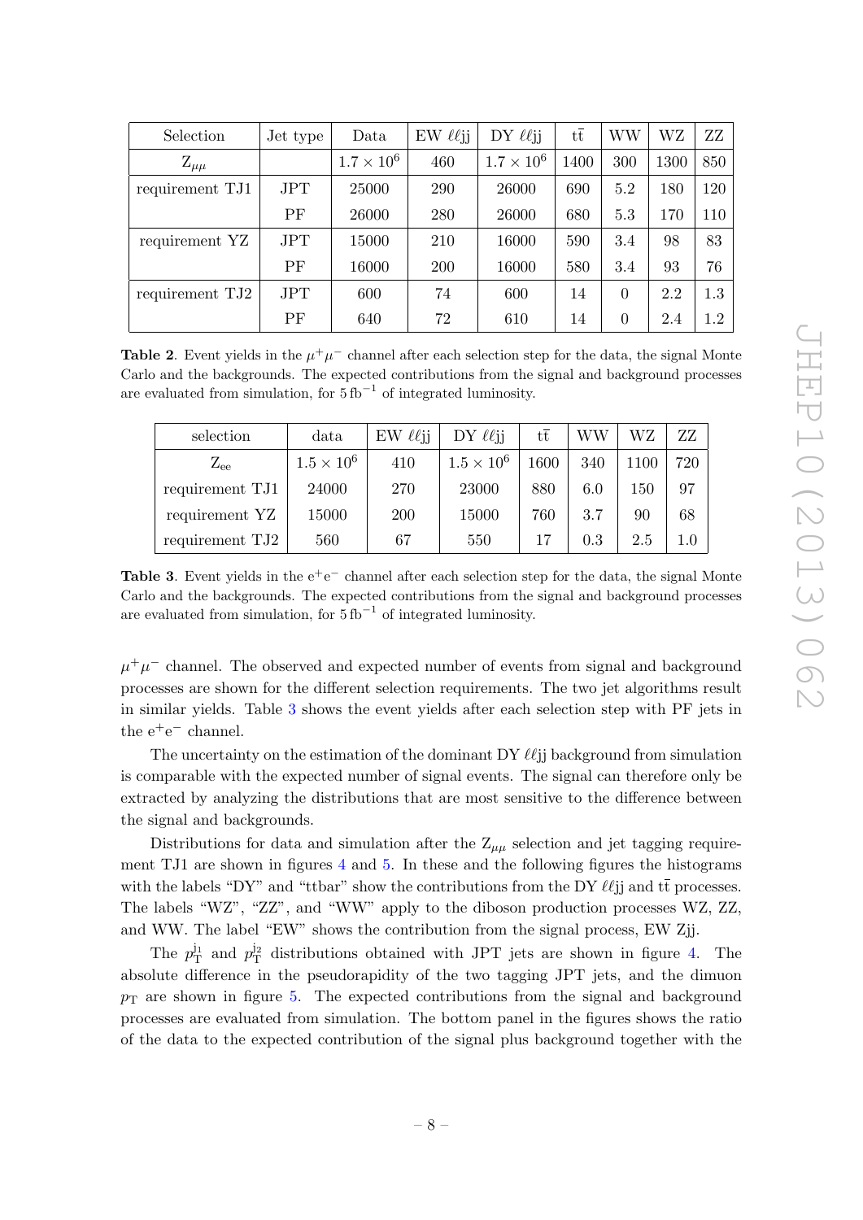| Selection | Jet type | Data | EW $\ell\ell$jj | DY $\ell\ell$jj | $\mathrm{t\bar{t}}$ | WW | WZ | ZZ |
|---|---|---|---|---|---|---|---|---|
| $\mathrm{Z}_{\mu\mu}$ | | $1.7 \times 10^6$ | 460 | $1.7 \times 10^6$ | 1400 | 300 | 1300 | 850 |
| requirement TJ1 | JPT | 25000 | 290 | 26000 | 690 | 5.2 | 180 | 120 |
| | PF | 26000 | 280 | 26000 | 680 | 5.3 | 170 | 110 |
| requirement YZ | JPT | 15000 | 210 | 16000 | 590 | 3.4 | 98 | 83 |
| | PF | 16000 | 200 | 16000 | 580 | 3.4 | 93 | 76 |
| requirement TJ2 | JPT | 600 | 74 | 600 | 14 | 0 | 2.2 | 1.3 |
| | PF | 640 | 72 | 610 | 14 | 0 | 2.4 | 1.2 |

**Table 2**. Event yields in the $\mu^+\mu^-$ channel after each selection step for the data, the signal Monte Carlo and the backgrounds. The expected contributions from the signal and background processes are evaluated from simulation, for $5\,\mathrm{fb}^{-1}$ of integrated luminosity.

| selection | data | EW $\ell\ell$jj | DY $\ell\ell$jj | $\mathrm{t\bar{t}}$ | WW | WZ | ZZ |
|---|---|---|---|---|---|---|---|
| $\mathrm{Z}_{\mathrm{ee}}$ | $1.5 \times 10^6$ | 410 | $1.5 \times 10^6$ | 1600 | 340 | 1100 | 720 |
| requirement TJ1 | 24000 | 270 | 23000 | 880 | 6.0 | 150 | 97 |
| requirement YZ | 15000 | 200 | 15000 | 760 | 3.7 | 90 | 68 |
| requirement TJ2 | 560 | 67 | 550 | 17 | 0.3 | 2.5 | 1.0 |

**Table 3**. Event yields in the $\mathrm{e^+e^-}$ channel after each selection step for the data, the signal Monte Carlo and the backgrounds. The expected contributions from the signal and background processes are evaluated from simulation, for $5\,\mathrm{fb}^{-1}$ of integrated luminosity.

$\mu^+\mu^-$ channel. The observed and expected number of events from signal and background processes are shown for the different selection requirements. The two jet algorithms result in similar yields. Table 3 shows the event yields after each selection step with PF jets in the $\mathrm{e^+e^-}$ channel.

The uncertainty on the estimation of the dominant DY $\ell\ell$jj background from simulation is comparable with the expected number of signal events. The signal can therefore only be extracted by analyzing the distributions that are most sensitive to the difference between the signal and backgrounds.

Distributions for data and simulation after the $\mathrm{Z}_{\mu\mu}$ selection and jet tagging requirement TJ1 are shown in figures 4 and 5. In these and the following figures the histograms with the labels "DY" and "ttbar" show the contributions from the DY $\ell\ell$jj and $\mathrm{t\bar{t}}$ processes. The labels "WZ", "ZZ", and "WW" apply to the diboson production processes WZ, ZZ, and WW. The label "EW" shows the contribution from the signal process, EW Zjj.

The $p_{\mathrm{T}}^{\mathrm{j_1}}$ and $p_{\mathrm{T}}^{\mathrm{j_2}}$ distributions obtained with JPT jets are shown in figure 4. The absolute difference in the pseudorapidity of the two tagging JPT jets, and the dimuon $p_{\mathrm{T}}$ are shown in figure 5. The expected contributions from the signal and background processes are evaluated from simulation. The bottom panel in the figures shows the ratio of the data to the expected contribution of the signal plus background together with the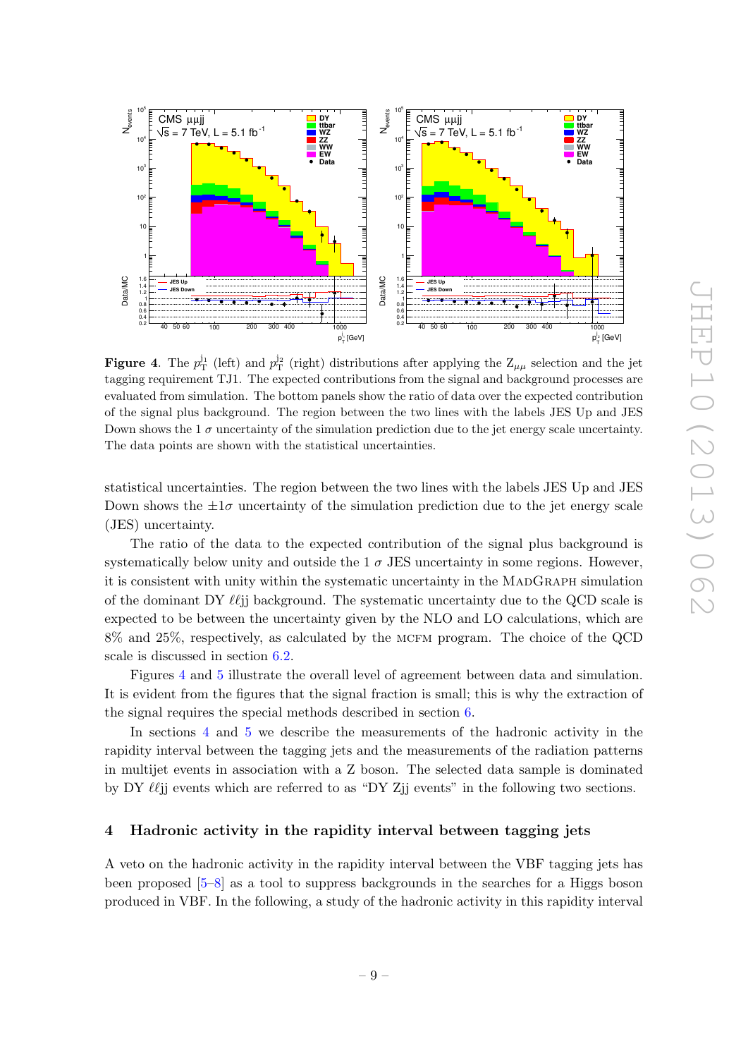**Figure 4**. The $p_T^{j_1}$ (left) and $p_T^{j_2}$ (right) distributions after applying the $Z_{\mu\mu}$ selection and the jet tagging requirement TJ1. The expected contributions from the signal and background processes are evaluated from simulation. The bottom panels show the ratio of data over the expected contribution of the signal plus background. The region between the two lines with the labels JES Up and JES Down shows the 1 $\sigma$ uncertainty of the simulation prediction due to the jet energy scale uncertainty. The data points are shown with the statistical uncertainties.

statistical uncertainties. The region between the two lines with the labels JES Up and JES Down shows the $\pm 1\sigma$ uncertainty of the simulation prediction due to the jet energy scale (JES) uncertainty.

The ratio of the data to the expected contribution of the signal plus background is systematically below unity and outside the 1 $\sigma$ JES uncertainty in some regions. However, it is consistent with unity within the systematic uncertainty in the MadGraph simulation of the dominant DY $\ell\ell$jj background. The systematic uncertainty due to the QCD scale is expected to be between the uncertainty given by the NLO and LO calculations, which are 8% and 25%, respectively, as calculated by the MCFM program. The choice of the QCD scale is discussed in section 6.2.

Figures 4 and 5 illustrate the overall level of agreement between data and simulation. It is evident from the figures that the signal fraction is small; this is why the extraction of the signal requires the special methods described in section 6.

In sections 4 and 5 we describe the measurements of the hadronic activity in the rapidity interval between the tagging jets and the measurements of the radiation patterns in multijet events in association with a Z boson. The selected data sample is dominated by DY $\ell\ell$jj events which are referred to as "DY Zjj events" in the following two sections.

## 4 Hadronic activity in the rapidity interval between tagging jets

A veto on the hadronic activity in the rapidity interval between the VBF tagging jets has been proposed [5–8] as a tool to suppress backgrounds in the searches for a Higgs boson produced in VBF. In the following, a study of the hadronic activity in this rapidity interval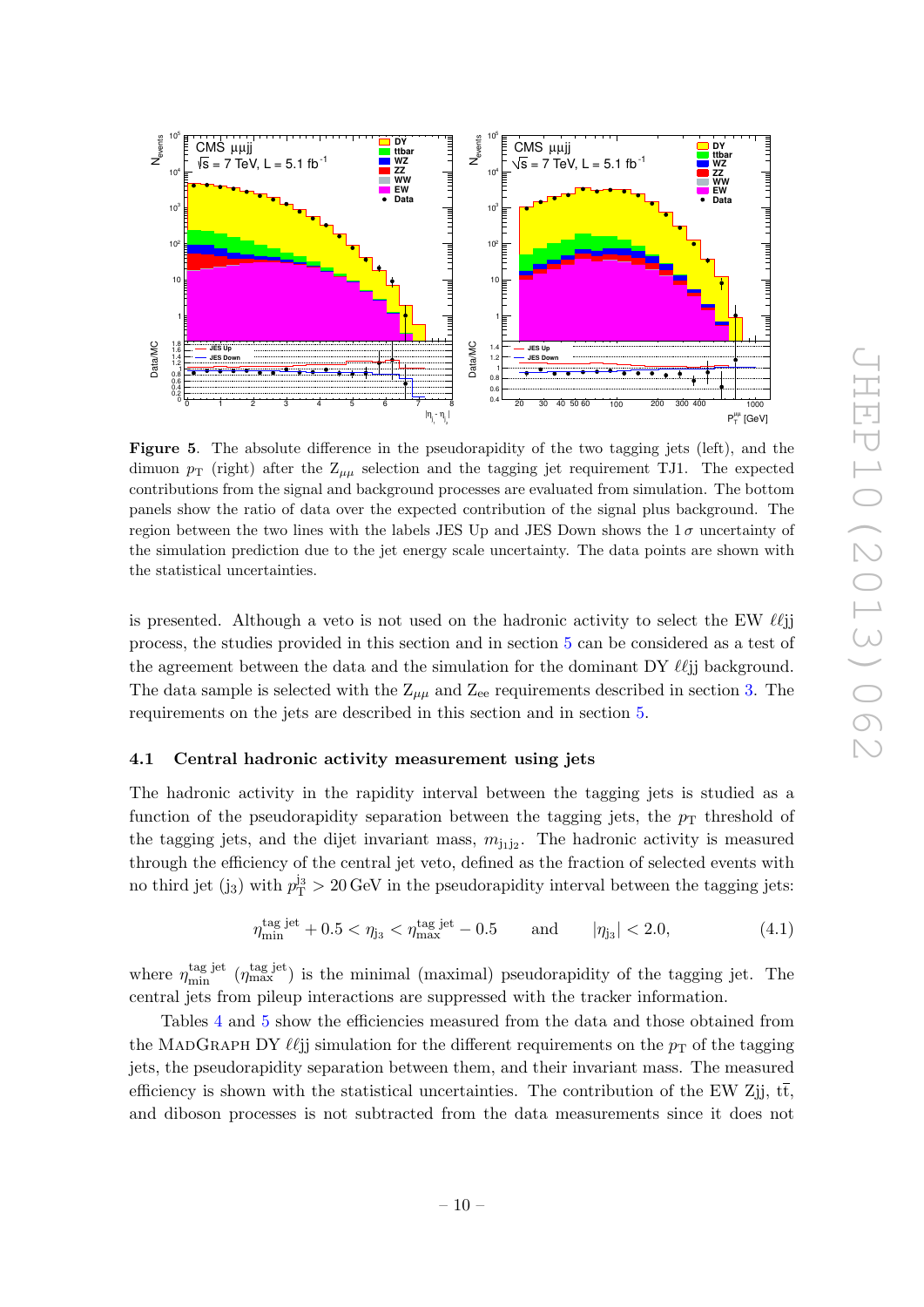**Figure 5**. The absolute difference in the pseudorapidity of the two tagging jets (left), and the dimuon $p_T$ (right) after the $Z_{\mu\mu}$ selection and the tagging jet requirement TJ1. The expected contributions from the signal and background processes are evaluated from simulation. The bottom panels show the ratio of data over the expected contribution of the signal plus background. The region between the two lines with the labels JES Up and JES Down shows the $1\,\sigma$ uncertainty of the simulation prediction due to the jet energy scale uncertainty. The data points are shown with the statistical uncertainties.

is presented. Although a veto is not used on the hadronic activity to select the EW $\ell\ell$jj process, the studies provided in this section and in section 5 can be considered as a test of the agreement between the data and the simulation for the dominant DY $\ell\ell$jj background. The data sample is selected with the $Z_{\mu\mu}$ and $Z_{ee}$ requirements described in section 3. The requirements on the jets are described in this section and in section 5.

### 4.1 Central hadronic activity measurement using jets

The hadronic activity in the rapidity interval between the tagging jets is studied as a function of the pseudorapidity separation between the tagging jets, the $p_T$ threshold of the tagging jets, and the dijet invariant mass, $m_{j_1 j_2}$. The hadronic activity is measured through the efficiency of the central jet veto, defined as the fraction of selected events with no third jet ($j_3$) with $p_T^{j_3} > 20\,\text{GeV}$ in the pseudorapidity interval between the tagging jets:

$$\eta_{\min}^{\text{tag jet}} + 0.5 < \eta_{j_3} < \eta_{\max}^{\text{tag jet}} - 0.5 \qquad \text{and} \qquad |\eta_{j_3}| < 2.0, \tag{4.1}$$

where $\eta_{\min}^{\text{tag jet}}$ ($\eta_{\max}^{\text{tag jet}}$) is the minimal (maximal) pseudorapidity of the tagging jet. The central jets from pileup interactions are suppressed with the tracker information.

Tables 4 and 5 show the efficiencies measured from the data and those obtained from the MadGraph DY $\ell\ell$jj simulation for the different requirements on the $p_T$ of the tagging jets, the pseudorapidity separation between them, and their invariant mass. The measured efficiency is shown with the statistical uncertainties. The contribution of the EW Zjj, $t\bar{t}$, and diboson processes is not subtracted from the data measurements since it does not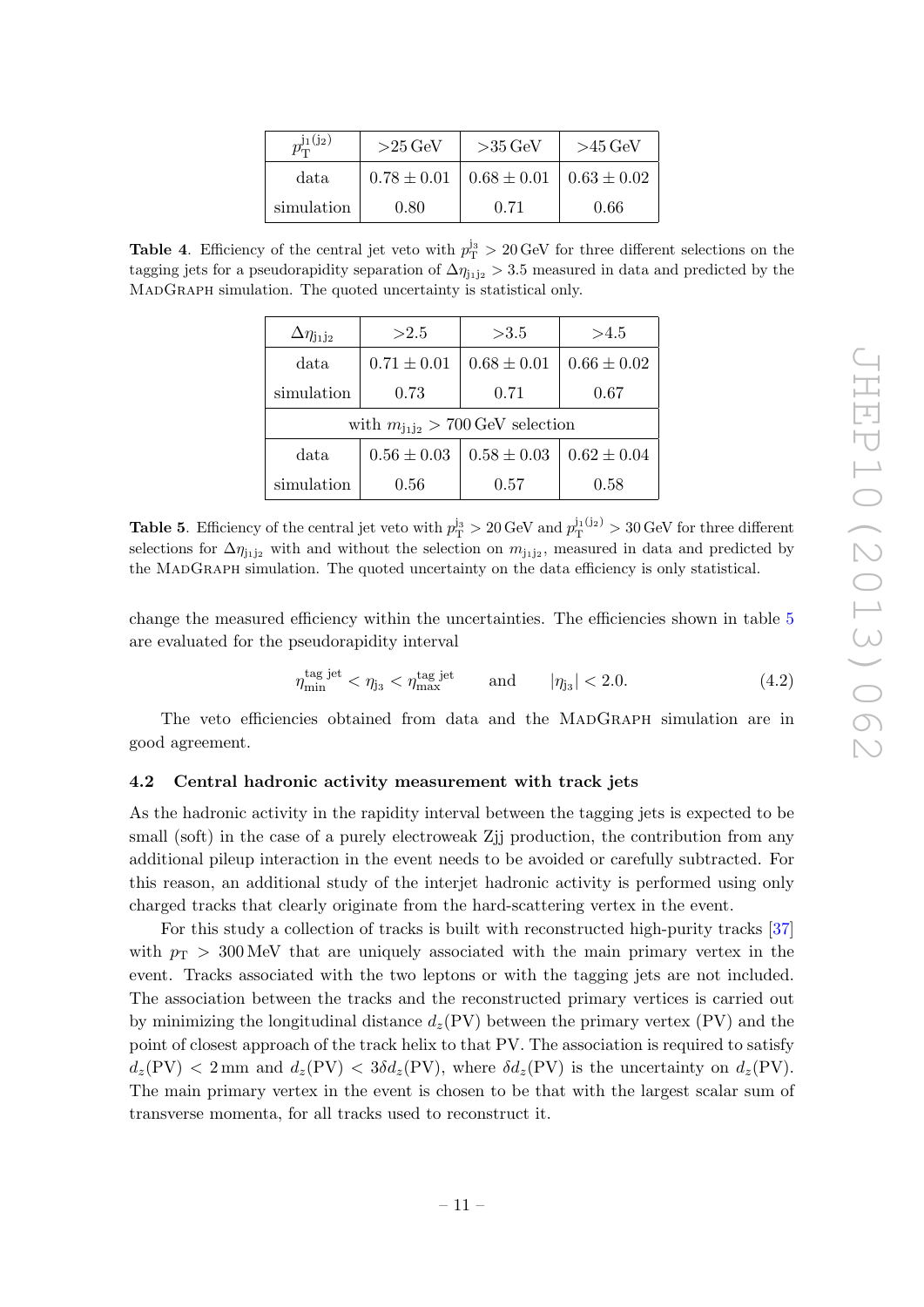| $p_{\mathrm{T}}^{\mathrm{j_1(j_2)}}$ | >25 GeV | >35 GeV | >45 GeV |
|---|---|---|---|
| data | $0.78 \pm 0.01$ | $0.68 \pm 0.01$ | $0.63 \pm 0.02$ |
| simulation | 0.80 | 0.71 | 0.66 |

**Table 4**. Efficiency of the central jet veto with $p_{\mathrm{T}}^{\mathrm{j_3}} > 20\,\mathrm{GeV}$ for three different selections on the tagging jets for a pseudorapidity separation of $\Delta\eta_{\mathrm{j_1j_2}} > 3.5$ measured in data and predicted by the MadGraph simulation. The quoted uncertainty is statistical only.

| $\Delta\eta_{\mathrm{j_1j_2}}$ | >2.5 | >3.5 | >4.5 |
|---|---|---|---|
| data | $0.71 \pm 0.01$ | $0.68 \pm 0.01$ | $0.66 \pm 0.02$ |
| simulation | 0.73 | 0.71 | 0.67 |
| with $m_{\mathrm{j_1j_2}} > 700\,\mathrm{GeV}$ selection | | | |
| data | $0.56 \pm 0.03$ | $0.58 \pm 0.03$ | $0.62 \pm 0.04$ |
| simulation | 0.56 | 0.57 | 0.58 |

**Table 5**. Efficiency of the central jet veto with $p_{\mathrm{T}}^{\mathrm{j_3}} > 20\,\mathrm{GeV}$ and $p_{\mathrm{T}}^{\mathrm{j_1(j_2)}} > 30\,\mathrm{GeV}$ for three different selections for $\Delta\eta_{\mathrm{j_1j_2}}$ with and without the selection on $m_{\mathrm{j_1j_2}}$, measured in data and predicted by the MadGraph simulation. The quoted uncertainty on the data efficiency is only statistical.

change the measured efficiency within the uncertainties. The efficiencies shown in table 5 are evaluated for the pseudorapidity interval

$$\eta_{\mathrm{min}}^{\mathrm{tag\ jet}} < \eta_{\mathrm{j_3}} < \eta_{\mathrm{max}}^{\mathrm{tag\ jet}} \qquad \text{and} \qquad |\eta_{\mathrm{j_3}}| < 2.0. \tag{4.2}$$

The veto efficiencies obtained from data and the MadGraph simulation are in good agreement.

### 4.2 Central hadronic activity measurement with track jets

As the hadronic activity in the rapidity interval between the tagging jets is expected to be small (soft) in the case of a purely electroweak Zjj production, the contribution from any additional pileup interaction in the event needs to be avoided or carefully subtracted. For this reason, an additional study of the interjet hadronic activity is performed using only charged tracks that clearly originate from the hard-scattering vertex in the event.

For this study a collection of tracks is built with reconstructed high-purity tracks [37] with $p_{\mathrm{T}} > 300\,\mathrm{MeV}$ that are uniquely associated with the main primary vertex in the event. Tracks associated with the two leptons or with the tagging jets are not included. The association between the tracks and the reconstructed primary vertices is carried out by minimizing the longitudinal distance $d_z(\mathrm{PV})$ between the primary vertex (PV) and the point of closest approach of the track helix to that PV. The association is required to satisfy $d_z(\mathrm{PV}) < 2\,\mathrm{mm}$ and $d_z(\mathrm{PV}) < 3\delta d_z(\mathrm{PV})$, where $\delta d_z(\mathrm{PV})$ is the uncertainty on $d_z(\mathrm{PV})$. The main primary vertex in the event is chosen to be that with the largest scalar sum of transverse momenta, for all tracks used to reconstruct it.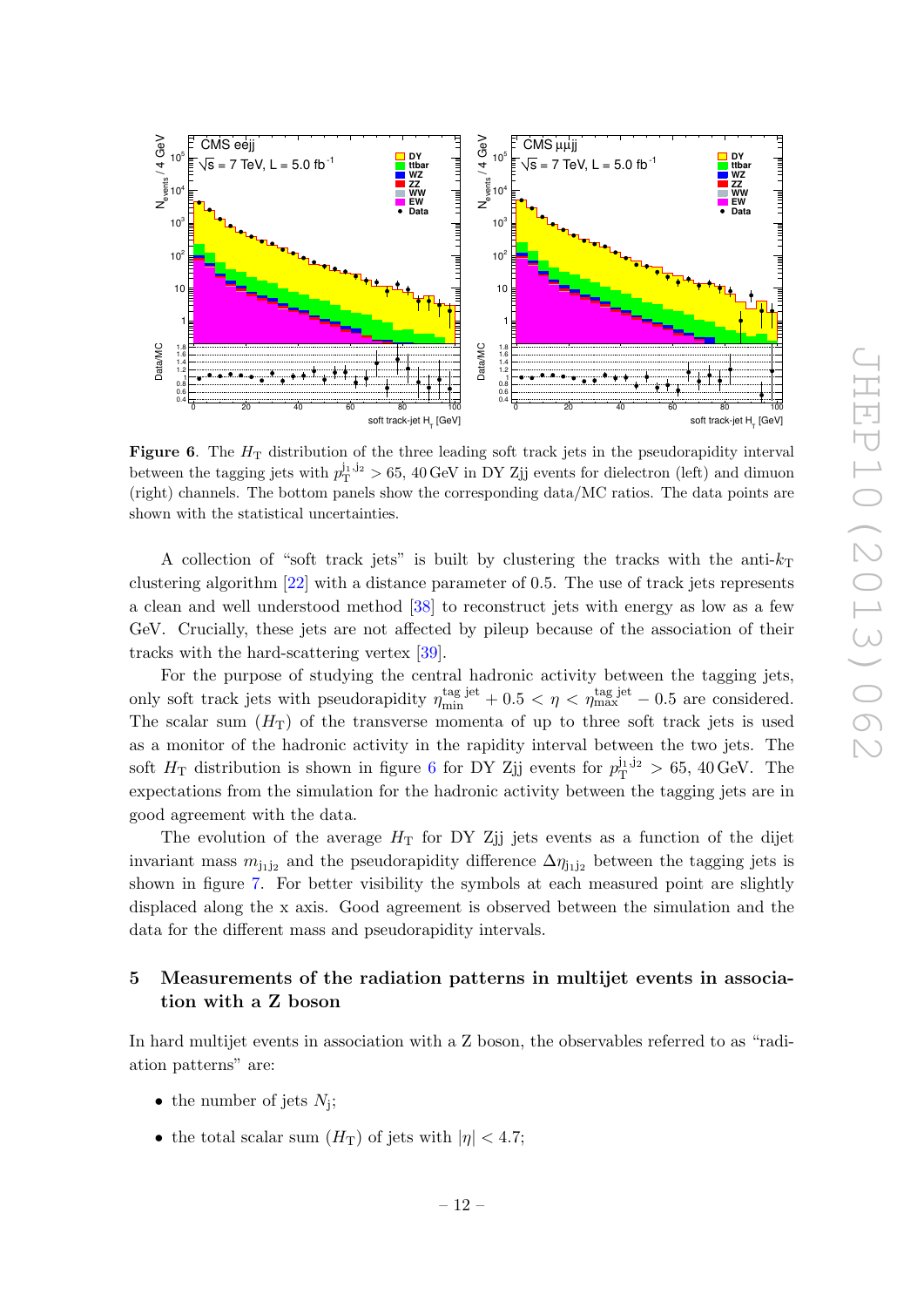**Figure 6**. The $H_T$ distribution of the three leading soft track jets in the pseudorapidity interval between the tagging jets with $p_T^{j_1,j_2} > 65$, 40 GeV in DY Zjj events for dielectron (left) and dimuon (right) channels. The bottom panels show the corresponding data/MC ratios. The data points are shown with the statistical uncertainties.

A collection of "soft track jets" is built by clustering the tracks with the anti-$k_T$ clustering algorithm [22] with a distance parameter of 0.5. The use of track jets represents a clean and well understood method [38] to reconstruct jets with energy as low as a few GeV. Crucially, these jets are not affected by pileup because of the association of their tracks with the hard-scattering vertex [39].

For the purpose of studying the central hadronic activity between the tagging jets, only soft track jets with pseudorapidity $\eta_{\rm min}^{\rm tag\ jet} + 0.5 < \eta < \eta_{\rm max}^{\rm tag\ jet} - 0.5$ are considered. The scalar sum ($H_T$) of the transverse momenta of up to three soft track jets is used as a monitor of the hadronic activity in the rapidity interval between the two jets. The soft $H_T$ distribution is shown in figure 6 for DY Zjj events for $p_T^{j_1 j_2} > 65$, 40 GeV. The expectations from the simulation for the hadronic activity between the tagging jets are in good agreement with the data.

The evolution of the average $H_T$ for DY Zjj jets events as a function of the dijet invariant mass $m_{j_1 j_2}$ and the pseudorapidity difference $\Delta\eta_{j_1 j_2}$ between the tagging jets is shown in figure 7. For better visibility the symbols at each measured point are slightly displaced along the x axis. Good agreement is observed between the simulation and the data for the different mass and pseudorapidity intervals.

## 5 Measurements of the radiation patterns in multijet events in association with a Z boson

In hard multijet events in association with a Z boson, the observables referred to as "radiation patterns" are:

- the number of jets $N_j$;
- the total scalar sum ($H_T$) of jets with $|\eta| < 4.7$;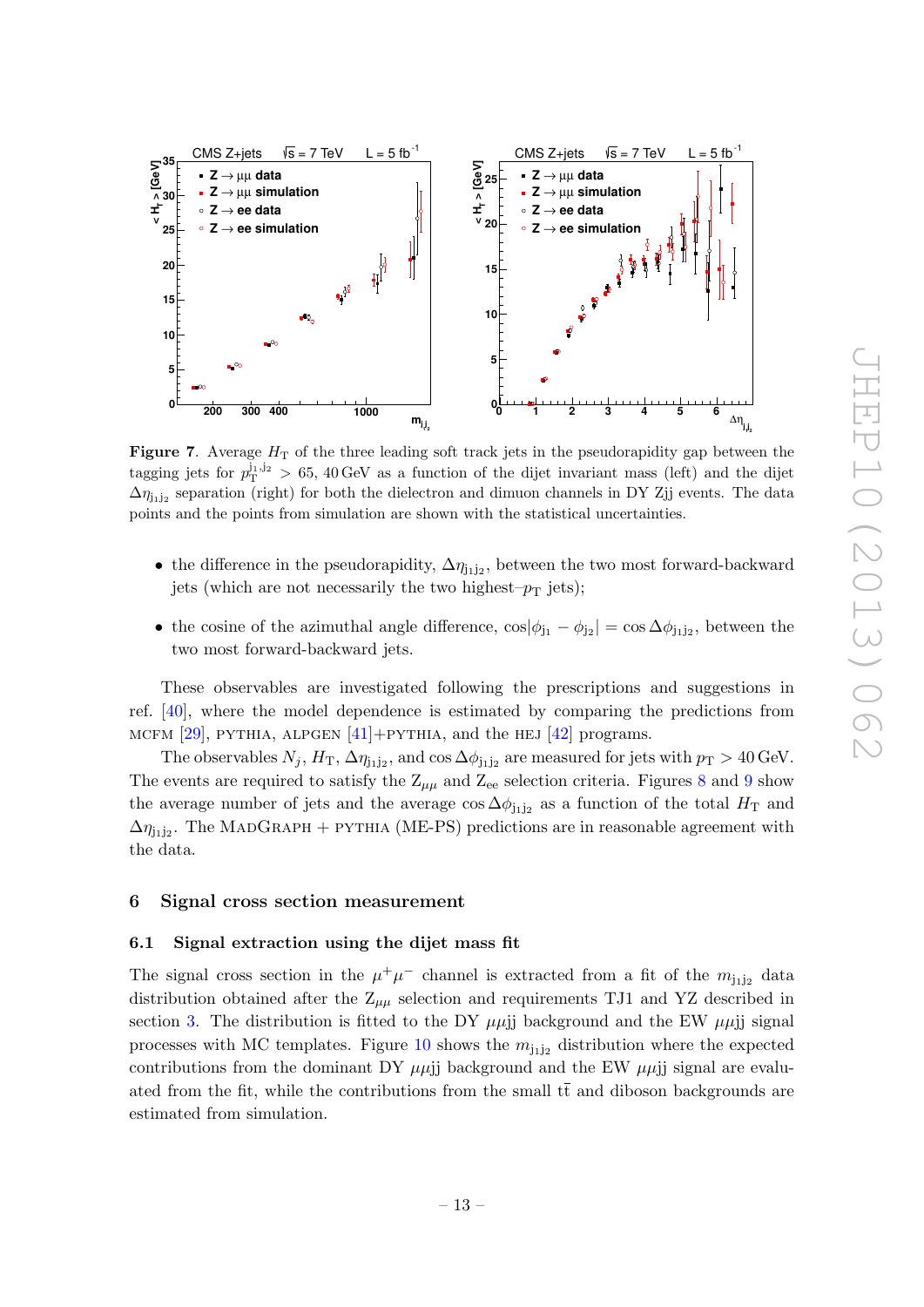**Figure 7**. Average $H_{\mathrm{T}}$ of the three leading soft track jets in the pseudorapidity gap between the tagging jets for $p_{\mathrm{T}}^{\mathrm{j_1,j_2}} > 65, 40\,\mathrm{GeV}$ as a function of the dijet invariant mass (left) and the dijet $\Delta\eta_{\mathrm{j_1j_2}}$ separation (right) for both the dielectron and dimuon channels in DY Zjj events. The data points and the points from simulation are shown with the statistical uncertainties.

- the difference in the pseudorapidity, $\Delta\eta_{\mathrm{j_1j_2}}$, between the two most forward-backward jets (which are not necessarily the two highest–$p_{\mathrm{T}}$ jets);
- the cosine of the azimuthal angle difference, $\cos|\phi_{\mathrm{j_1}} - \phi_{\mathrm{j_2}}| = \cos\Delta\phi_{\mathrm{j_1j_2}}$, between the two most forward-backward jets.

These observables are investigated following the prescriptions and suggestions in ref. [40], where the model dependence is estimated by comparing the predictions from MCFM [29], PYTHIA, ALPGEN [41]+PYTHIA, and the HEJ [42] programs.

The observables $N_j$, $H_{\mathrm{T}}$, $\Delta\eta_{\mathrm{j_1j_2}}$, and $\cos\Delta\phi_{\mathrm{j_1j_2}}$ are measured for jets with $p_{\mathrm{T}} > 40\,\mathrm{GeV}$. The events are required to satisfy the $\mathrm{Z}_{\mu\mu}$ and $\mathrm{Z_{ee}}$ selection criteria. Figures 8 and 9 show the average number of jets and the average $\cos\Delta\phi_{\mathrm{j_1j_2}}$ as a function of the total $H_{\mathrm{T}}$ and $\Delta\eta_{\mathrm{j_1j_2}}$. The MADGRAPH + PYTHIA (ME-PS) predictions are in reasonable agreement with the data.

## 6 Signal cross section measurement

### 6.1 Signal extraction using the dijet mass fit

The signal cross section in the $\mu^+\mu^-$ channel is extracted from a fit of the $m_{\mathrm{j_1j_2}}$ data distribution obtained after the $\mathrm{Z}_{\mu\mu}$ selection and requirements TJ1 and YZ described in section 3. The distribution is fitted to the DY $\mu\mu$jj background and the EW $\mu\mu$jj signal processes with MC templates. Figure 10 shows the $m_{\mathrm{j_1j_2}}$ distribution where the expected contributions from the dominant DY $\mu\mu$jj background and the EW $\mu\mu$jj signal are evaluated from the fit, while the contributions from the small $\mathrm{t\bar{t}}$ and diboson backgrounds are estimated from simulation.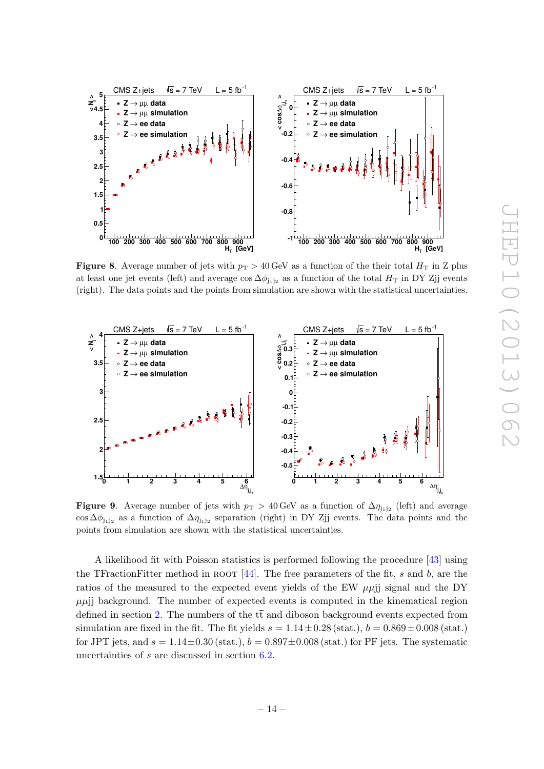**Figure 8**. Average number of jets with $p_T > 40$ GeV as a function of the their total $H_T$ in Z plus at least one jet events (left) and average $\cos\Delta\phi_{j_1 j_2}$ as a function of the total $H_T$ in DY Zjj events (right). The data points and the points from simulation are shown with the statistical uncertainties.

**Figure 9**. Average number of jets with $p_T > 40$ GeV as a function of $\Delta\eta_{j_1 j_2}$ (left) and average $\cos\Delta\phi_{j_1 j_2}$ as a function of $\Delta\eta_{j_1 j_2}$ separation (right) in DY Zjj events. The data points and the points from simulation are shown with the statistical uncertainties.

A likelihood fit with Poisson statistics is performed following the procedure [43] using the TFractionFitter method in ROOT [44]. The free parameters of the fit, $s$ and $b$, are the ratios of the measured to the expected event yields of the EW $\mu\mu$jj signal and the DY $\mu\mu$jj background. The number of expected events is computed in the kinematical region defined in section 2. The numbers of the $t\bar{t}$ and diboson background events expected from simulation are fixed in the fit. The fit yields $s = 1.14 \pm 0.28$ (stat.), $b = 0.869 \pm 0.008$ (stat.) for JPT jets, and $s = 1.14 \pm 0.30$ (stat.), $b = 0.897 \pm 0.008$ (stat.) for PF jets. The systematic uncertainties of $s$ are discussed in section 6.2.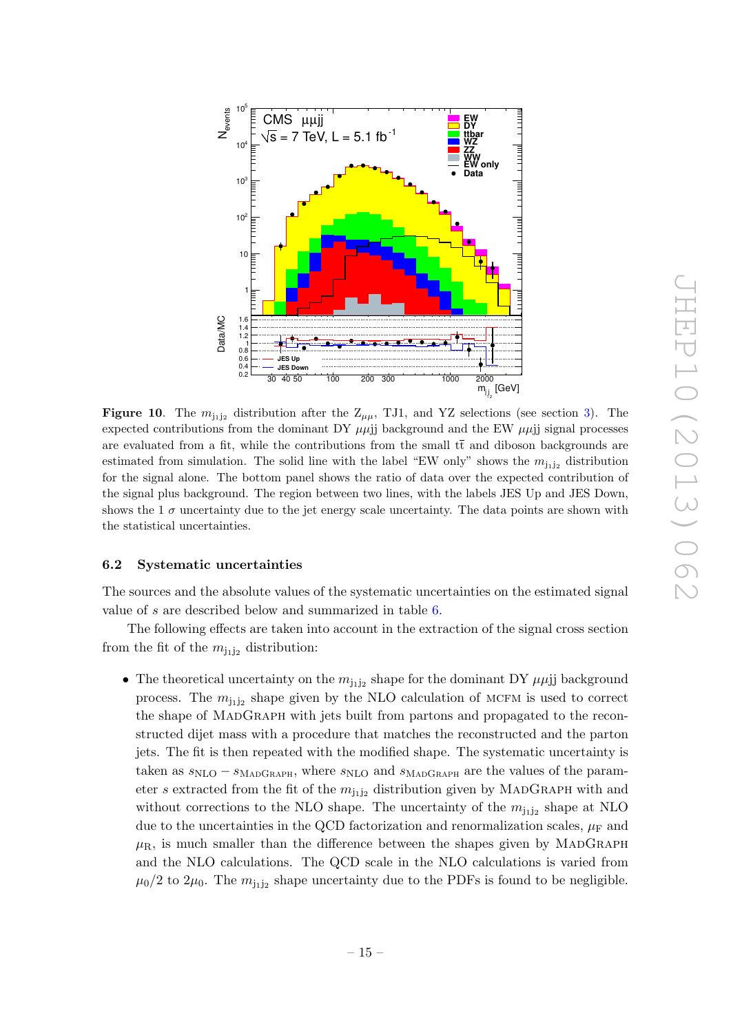**Figure 10**. The $m_{\mathrm{j_1j_2}}$ distribution after the $\mathrm{Z}_{\mu\mu}$, TJ1, and YZ selections (see section 3). The expected contributions from the dominant DY $\mu\mu$jj background and the EW $\mu\mu$jj signal processes are evaluated from a fit, while the contributions from the small $\mathrm{t\bar{t}}$ and diboson backgrounds are estimated from simulation. The solid line with the label "EW only" shows the $m_{\mathrm{j_1j_2}}$ distribution for the signal alone. The bottom panel shows the ratio of data over the expected contribution of the signal plus background. The region between two lines, with the labels JES Up and JES Down, shows the 1 $\sigma$ uncertainty due to the jet energy scale uncertainty. The data points are shown with the statistical uncertainties.

### 6.2 Systematic uncertainties

The sources and the absolute values of the systematic uncertainties on the estimated signal value of $s$ are described below and summarized in table 6.

The following effects are taken into account in the extraction of the signal cross section from the fit of the $m_{\mathrm{j_1j_2}}$ distribution:

- The theoretical uncertainty on the $m_{\mathrm{j_1j_2}}$ shape for the dominant DY $\mu\mu$jj background process. The $m_{\mathrm{j_1j_2}}$ shape given by the NLO calculation of MCFM is used to correct the shape of MadGraph with jets built from partons and propagated to the reconstructed dijet mass with a procedure that matches the reconstructed and the parton jets. The fit is then repeated with the modified shape. The systematic uncertainty is taken as $s_{\mathrm{NLO}} - s_{\mathrm{MadGraph}}$, where $s_{\mathrm{NLO}}$ and $s_{\mathrm{MadGraph}}$ are the values of the parameter $s$ extracted from the fit of the $m_{\mathrm{j_1j_2}}$ distribution given by MadGraph with and without corrections to the NLO shape. The uncertainty of the $m_{\mathrm{j_1j_2}}$ shape at NLO due to the uncertainties in the QCD factorization and renormalization scales, $\mu_{\mathrm{F}}$ and $\mu_{\mathrm{R}}$, is much smaller than the difference between the shapes given by MadGraph and the NLO calculations. The QCD scale in the NLO calculations is varied from $\mu_0/2$ to $2\mu_0$. The $m_{\mathrm{j_1j_2}}$ shape uncertainty due to the PDFs is found to be negligible.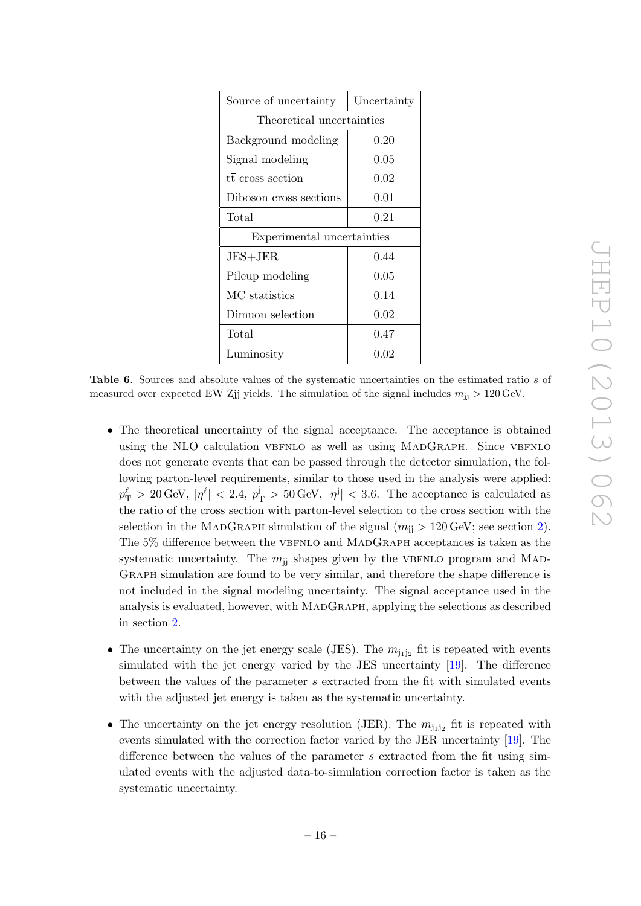| Source of uncertainty | Uncertainty |
|---|---|
| Theoretical uncertainties | |
| Background modeling | 0.20 |
| Signal modeling | 0.05 |
| $t\bar{t}$ cross section | 0.02 |
| Diboson cross sections | 0.01 |
| Total | 0.21 |
| Experimental uncertainties | |
| JES+JER | 0.44 |
| Pileup modeling | 0.05 |
| MC statistics | 0.14 |
| Dimuon selection | 0.02 |
| Total | 0.47 |
| Luminosity | 0.02 |

**Table 6**. Sources and absolute values of the systematic uncertainties on the estimated ratio $s$ of measured over expected EW Zjj yields. The simulation of the signal includes $m_{\mathrm{jj}} > 120\,\mathrm{GeV}$.

- The theoretical uncertainty of the signal acceptance. The acceptance is obtained using the NLO calculation VBFNLO as well as using MadGraph. Since VBFNLO does not generate events that can be passed through the detector simulation, the following parton-level requirements, similar to those used in the analysis were applied: $p_{\mathrm{T}}^{\ell} > 20\,\mathrm{GeV}$, $|\eta^{\ell}| < 2.4$, $p_{\mathrm{T}}^{\mathrm{j}} > 50\,\mathrm{GeV}$, $|\eta^{\mathrm{j}}| < 3.6$. The acceptance is calculated as the ratio of the cross section with parton-level selection to the cross section with the selection in the MadGraph simulation of the signal ($m_{\mathrm{jj}} > 120\,\mathrm{GeV}$; see section 2). The 5% difference between the VBFNLO and MadGraph acceptances is taken as the systematic uncertainty. The $m_{\mathrm{jj}}$ shapes given by the VBFNLO program and MadGraph simulation are found to be very similar, and therefore the shape difference is not included in the signal modeling uncertainty. The signal acceptance used in the analysis is evaluated, however, with MadGraph, applying the selections as described in section 2.

- The uncertainty on the jet energy scale (JES). The $m_{\mathrm{j_1j_2}}$ fit is repeated with events simulated with the jet energy varied by the JES uncertainty [19]. The difference between the values of the parameter $s$ extracted from the fit with simulated events with the adjusted jet energy is taken as the systematic uncertainty.

- The uncertainty on the jet energy resolution (JER). The $m_{\mathrm{j_1j_2}}$ fit is repeated with events simulated with the correction factor varied by the JER uncertainty [19]. The difference between the values of the parameter $s$ extracted from the fit using simulated events with the adjusted data-to-simulation correction factor is taken as the systematic uncertainty.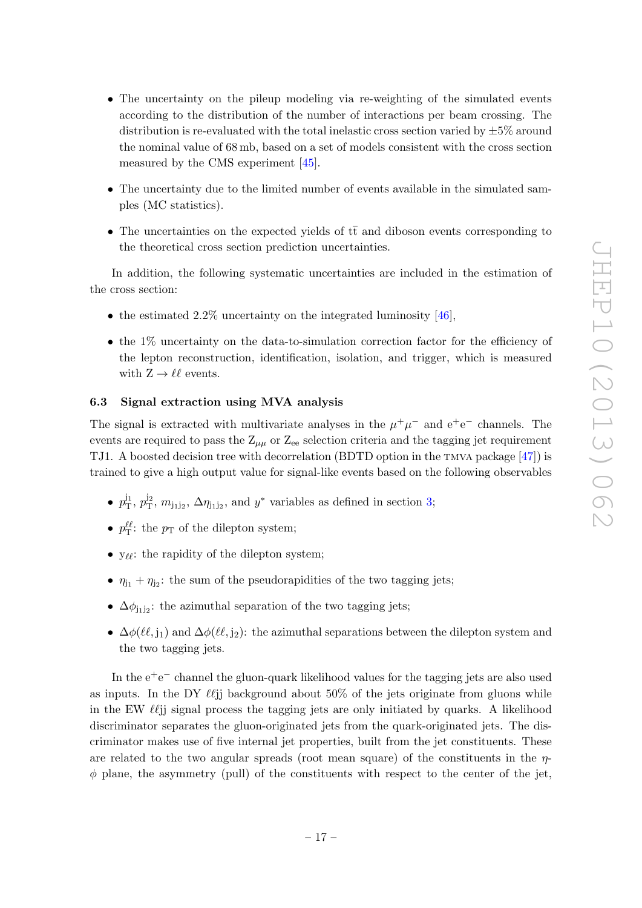- The uncertainty on the pileup modeling via re-weighting of the simulated events according to the distribution of the number of interactions per beam crossing. The distribution is re-evaluated with the total inelastic cross section varied by $\pm 5\%$ around the nominal value of 68 mb, based on a set of models consistent with the cross section measured by the CMS experiment [45].
- The uncertainty due to the limited number of events available in the simulated samples (MC statistics).
- The uncertainties on the expected yields of $\mathrm{t\bar{t}}$ and diboson events corresponding to the theoretical cross section prediction uncertainties.

In addition, the following systematic uncertainties are included in the estimation of the cross section:

- the estimated 2.2% uncertainty on the integrated luminosity [46],
- the 1% uncertainty on the data-to-simulation correction factor for the efficiency of the lepton reconstruction, identification, isolation, and trigger, which is measured with $\mathrm{Z} \to \ell\ell$ events.

### 6.3 Signal extraction using MVA analysis

The signal is extracted with multivariate analyses in the $\mu^+\mu^-$ and $\mathrm{e^+e^-}$ channels. The events are required to pass the $\mathrm{Z}_{\mu\mu}$ or $\mathrm{Z_{ee}}$ selection criteria and the tagging jet requirement TJ1. A boosted decision tree with decorrelation (BDTD option in the TMVA package [47]) is trained to give a high output value for signal-like events based on the following observables

- $p_{\mathrm{T}}^{\mathrm{j_1}}$, $p_{\mathrm{T}}^{\mathrm{j_2}}$, $m_{\mathrm{j_1j_2}}$, $\Delta\eta_{\mathrm{j_1j_2}}$, and $y^*$ variables as defined in section 3;
- $p_{\mathrm{T}}^{\ell\ell}$: the $p_{\mathrm{T}}$ of the dilepton system;
- $\mathrm{y}_{\ell\ell}$: the rapidity of the dilepton system;
- $\eta_{\mathrm{j_1}} + \eta_{\mathrm{j_2}}$: the sum of the pseudorapidities of the two tagging jets;
- $\Delta\phi_{\mathrm{j_1j_2}}$: the azimuthal separation of the two tagging jets;
- $\Delta\phi(\ell\ell, \mathrm{j_1})$ and $\Delta\phi(\ell\ell, \mathrm{j_2})$: the azimuthal separations between the dilepton system and the two tagging jets.

In the $\mathrm{e^+e^-}$ channel the gluon-quark likelihood values for the tagging jets are also used as inputs. In the DY $\ell\ell\mathrm{jj}$ background about 50% of the jets originate from gluons while in the EW $\ell\ell\mathrm{jj}$ signal process the tagging jets are only initiated by quarks. A likelihood discriminator separates the gluon-originated jets from the quark-originated jets. The discriminator makes use of five internal jet properties, built from the jet constituents. These are related to the two angular spreads (root mean square) of the constituents in the $\eta$-$\phi$ plane, the asymmetry (pull) of the constituents with respect to the center of the jet,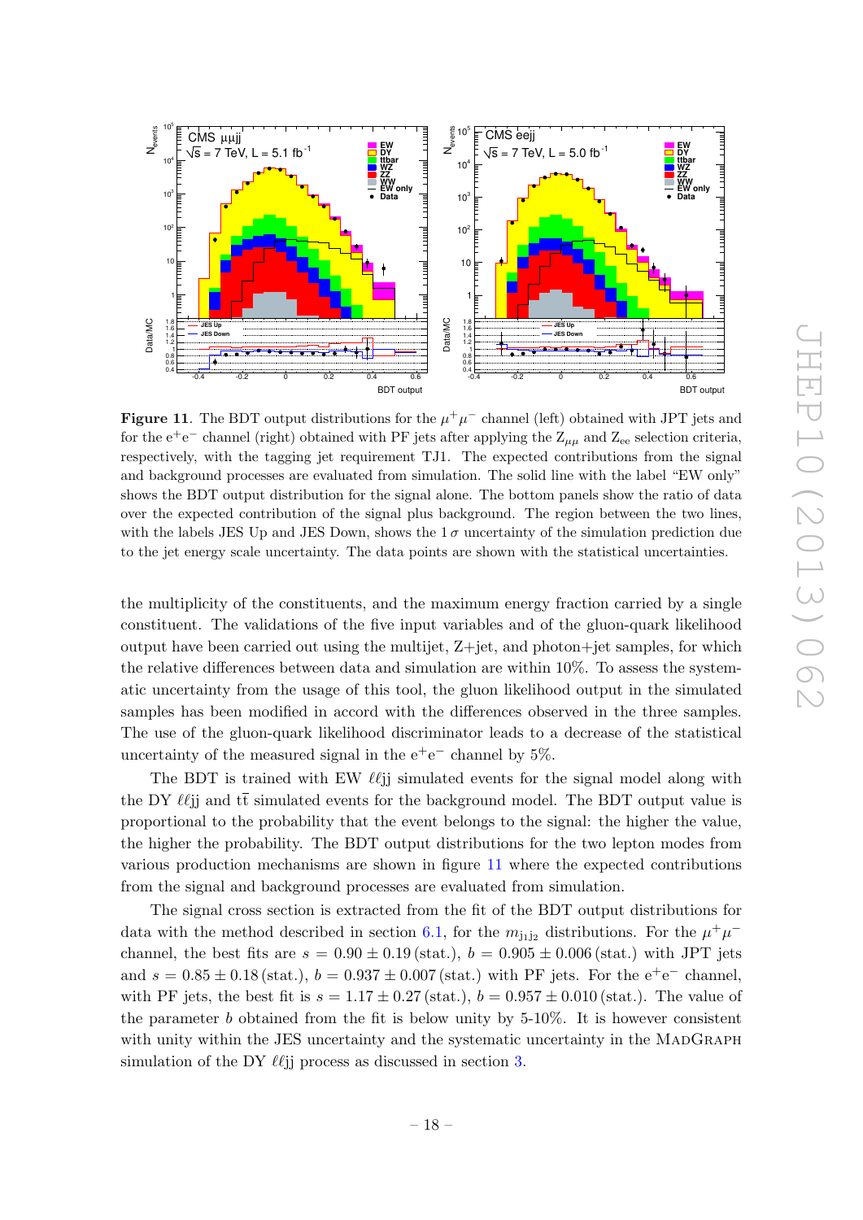**Figure 11**. The BDT output distributions for the $\mu^+\mu^-$ channel (left) obtained with JPT jets and for the $e^+e^-$ channel (right) obtained with PF jets after applying the $Z_{\mu\mu}$ and $Z_{ee}$ selection criteria, respectively, with the tagging jet requirement TJ1. The expected contributions from the signal and background processes are evaluated from simulation. The solid line with the label "EW only" shows the BDT output distribution for the signal alone. The bottom panels show the ratio of data over the expected contribution of the signal plus background. The region between the two lines, with the labels JES Up and JES Down, shows the $1\,\sigma$ uncertainty of the simulation prediction due to the jet energy scale uncertainty. The data points are shown with the statistical uncertainties.

the multiplicity of the constituents, and the maximum energy fraction carried by a single constituent. The validations of the five input variables and of the gluon-quark likelihood output have been carried out using the multijet, Z+jet, and photon+jet samples, for which the relative differences between data and simulation are within 10%. To assess the systematic uncertainty from the usage of this tool, the gluon likelihood output in the simulated samples has been modified in accord with the differences observed in the three samples. The use of the gluon-quark likelihood discriminator leads to a decrease of the statistical uncertainty of the measured signal in the $e^+e^-$ channel by 5%.

The BDT is trained with EW $\ell\ell$jj simulated events for the signal model along with the DY $\ell\ell$jj and $t\bar{t}$ simulated events for the background model. The BDT output value is proportional to the probability that the event belongs to the signal: the higher the value, the higher the probability. The BDT output distributions for the two lepton modes from various production mechanisms are shown in figure 11 where the expected contributions from the signal and background processes are evaluated from simulation.

The signal cross section is extracted from the fit of the BDT output distributions for data with the method described in section 6.1, for the $m_{j_1j_2}$ distributions. For the $\mu^+\mu^-$ channel, the best fits are $s = 0.90 \pm 0.19\,(\text{stat.})$, $b = 0.905 \pm 0.006\,(\text{stat.})$ with JPT jets and $s = 0.85 \pm 0.18\,(\text{stat.})$, $b = 0.937 \pm 0.007\,(\text{stat.})$ with PF jets. For the $e^+e^-$ channel, with PF jets, the best fit is $s = 1.17 \pm 0.27\,(\text{stat.})$, $b = 0.957 \pm 0.010\,(\text{stat.})$. The value of the parameter $b$ obtained from the fit is below unity by 5-10%. It is however consistent with unity within the JES uncertainty and the systematic uncertainty in the MadGraph simulation of the DY $\ell\ell$jj process as discussed in section 3.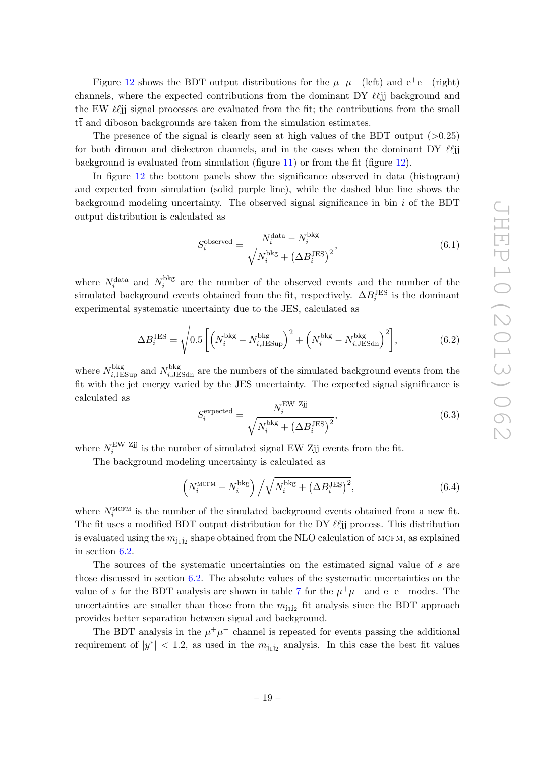Figure 12 shows the BDT output distributions for the $\mu^+\mu^-$ (left) and $e^+e^-$ (right) channels, where the expected contributions from the dominant DY $\ell\ell$jj background and the EW $\ell\ell$jj signal processes are evaluated from the fit; the contributions from the small $t\bar{t}$ and diboson backgrounds are taken from the simulation estimates.

The presence of the signal is clearly seen at high values of the BDT output (>0.25) for both dimuon and dielectron channels, and in the cases when the dominant DY $\ell\ell$jj background is evaluated from simulation (figure 11) or from the fit (figure 12).

In figure 12 the bottom panels show the significance observed in data (histogram) and expected from simulation (solid purple line), while the dashed blue line shows the background modeling uncertainty. The observed signal significance in bin $i$ of the BDT output distribution is calculated as

$$S_i^{\text{observed}} = \frac{N_i^{\text{data}} - N_i^{\text{bkg}}}{\sqrt{N_i^{\text{bkg}} + \left(\Delta B_i^{\text{JES}}\right)^2}}, \tag{6.1}$$

where $N_i^{\text{data}}$ and $N_i^{\text{bkg}}$ are the number of the observed events and the number of the simulated background events obtained from the fit, respectively. $\Delta B_i^{\text{JES}}$ is the dominant experimental systematic uncertainty due to the JES, calculated as

$$\Delta B_i^{\text{JES}} = \sqrt{0.5\left[\left(N_i^{\text{bkg}} - N_{i,\text{JESup}}^{\text{bkg}}\right)^2 + \left(N_i^{\text{bkg}} - N_{i,\text{JESdn}}^{\text{bkg}}\right)^2\right]}, \tag{6.2}$$

where $N_{i,\text{JESup}}^{\text{bkg}}$ and $N_{i,\text{JESdn}}^{\text{bkg}}$ are the numbers of the simulated background events from the fit with the jet energy varied by the JES uncertainty. The expected signal significance is calculated as

$$S_i^{\text{expected}} = \frac{N_i^{\text{EW Zjj}}}{\sqrt{N_i^{\text{bkg}} + \left(\Delta B_i^{\text{JES}}\right)^2}}, \tag{6.3}$$

where $N_i^{\text{EW Zjj}}$ is the number of simulated signal EW Zjj events from the fit.

The background modeling uncertainty is calculated as

$$\left(N_i^{\text{MCFM}} - N_i^{\text{bkg}}\right) \Big/ \sqrt{N_i^{\text{bkg}} + \left(\Delta B_i^{\text{JES}}\right)^2}, \tag{6.4}$$

where $N_i^{\text{MCFM}}$ is the number of the simulated background events obtained from a new fit. The fit uses a modified BDT output distribution for the DY $\ell\ell$jj process. This distribution is evaluated using the $m_{\text{j}_1\text{j}_2}$ shape obtained from the NLO calculation of MCFM, as explained in section 6.2.

The sources of the systematic uncertainties on the estimated signal value of $s$ are those discussed in section 6.2. The absolute values of the systematic uncertainties on the value of $s$ for the BDT analysis are shown in table 7 for the $\mu^+\mu^-$ and $e^+e^-$ modes. The uncertainties are smaller than those from the $m_{\text{j}_1\text{j}_2}$ fit analysis since the BDT approach provides better separation between signal and background.

The BDT analysis in the $\mu^+\mu^-$ channel is repeated for events passing the additional requirement of $|y^*| < 1.2$, as used in the $m_{\text{j}_1\text{j}_2}$ analysis. In this case the best fit values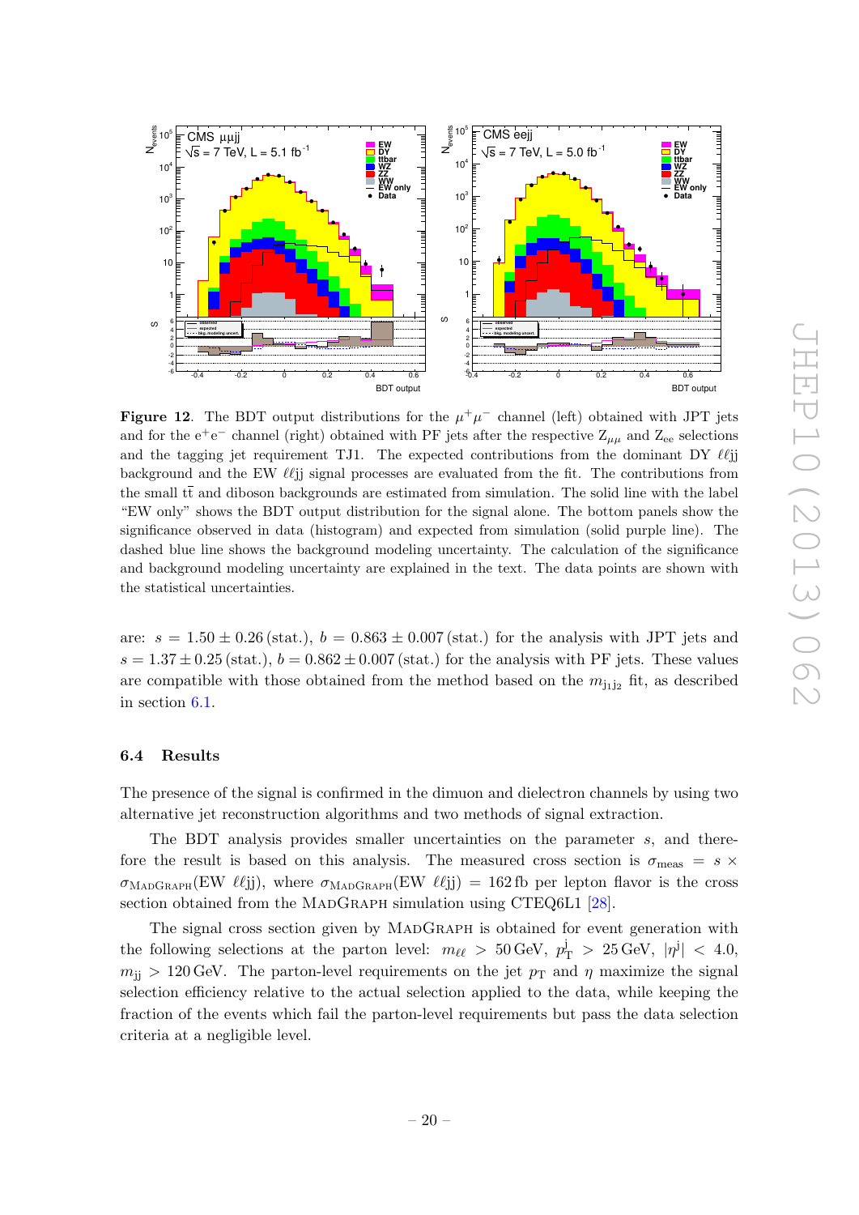**Figure 12**. The BDT output distributions for the $\mu^+\mu^-$ channel (left) obtained with JPT jets and for the $e^+e^-$ channel (right) obtained with PF jets after the respective $Z_{\mu\mu}$ and $Z_{ee}$ selections and the tagging jet requirement TJ1. The expected contributions from the dominant DY $\ell\ell$jj background and the EW $\ell\ell$jj signal processes are evaluated from the fit. The contributions from the small $t\bar{t}$ and diboson backgrounds are estimated from simulation. The solid line with the label "EW only" shows the BDT output distribution for the signal alone. The bottom panels show the significance observed in data (histogram) and expected from simulation (solid purple line). The dashed blue line shows the background modeling uncertainty. The calculation of the significance and background modeling uncertainty are explained in the text. The data points are shown with the statistical uncertainties.

are: $s = 1.50 \pm 0.26\,(\text{stat.})$, $b = 0.863 \pm 0.007\,(\text{stat.})$ for the analysis with JPT jets and $s = 1.37 \pm 0.25\,(\text{stat.})$, $b = 0.862 \pm 0.007\,(\text{stat.})$ for the analysis with PF jets. These values are compatible with those obtained from the method based on the $m_{j_1 j_2}$ fit, as described in section 6.1.

### 6.4 Results

The presence of the signal is confirmed in the dimuon and dielectron channels by using two alternative jet reconstruction algorithms and two methods of signal extraction.

The BDT analysis provides smaller uncertainties on the parameter $s$, and therefore the result is based on this analysis. The measured cross section is $\sigma_{\text{meas}} = s \times \sigma_{\text{MadGraph}}(\text{EW } \ell\ell\text{jj})$, where $\sigma_{\text{MadGraph}}(\text{EW } \ell\ell\text{jj}) = 162\,\text{fb}$ per lepton flavor is the cross section obtained from the MadGraph simulation using CTEQ6L1 [28].

The signal cross section given by MadGraph is obtained for event generation with the following selections at the parton level: $m_{\ell\ell} > 50\,\text{GeV}$, $p_T^j > 25\,\text{GeV}$, $|\eta^j| < 4.0$, $m_{jj} > 120\,\text{GeV}$. The parton-level requirements on the jet $p_T$ and $\eta$ maximize the signal selection efficiency relative to the actual selection applied to the data, while keeping the fraction of the events which fail the parton-level requirements but pass the data selection criteria at a negligible level.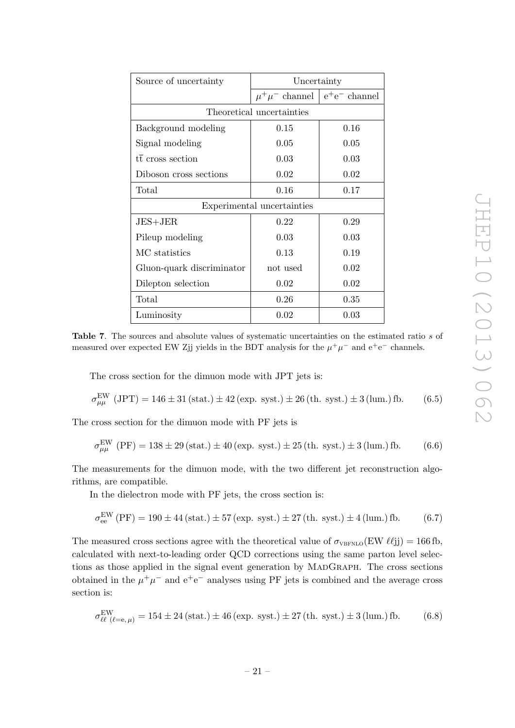| Source of uncertainty | Uncertainty | |
|---|---|---|
| | $\mu^+\mu^-$ channel | $e^+e^-$ channel |
| Theoretical uncertainties | | |
| Background modeling | 0.15 | 0.16 |
| Signal modeling | 0.05 | 0.05 |
| $t\bar{t}$ cross section | 0.03 | 0.03 |
| Diboson cross sections | 0.02 | 0.02 |
| Total | 0.16 | 0.17 |
| Experimental uncertainties | | |
| JES+JER | 0.22 | 0.29 |
| Pileup modeling | 0.03 | 0.03 |
| MC statistics | 0.13 | 0.19 |
| Gluon-quark discriminator | not used | 0.02 |
| Dilepton selection | 0.02 | 0.02 |
| Total | 0.26 | 0.35 |
| Luminosity | 0.02 | 0.03 |

**Table 7**. The sources and absolute values of systematic uncertainties on the estimated ratio $s$ of measured over expected EW Zjj yields in the BDT analysis for the $\mu^+\mu^-$ and $e^+e^-$ channels.

The cross section for the dimuon mode with JPT jets is:

$$\sigma^{\mathrm{EW}}_{\mu\mu}\ (\mathrm{JPT}) = 146 \pm 31\,(\mathrm{stat.}) \pm 42\,(\mathrm{exp.\ syst.}) \pm 26\,(\mathrm{th.\ syst.}) \pm 3\,(\mathrm{lum.})\,\mathrm{fb}. \tag{6.5}$$

The cross section for the dimuon mode with PF jets is

$$\sigma^{\mathrm{EW}}_{\mu\mu}\ (\mathrm{PF}) = 138 \pm 29\,(\mathrm{stat.}) \pm 40\,(\mathrm{exp.\ syst.}) \pm 25\,(\mathrm{th.\ syst.}) \pm 3\,(\mathrm{lum.})\,\mathrm{fb}. \tag{6.6}$$

The measurements for the dimuon mode, with the two different jet reconstruction algorithms, are compatible.

In the dielectron mode with PF jets, the cross section is:

$$\sigma^{\mathrm{EW}}_{\mathrm{ee}}\,(\mathrm{PF}) = 190 \pm 44\,(\mathrm{stat.}) \pm 57\,(\mathrm{exp.\ syst.}) \pm 27\,(\mathrm{th.\ syst.}) \pm 4\,(\mathrm{lum.})\,\mathrm{fb}. \tag{6.7}$$

The measured cross sections agree with the theoretical value of $\sigma_{\mathrm{VBFNLO}}(\mathrm{EW}\ \ell\ell\mathrm{jj}) = 166\,\mathrm{fb}$, calculated with next-to-leading order QCD corrections using the same parton level selections as those applied in the signal event generation by MadGraph. The cross sections obtained in the $\mu^+\mu^-$ and $e^+e^-$ analyses using PF jets is combined and the average cross section is:

$$\sigma^{\mathrm{EW}}_{\ell\ell\ (\ell=\mathrm{e},\,\mu)} = 154 \pm 24\,(\mathrm{stat.}) \pm 46\,(\mathrm{exp.\ syst.}) \pm 27\,(\mathrm{th.\ syst.}) \pm 3\,(\mathrm{lum.})\,\mathrm{fb}. \tag{6.8}$$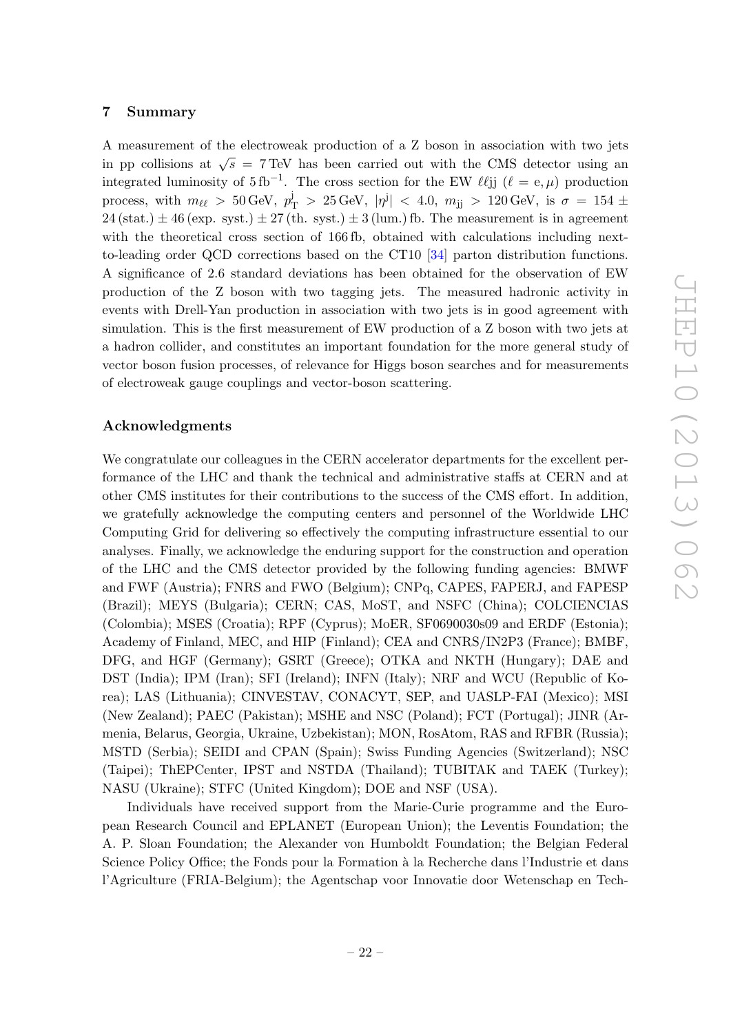## 7 Summary

A measurement of the electroweak production of a Z boson in association with two jets in pp collisions at $\sqrt{s} = 7\,\text{TeV}$ has been carried out with the CMS detector using an integrated luminosity of $5\,\text{fb}^{-1}$. The cross section for the EW $\ell\ell$jj ($\ell = \text{e}, \mu$) production process, with $m_{\ell\ell} > 50\,\text{GeV}$, $p_{\text{T}}^{\text{j}} > 25\,\text{GeV}$, $|\eta^{\text{j}}| < 4.0$, $m_{\text{jj}} > 120\,\text{GeV}$, is $\sigma = 154 \pm 24\,(\text{stat.}) \pm 46\,(\text{exp. syst.}) \pm 27\,(\text{th. syst.}) \pm 3\,(\text{lum.})\,\text{fb}$. The measurement is in agreement with the theoretical cross section of 166 fb, obtained with calculations including next-to-leading order QCD corrections based on the CT10 [34] parton distribution functions. A significance of 2.6 standard deviations has been obtained for the observation of EW production of the Z boson with two tagging jets. The measured hadronic activity in events with Drell-Yan production in association with two jets is in good agreement with simulation. This is the first measurement of EW production of a Z boson with two jets at a hadron collider, and constitutes an important foundation for the more general study of vector boson fusion processes, of relevance for Higgs boson searches and for measurements of electroweak gauge couplings and vector-boson scattering.

## Acknowledgments

We congratulate our colleagues in the CERN accelerator departments for the excellent performance of the LHC and thank the technical and administrative staffs at CERN and at other CMS institutes for their contributions to the success of the CMS effort. In addition, we gratefully acknowledge the computing centers and personnel of the Worldwide LHC Computing Grid for delivering so effectively the computing infrastructure essential to our analyses. Finally, we acknowledge the enduring support for the construction and operation of the LHC and the CMS detector provided by the following funding agencies: BMWF and FWF (Austria); FNRS and FWO (Belgium); CNPq, CAPES, FAPERJ, and FAPESP (Brazil); MEYS (Bulgaria); CERN; CAS, MoST, and NSFC (China); COLCIENCIAS (Colombia); MSES (Croatia); RPF (Cyprus); MoER, SF0690030s09 and ERDF (Estonia); Academy of Finland, MEC, and HIP (Finland); CEA and CNRS/IN2P3 (France); BMBF, DFG, and HGF (Germany); GSRT (Greece); OTKA and NKTH (Hungary); DAE and DST (India); IPM (Iran); SFI (Ireland); INFN (Italy); NRF and WCU (Republic of Korea); LAS (Lithuania); CINVESTAV, CONACYT, SEP, and UASLP-FAI (Mexico); MSI (New Zealand); PAEC (Pakistan); MSHE and NSC (Poland); FCT (Portugal); JINR (Armenia, Belarus, Georgia, Ukraine, Uzbekistan); MON, RosAtom, RAS and RFBR (Russia); MSTD (Serbia); SEIDI and CPAN (Spain); Swiss Funding Agencies (Switzerland); NSC (Taipei); ThEPCenter, IPST and NSTDA (Thailand); TUBITAK and TAEK (Turkey); NASU (Ukraine); STFC (United Kingdom); DOE and NSF (USA).

Individuals have received support from the Marie-Curie programme and the European Research Council and EPLANET (European Union); the Leventis Foundation; the A. P. Sloan Foundation; the Alexander von Humboldt Foundation; the Belgian Federal Science Policy Office; the Fonds pour la Formation à la Recherche dans l'Industrie et dans l'Agriculture (FRIA-Belgium); the Agentschap voor Innovatie door Wetenschap en Tech-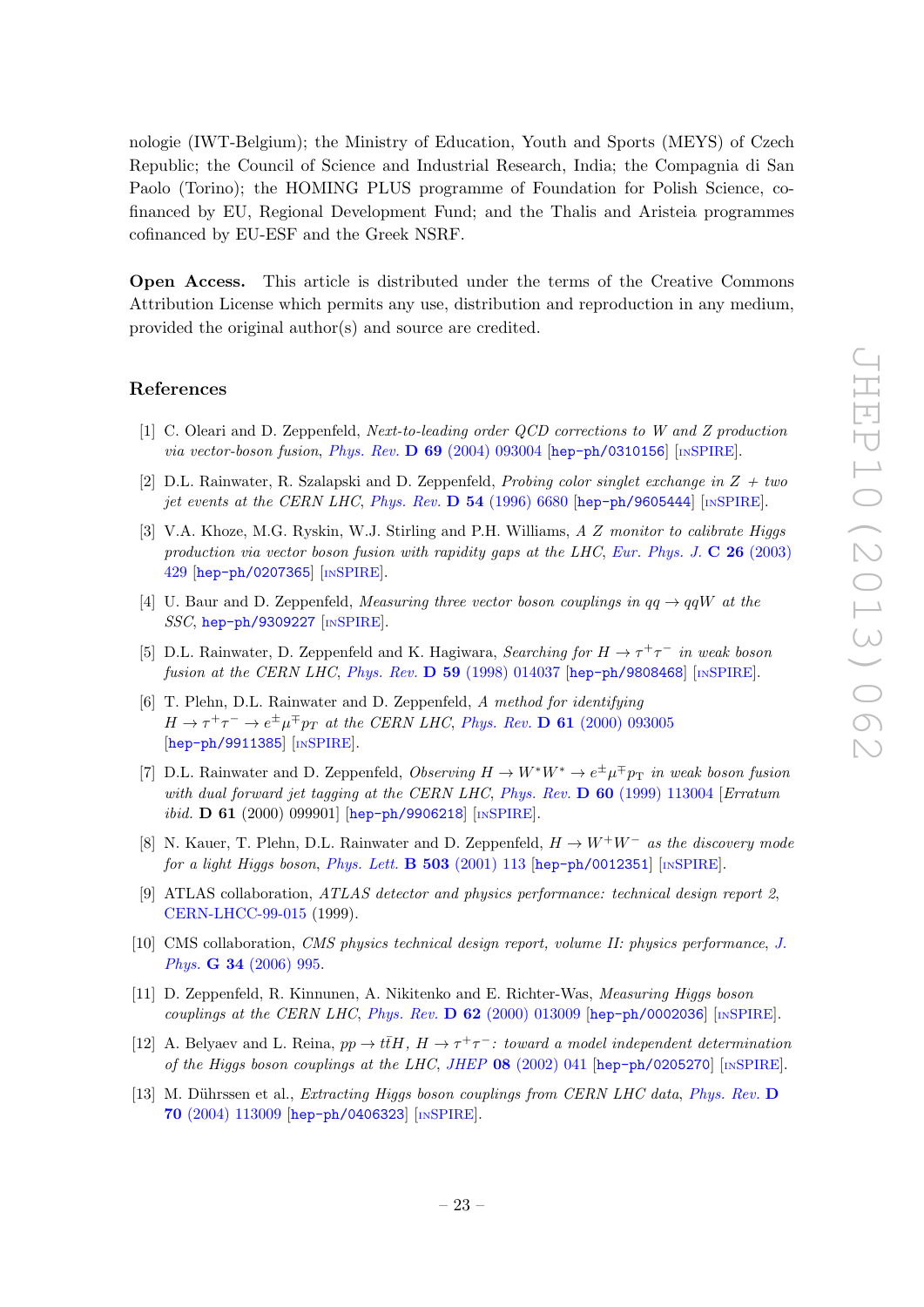nologie (IWT-Belgium); the Ministry of Education, Youth and Sports (MEYS) of Czech Republic; the Council of Science and Industrial Research, India; the Compagnia di San Paolo (Torino); the HOMING PLUS programme of Foundation for Polish Science, co-financed by EU, Regional Development Fund; and the Thalis and Aristeia programmes cofinanced by EU-ESF and the Greek NSRF.

**Open Access.** This article is distributed under the terms of the Creative Commons Attribution License which permits any use, distribution and reproduction in any medium, provided the original author(s) and source are credited.

## References

[1] C. Oleari and D. Zeppenfeld, *Next-to-leading order QCD corrections to W and Z production via vector-boson fusion*, Phys. Rev. **D 69** (2004) 093004 [hep-ph/0310156] [INSPIRE].

[2] D.L. Rainwater, R. Szalapski and D. Zeppenfeld, *Probing color singlet exchange in Z + two jet events at the CERN LHC*, Phys. Rev. **D 54** (1996) 6680 [hep-ph/9605444] [INSPIRE].

[3] V.A. Khoze, M.G. Ryskin, W.J. Stirling and P.H. Williams, *A Z monitor to calibrate Higgs production via vector boson fusion with rapidity gaps at the LHC*, Eur. Phys. J. **C 26** (2003) 429 [hep-ph/0207365] [INSPIRE].

[4] U. Baur and D. Zeppenfeld, *Measuring three vector boson couplings in $qq \to qqW$ at the SSC*, hep-ph/9309227 [INSPIRE].

[5] D.L. Rainwater, D. Zeppenfeld and K. Hagiwara, *Searching for $H \to \tau^+\tau^-$ in weak boson fusion at the CERN LHC*, Phys. Rev. **D 59** (1998) 014037 [hep-ph/9808468] [INSPIRE].

[6] T. Plehn, D.L. Rainwater and D. Zeppenfeld, *A method for identifying $H \to \tau^+\tau^- \to e^\pm\mu^\mp p_T$ at the CERN LHC*, Phys. Rev. **D 61** (2000) 093005 [hep-ph/9911385] [INSPIRE].

[7] D.L. Rainwater and D. Zeppenfeld, *Observing $H \to W^*W^* \to e^\pm\mu^\mp p_T$ in weak boson fusion with dual forward jet tagging at the CERN LHC*, Phys. Rev. **D 60** (1999) 113004 [*Erratum ibid.* **D 61** (2000) 099901] [hep-ph/9906218] [INSPIRE].

[8] N. Kauer, T. Plehn, D.L. Rainwater and D. Zeppenfeld, *$H \to W^+W^-$ as the discovery mode for a light Higgs boson*, Phys. Lett. **B 503** (2001) 113 [hep-ph/0012351] [INSPIRE].

[9] ATLAS collaboration, *ATLAS detector and physics performance: technical design report 2*, CERN-LHCC-99-015 (1999).

[10] CMS collaboration, *CMS physics technical design report, volume II: physics performance*, J. Phys. **G 34** (2006) 995.

[11] D. Zeppenfeld, R. Kinnunen, A. Nikitenko and E. Richter-Was, *Measuring Higgs boson couplings at the CERN LHC*, Phys. Rev. **D 62** (2000) 013009 [hep-ph/0002036] [INSPIRE].

[12] A. Belyaev and L. Reina, *$pp \to t\bar{t}H$, $H \to \tau^+\tau^-$: toward a model independent determination of the Higgs boson couplings at the LHC*, JHEP **08** (2002) 041 [hep-ph/0205270] [INSPIRE].

[13] M. Dührssen et al., *Extracting Higgs boson couplings from CERN LHC data*, Phys. Rev. **D 70** (2004) 113009 [hep-ph/0406323] [INSPIRE].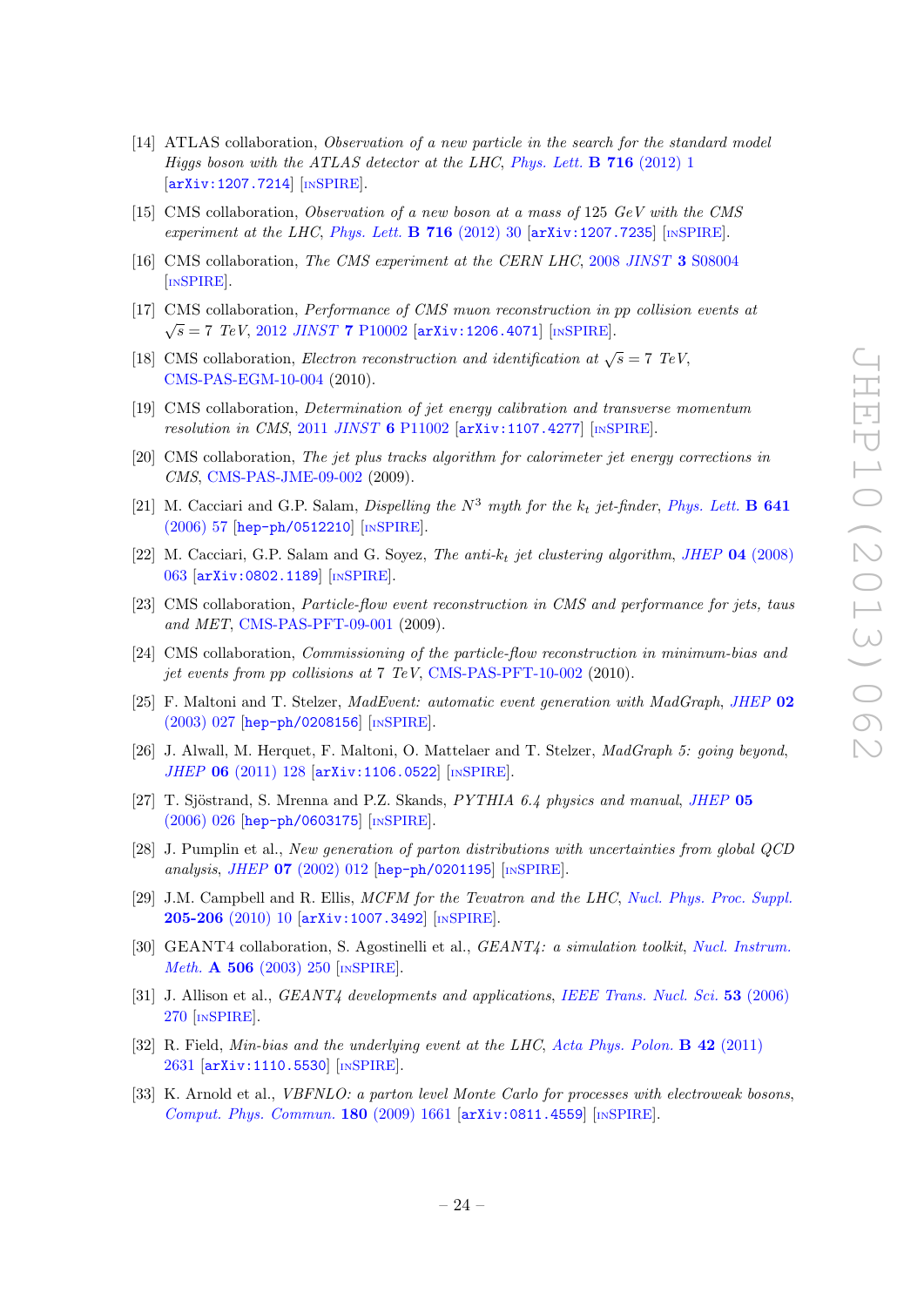[14] ATLAS collaboration, *Observation of a new particle in the search for the standard model Higgs boson with the ATLAS detector at the LHC*, Phys. Lett. **B 716** (2012) 1 [arXiv:1207.7214] [INSPIRE].

[15] CMS collaboration, *Observation of a new boson at a mass of* 125 *GeV with the CMS experiment at the LHC*, Phys. Lett. **B 716** (2012) 30 [arXiv:1207.7235] [INSPIRE].

[16] CMS collaboration, *The CMS experiment at the CERN LHC*, 2008 *JINST* **3** S08004 [INSPIRE].

[17] CMS collaboration, *Performance of CMS muon reconstruction in pp collision events at* $\sqrt{s} = 7$ *TeV*, 2012 *JINST* **7** P10002 [arXiv:1206.4071] [INSPIRE].

[18] CMS collaboration, *Electron reconstruction and identification at* $\sqrt{s} = 7$ *TeV*, CMS-PAS-EGM-10-004 (2010).

[19] CMS collaboration, *Determination of jet energy calibration and transverse momentum resolution in CMS*, 2011 *JINST* **6** P11002 [arXiv:1107.4277] [INSPIRE].

[20] CMS collaboration, *The jet plus tracks algorithm for calorimeter jet energy corrections in CMS*, CMS-PAS-JME-09-002 (2009).

[21] M. Cacciari and G.P. Salam, *Dispelling the* $N^3$ *myth for the* $k_t$ *jet-finder*, Phys. Lett. **B 641** (2006) 57 [hep-ph/0512210] [INSPIRE].

[22] M. Cacciari, G.P. Salam and G. Soyez, *The anti-*$k_t$ *jet clustering algorithm*, *JHEP* **04** (2008) 063 [arXiv:0802.1189] [INSPIRE].

[23] CMS collaboration, *Particle-flow event reconstruction in CMS and performance for jets, taus and MET*, CMS-PAS-PFT-09-001 (2009).

[24] CMS collaboration, *Commissioning of the particle-flow reconstruction in minimum-bias and jet events from pp collisions at* 7 *TeV*, CMS-PAS-PFT-10-002 (2010).

[25] F. Maltoni and T. Stelzer, *MadEvent: automatic event generation with MadGraph*, *JHEP* **02** (2003) 027 [hep-ph/0208156] [INSPIRE].

[26] J. Alwall, M. Herquet, F. Maltoni, O. Mattelaer and T. Stelzer, *MadGraph 5: going beyond*, *JHEP* **06** (2011) 128 [arXiv:1106.0522] [INSPIRE].

[27] T. Sjöstrand, S. Mrenna and P.Z. Skands, *PYTHIA 6.4 physics and manual*, *JHEP* **05** (2006) 026 [hep-ph/0603175] [INSPIRE].

[28] J. Pumplin et al., *New generation of parton distributions with uncertainties from global QCD analysis*, *JHEP* **07** (2002) 012 [hep-ph/0201195] [INSPIRE].

[29] J.M. Campbell and R. Ellis, *MCFM for the Tevatron and the LHC*, Nucl. Phys. Proc. Suppl. **205-206** (2010) 10 [arXiv:1007.3492] [INSPIRE].

[30] GEANT4 collaboration, S. Agostinelli et al., *GEANT4: a simulation toolkit*, Nucl. Instrum. Meth. **A 506** (2003) 250 [INSPIRE].

[31] J. Allison et al., *GEANT4 developments and applications*, IEEE Trans. Nucl. Sci. **53** (2006) 270 [INSPIRE].

[32] R. Field, *Min-bias and the underlying event at the LHC*, Acta Phys. Polon. **B 42** (2011) 2631 [arXiv:1110.5530] [INSPIRE].

[33] K. Arnold et al., *VBFNLO: a parton level Monte Carlo for processes with electroweak bosons*, Comput. Phys. Commun. **180** (2009) 1661 [arXiv:0811.4559] [INSPIRE].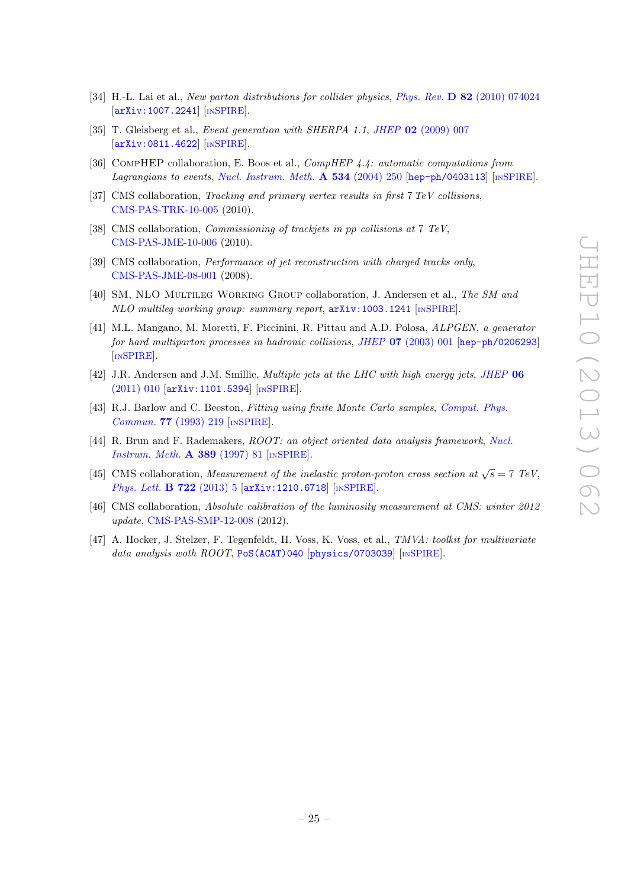[34] H.-L. Lai et al., *New parton distributions for collider physics*, *Phys. Rev.* **D 82** (2010) 074024 [arXiv:1007.2241] [INSPIRE].

[35] T. Gleisberg et al., *Event generation with SHERPA 1.1*, *JHEP* **02** (2009) 007 [arXiv:0811.4622] [INSPIRE].

[36] CompHEP collaboration, E. Boos et al., *CompHEP 4.4: automatic computations from Lagrangians to events*, *Nucl. Instrum. Meth.* **A 534** (2004) 250 [hep-ph/0403113] [INSPIRE].

[37] CMS collaboration, *Tracking and primary vertex results in first 7 TeV collisions*, CMS-PAS-TRK-10-005 (2010).

[38] CMS collaboration, *Commissioning of trackjets in pp collisions at 7 TeV*, CMS-PAS-JME-10-006 (2010).

[39] CMS collaboration, *Performance of jet reconstruction with charged tracks only*, CMS-PAS-JME-08-001 (2008).

[40] SM, NLO Multileg Working Group collaboration, J. Andersen et al., *The SM and NLO multileg working group: summary report*, arXiv:1003.1241 [INSPIRE].

[41] M.L. Mangano, M. Moretti, F. Piccinini, R. Pittau and A.D. Polosa, *ALPGEN, a generator for hard multiparton processes in hadronic collisions*, *JHEP* **07** (2003) 001 [hep-ph/0206293] [INSPIRE].

[42] J.R. Andersen and J.M. Smillie, *Multiple jets at the LHC with high energy jets*, *JHEP* **06** (2011) 010 [arXiv:1101.5394] [INSPIRE].

[43] R.J. Barlow and C. Beeston, *Fitting using finite Monte Carlo samples*, *Comput. Phys. Commun.* **77** (1993) 219 [INSPIRE].

[44] R. Brun and F. Rademakers, *ROOT: an object oriented data analysis framework*, *Nucl. Instrum. Meth.* **A 389** (1997) 81 [INSPIRE].

[45] CMS collaboration, *Measurement of the inelastic proton-proton cross section at $\sqrt{s} = 7$ TeV*, *Phys. Lett.* **B 722** (2013) 5 [arXiv:1210.6718] [INSPIRE].

[46] CMS collaboration, *Absolute calibration of the luminosity measurement at CMS: winter 2012 update*, CMS-PAS-SMP-12-008 (2012).

[47] A. Hocker, J. Stelzer, F. Tegenfeldt, H. Voss, K. Voss, et al., *TMVA: toolkit for multivariate data analysis woth ROOT*, PoS(ACAT)040 [physics/0703039] [INSPIRE].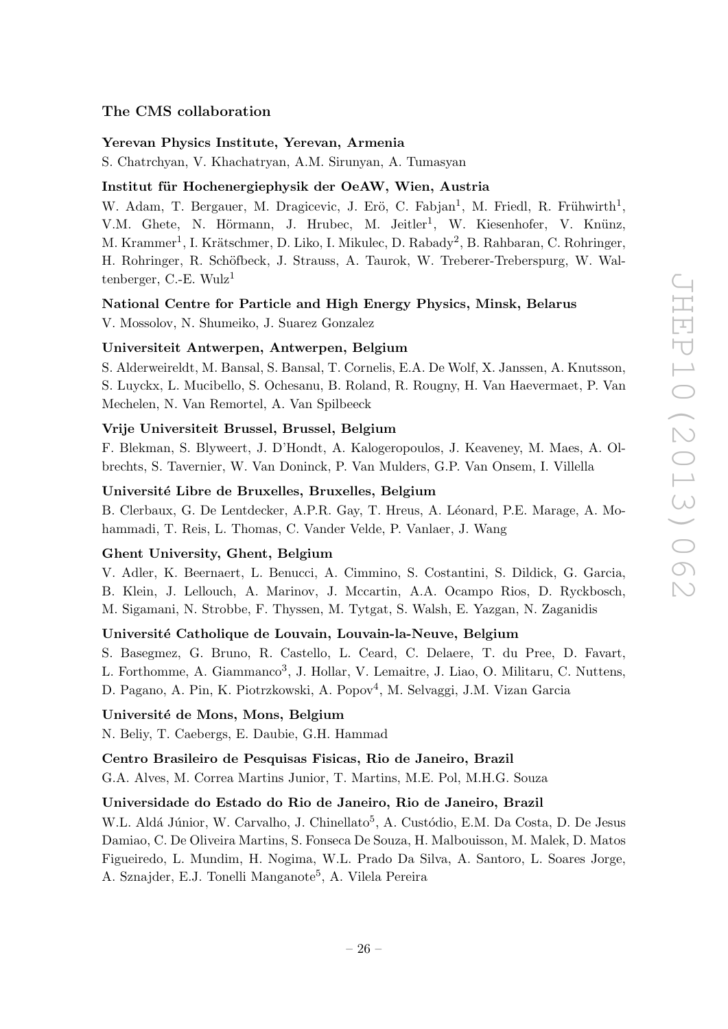## The CMS collaboration

### Yerevan Physics Institute, Yerevan, Armenia

S. Chatrchyan, V. Khachatryan, A.M. Sirunyan, A. Tumasyan

### Institut für Hochenergiephysik der OeAW, Wien, Austria

W. Adam, T. Bergauer, M. Dragicevic, J. Erö, C. Fabjan[1], M. Friedl, R. Frühwirth[1], V.M. Ghete, N. Hörmann, J. Hrubec, M. Jeitler[1], W. Kiesenhofer, V. Knünz, M. Krammer[1], I. Krätschmer, D. Liko, I. Mikulec, D. Rabady[2], B. Rahbaran, C. Rohringer, H. Rohringer, R. Schöfbeck, J. Strauss, A. Taurok, W. Treberer-Treberspurg, W. Waltenberger, C.-E. Wulz[1]

### National Centre for Particle and High Energy Physics, Minsk, Belarus

V. Mossolov, N. Shumeiko, J. Suarez Gonzalez

### Universiteit Antwerpen, Antwerpen, Belgium

S. Alderweireldt, M. Bansal, S. Bansal, T. Cornelis, E.A. De Wolf, X. Janssen, A. Knutsson, S. Luyckx, L. Mucibello, S. Ochesanu, B. Roland, R. Rougny, H. Van Haevermaet, P. Van Mechelen, N. Van Remortel, A. Van Spilbeeck

### Vrije Universiteit Brussel, Brussel, Belgium

F. Blekman, S. Blyweert, J. D'Hondt, A. Kalogeropoulos, J. Keaveney, M. Maes, A. Olbrechts, S. Tavernier, W. Van Doninck, P. Van Mulders, G.P. Van Onsem, I. Villella

### Université Libre de Bruxelles, Bruxelles, Belgium

B. Clerbaux, G. De Lentdecker, A.P.R. Gay, T. Hreus, A. Léonard, P.E. Marage, A. Mohammadi, T. Reis, L. Thomas, C. Vander Velde, P. Vanlaer, J. Wang

### Ghent University, Ghent, Belgium

V. Adler, K. Beernaert, L. Benucci, A. Cimmino, S. Costantini, S. Dildick, G. Garcia, B. Klein, J. Lellouch, A. Marinov, J. Mccartin, A.A. Ocampo Rios, D. Ryckbosch, M. Sigamani, N. Strobbe, F. Thyssen, M. Tytgat, S. Walsh, E. Yazgan, N. Zaganidis

### Université Catholique de Louvain, Louvain-la-Neuve, Belgium

S. Basegmez, G. Bruno, R. Castello, L. Ceard, C. Delaere, T. du Pree, D. Favart, L. Forthomme, A. Giammanco[3], J. Hollar, V. Lemaitre, J. Liao, O. Militaru, C. Nuttens, D. Pagano, A. Pin, K. Piotrzkowski, A. Popov[4], M. Selvaggi, J.M. Vizan Garcia

### Université de Mons, Mons, Belgium

N. Beliy, T. Caebergs, E. Daubie, G.H. Hammad

### Centro Brasileiro de Pesquisas Fisicas, Rio de Janeiro, Brazil

G.A. Alves, M. Correa Martins Junior, T. Martins, M.E. Pol, M.H.G. Souza

### Universidade do Estado do Rio de Janeiro, Rio de Janeiro, Brazil

W.L. Aldá Júnior, W. Carvalho, J. Chinellato[5], A. Custódio, E.M. Da Costa, D. De Jesus Damiao, C. De Oliveira Martins, S. Fonseca De Souza, H. Malbouisson, M. Malek, D. Matos Figueiredo, L. Mundim, H. Nogima, W.L. Prado Da Silva, A. Santoro, L. Soares Jorge, A. Sznajder, E.J. Tonelli Manganote[5], A. Vilela Pereira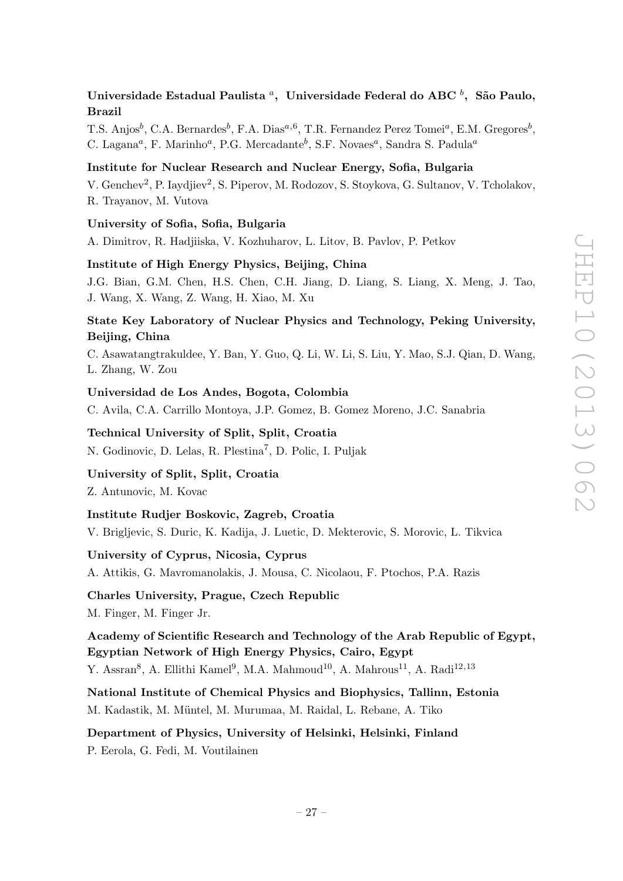**Universidade Estadual Paulista [a], Universidade Federal do ABC [b], São Paulo, Brazil**

T.S. Anjos[b], C.A. Bernardes[b], F.A. Dias[a,6], T.R. Fernandez Perez Tomei[a], E.M. Gregores[b], C. Lagana[a], F. Marinho[a], P.G. Mercadante[b], S.F. Novaes[a], Sandra S. Padula[a]

**Institute for Nuclear Research and Nuclear Energy, Sofia, Bulgaria**

V. Genchev[2], P. Iaydjiev[2], S. Piperov, M. Rodozov, S. Stoykova, G. Sultanov, V. Tcholakov, R. Trayanov, M. Vutova

**University of Sofia, Sofia, Bulgaria**

A. Dimitrov, R. Hadjiiska, V. Kozhuharov, L. Litov, B. Pavlov, P. Petkov

**Institute of High Energy Physics, Beijing, China**

J.G. Bian, G.M. Chen, H.S. Chen, C.H. Jiang, D. Liang, S. Liang, X. Meng, J. Tao, J. Wang, X. Wang, Z. Wang, H. Xiao, M. Xu

**State Key Laboratory of Nuclear Physics and Technology, Peking University, Beijing, China**

C. Asawatangtrakuldee, Y. Ban, Y. Guo, Q. Li, W. Li, S. Liu, Y. Mao, S.J. Qian, D. Wang, L. Zhang, W. Zou

**Universidad de Los Andes, Bogota, Colombia**

C. Avila, C.A. Carrillo Montoya, J.P. Gomez, B. Gomez Moreno, J.C. Sanabria

**Technical University of Split, Split, Croatia**

N. Godinovic, D. Lelas, R. Plestina[7], D. Polic, I. Puljak

**University of Split, Split, Croatia**

Z. Antunovic, M. Kovac

**Institute Rudjer Boskovic, Zagreb, Croatia**

V. Brigljevic, S. Duric, K. Kadija, J. Luetic, D. Mekterovic, S. Morovic, L. Tikvica

**University of Cyprus, Nicosia, Cyprus**

A. Attikis, G. Mavromanolakis, J. Mousa, C. Nicolaou, F. Ptochos, P.A. Razis

**Charles University, Prague, Czech Republic**

M. Finger, M. Finger Jr.

**Academy of Scientific Research and Technology of the Arab Republic of Egypt, Egyptian Network of High Energy Physics, Cairo, Egypt**

Y. Assran[8], A. Ellithi Kamel[9], M.A. Mahmoud[10], A. Mahrous[11], A. Radi[12,13]

**National Institute of Chemical Physics and Biophysics, Tallinn, Estonia**

M. Kadastik, M. Müntel, M. Murumaa, M. Raidal, L. Rebane, A. Tiko

**Department of Physics, University of Helsinki, Helsinki, Finland**

P. Eerola, G. Fedi, M. Voutilainen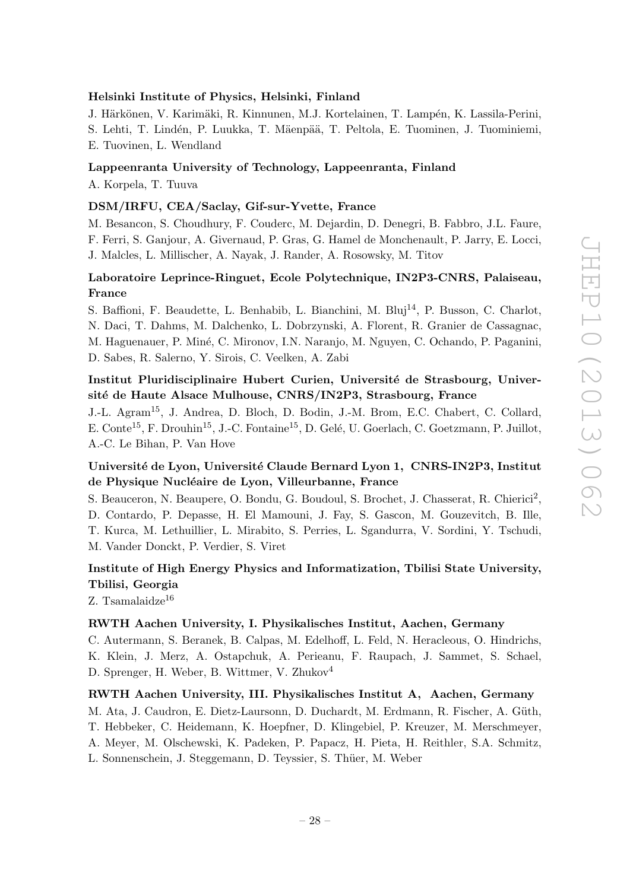**Helsinki Institute of Physics, Helsinki, Finland**

J. Härkönen, V. Karimäki, R. Kinnunen, M.J. Kortelainen, T. Lampén, K. Lassila-Perini, S. Lehti, T. Lindén, P. Luukka, T. Mäenpää, T. Peltola, E. Tuominen, J. Tuominiemi, E. Tuovinen, L. Wendland

**Lappeenranta University of Technology, Lappeenranta, Finland**

A. Korpela, T. Tuuva

**DSM/IRFU, CEA/Saclay, Gif-sur-Yvette, France**

M. Besancon, S. Choudhury, F. Couderc, M. Dejardin, D. Denegri, B. Fabbro, J.L. Faure, F. Ferri, S. Ganjour, A. Givernaud, P. Gras, G. Hamel de Monchenault, P. Jarry, E. Locci, J. Malcles, L. Millischer, A. Nayak, J. Rander, A. Rosowsky, M. Titov

**Laboratoire Leprince-Ringuet, Ecole Polytechnique, IN2P3-CNRS, Palaiseau, France**

S. Baffioni, F. Beaudette, L. Benhabib, L. Bianchini, M. Bluj[14], P. Busson, C. Charlot, N. Daci, T. Dahms, M. Dalchenko, L. Dobrzynski, A. Florent, R. Granier de Cassagnac, M. Haguenauer, P. Miné, C. Mironov, I.N. Naranjo, M. Nguyen, C. Ochando, P. Paganini, D. Sabes, R. Salerno, Y. Sirois, C. Veelken, A. Zabi

**Institut Pluridisciplinaire Hubert Curien, Université de Strasbourg, Université de Haute Alsace Mulhouse, CNRS/IN2P3, Strasbourg, France**

J.-L. Agram[15], J. Andrea, D. Bloch, D. Bodin, J.-M. Brom, E.C. Chabert, C. Collard, E. Conte[15], F. Drouhin[15], J.-C. Fontaine[15], D. Gelé, U. Goerlach, C. Goetzmann, P. Juillot, A.-C. Le Bihan, P. Van Hove

**Université de Lyon, Université Claude Bernard Lyon 1, CNRS-IN2P3, Institut de Physique Nucléaire de Lyon, Villeurbanne, France**

S. Beauceron, N. Beaupere, O. Bondu, G. Boudoul, S. Brochet, J. Chasserat, R. Chierici[2], D. Contardo, P. Depasse, H. El Mamouni, J. Fay, S. Gascon, M. Gouzevitch, B. Ille, T. Kurca, M. Lethuillier, L. Mirabito, S. Perries, L. Sgandurra, V. Sordini, Y. Tschudi, M. Vander Donckt, P. Verdier, S. Viret

**Institute of High Energy Physics and Informatization, Tbilisi State University, Tbilisi, Georgia**

Z. Tsamalaidze[16]

**RWTH Aachen University, I. Physikalisches Institut, Aachen, Germany**

C. Autermann, S. Beranek, B. Calpas, M. Edelhoff, L. Feld, N. Heracleous, O. Hindrichs, K. Klein, J. Merz, A. Ostapchuk, A. Perieanu, F. Raupach, J. Sammet, S. Schael, D. Sprenger, H. Weber, B. Wittmer, V. Zhukov[4]

**RWTH Aachen University, III. Physikalisches Institut A, Aachen, Germany**

M. Ata, J. Caudron, E. Dietz-Laursonn, D. Duchardt, M. Erdmann, R. Fischer, A. Güth, T. Hebbeker, C. Heidemann, K. Hoepfner, D. Klingebiel, P. Kreuzer, M. Merschmeyer, A. Meyer, M. Olschewski, K. Padeken, P. Papacz, H. Pieta, H. Reithler, S.A. Schmitz, L. Sonnenschein, J. Steggemann, D. Teyssier, S. Thüer, M. Weber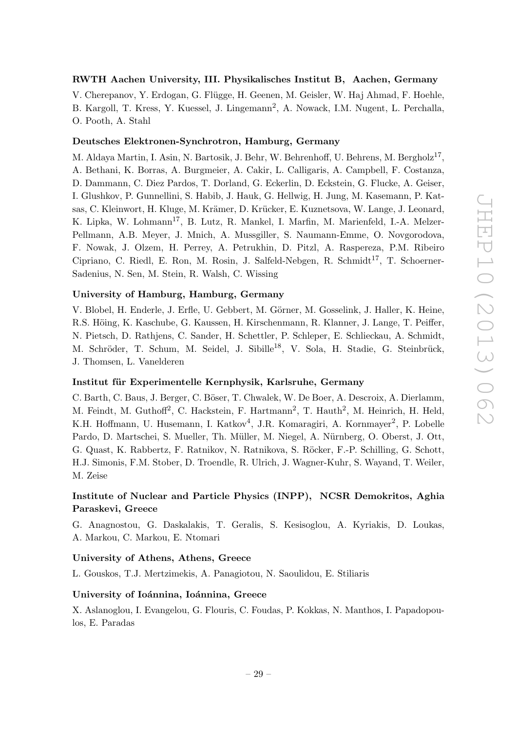**RWTH Aachen University, III. Physikalisches Institut B, Aachen, Germany**

V. Cherepanov, Y. Erdogan, G. Flügge, H. Geenen, M. Geisler, W. Haj Ahmad, F. Hoehle, B. Kargoll, T. Kress, Y. Kuessel, J. Lingemann[2], A. Nowack, I.M. Nugent, L. Perchalla, O. Pooth, A. Stahl

**Deutsches Elektronen-Synchrotron, Hamburg, Germany**

M. Aldaya Martin, I. Asin, N. Bartosik, J. Behr, W. Behrenhoff, U. Behrens, M. Bergholz[17], A. Bethani, K. Borras, A. Burgmeier, A. Cakir, L. Calligaris, A. Campbell, F. Costanza, D. Dammann, C. Diez Pardos, T. Dorland, G. Eckerlin, D. Eckstein, G. Flucke, A. Geiser, I. Glushkov, P. Gunnellini, S. Habib, J. Hauk, G. Hellwig, H. Jung, M. Kasemann, P. Katsas, C. Kleinwort, H. Kluge, M. Krämer, D. Krücker, E. Kuznetsova, W. Lange, J. Leonard, K. Lipka, W. Lohmann[17], B. Lutz, R. Mankel, I. Marfin, M. Marienfeld, I.-A. Melzer-Pellmann, A.B. Meyer, J. Mnich, A. Mussgiller, S. Naumann-Emme, O. Novgorodova, F. Nowak, J. Olzem, H. Perrey, A. Petrukhin, D. Pitzl, A. Raspereza, P.M. Ribeiro Cipriano, C. Riedl, E. Ron, M. Rosin, J. Salfeld-Nebgen, R. Schmidt[17], T. Schoerner-Sadenius, N. Sen, M. Stein, R. Walsh, C. Wissing

**University of Hamburg, Hamburg, Germany**

V. Blobel, H. Enderle, J. Erfle, U. Gebbert, M. Görner, M. Gosselink, J. Haller, K. Heine, R.S. Höing, K. Kaschube, G. Kaussen, H. Kirschenmann, R. Klanner, J. Lange, T. Peiffer, N. Pietsch, D. Rathjens, C. Sander, H. Schettler, P. Schleper, E. Schlieckau, A. Schmidt, M. Schröder, T. Schum, M. Seidel, J. Sibille[18], V. Sola, H. Stadie, G. Steinbrück, J. Thomsen, L. Vanelderen

**Institut für Experimentelle Kernphysik, Karlsruhe, Germany**

C. Barth, C. Baus, J. Berger, C. Böser, T. Chwalek, W. De Boer, A. Descroix, A. Dierlamm, M. Feindt, M. Guthoff[2], C. Hackstein, F. Hartmann[2], T. Hauth[2], M. Heinrich, H. Held, K.H. Hoffmann, U. Husemann, I. Katkov[4], J.R. Komaragiri, A. Kornmayer[2], P. Lobelle Pardo, D. Martschei, S. Mueller, Th. Müller, M. Niegel, A. Nürnberg, O. Oberst, J. Ott, G. Quast, K. Rabbertz, F. Ratnikov, N. Ratnikova, S. Röcker, F.-P. Schilling, G. Schott, H.J. Simonis, F.M. Stober, D. Troendle, R. Ulrich, J. Wagner-Kuhr, S. Wayand, T. Weiler, M. Zeise

**Institute of Nuclear and Particle Physics (INPP), NCSR Demokritos, Aghia Paraskevi, Greece**

G. Anagnostou, G. Daskalakis, T. Geralis, S. Kesisoglou, A. Kyriakis, D. Loukas, A. Markou, C. Markou, E. Ntomari

**University of Athens, Athens, Greece**

L. Gouskos, T.J. Mertzimekis, A. Panagiotou, N. Saoulidou, E. Stiliaris

**University of Ioánnina, Ioánnina, Greece**

X. Aslanoglou, I. Evangelou, G. Flouris, C. Foudas, P. Kokkas, N. Manthos, I. Papadopoulos, E. Paradas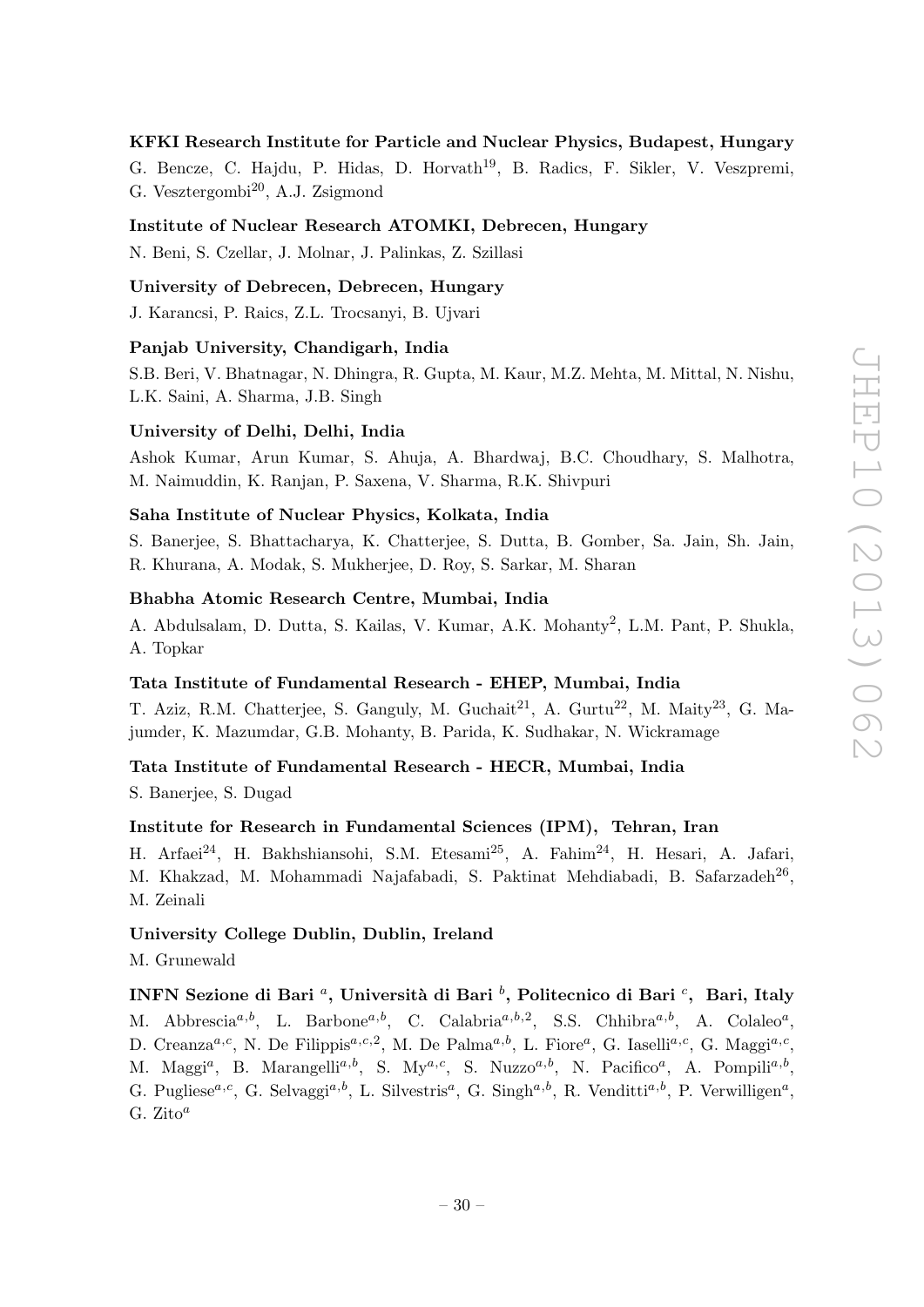**KFKI Research Institute for Particle and Nuclear Physics, Budapest, Hungary**

G. Bencze, C. Hajdu, P. Hidas, D. Horvath[19], B. Radics, F. Sikler, V. Veszpremi, G. Vesztergombi[20], A.J. Zsigmond

**Institute of Nuclear Research ATOMKI, Debrecen, Hungary**

N. Beni, S. Czellar, J. Molnar, J. Palinkas, Z. Szillasi

**University of Debrecen, Debrecen, Hungary**

J. Karancsi, P. Raics, Z.L. Trocsanyi, B. Ujvari

**Panjab University, Chandigarh, India**

S.B. Beri, V. Bhatnagar, N. Dhingra, R. Gupta, M. Kaur, M.Z. Mehta, M. Mittal, N. Nishu, L.K. Saini, A. Sharma, J.B. Singh

**University of Delhi, Delhi, India**

Ashok Kumar, Arun Kumar, S. Ahuja, A. Bhardwaj, B.C. Choudhary, S. Malhotra, M. Naimuddin, K. Ranjan, P. Saxena, V. Sharma, R.K. Shivpuri

**Saha Institute of Nuclear Physics, Kolkata, India**

S. Banerjee, S. Bhattacharya, K. Chatterjee, S. Dutta, B. Gomber, Sa. Jain, Sh. Jain, R. Khurana, A. Modak, S. Mukherjee, D. Roy, S. Sarkar, M. Sharan

**Bhabha Atomic Research Centre, Mumbai, India**

A. Abdulsalam, D. Dutta, S. Kailas, V. Kumar, A.K. Mohanty[2], L.M. Pant, P. Shukla, A. Topkar

**Tata Institute of Fundamental Research - EHEP, Mumbai, India**

T. Aziz, R.M. Chatterjee, S. Ganguly, M. Guchait[21], A. Gurtu[22], M. Maity[23], G. Majumder, K. Mazumdar, G.B. Mohanty, B. Parida, K. Sudhakar, N. Wickramage

**Tata Institute of Fundamental Research - HECR, Mumbai, India**

S. Banerjee, S. Dugad

**Institute for Research in Fundamental Sciences (IPM), Tehran, Iran**

H. Arfaei[24], H. Bakhshiansohi, S.M. Etesami[25], A. Fahim[24], H. Hesari, A. Jafari, M. Khakzad, M. Mohammadi Najafabadi, S. Paktinat Mehdiabadi, B. Safarzadeh[26], M. Zeinali

**University College Dublin, Dublin, Ireland**

M. Grunewald

**INFN Sezione di Bari [a], Università di Bari [b], Politecnico di Bari [c], Bari, Italy**

M. Abbrescia[a,b], L. Barbone[a,b], C. Calabria[a,b,2], S.S. Chhibra[a,b], A. Colaleo[a], D. Creanza[a,c], N. De Filippis[a,c,2], M. De Palma[a,b], L. Fiore[a], G. Iaselli[a,c], G. Maggi[a,c], M. Maggi[a], B. Marangelli[a,b], S. My[a,c], S. Nuzzo[a,b], N. Pacifico[a], A. Pompili[a,b], G. Pugliese[a,c], G. Selvaggi[a,b], L. Silvestris[a], G. Singh[a,b], R. Venditti[a,b], P. Verwilligen[a], G. Zito[a]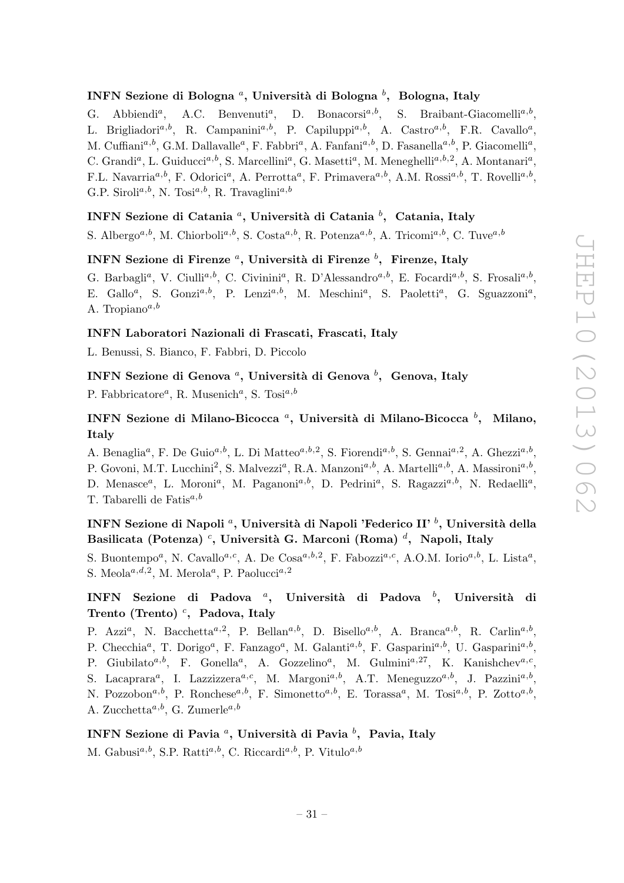### INFN Sezione di Bologna [a], Università di Bologna [b], Bologna, Italy

G. Abbiendi[a], A.C. Benvenuti[a], D. Bonacorsi[a,b], S. Braibant-Giacomelli[a,b], L. Brigliadori[a,b], R. Campanini[a,b], P. Capiluppi[a,b], A. Castro[a,b], F.R. Cavallo[a], M. Cuffiani[a,b], G.M. Dallavalle[a], F. Fabbri[a], A. Fanfani[a,b], D. Fasanella[a,b], P. Giacomelli[a], C. Grandi[a], L. Guiducci[a,b], S. Marcellini[a], G. Masetti[a], M. Meneghelli[a,b,2], A. Montanari[a], F.L. Navarria[a,b], F. Odorici[a], A. Perrotta[a], F. Primavera[a,b], A.M. Rossi[a,b], T. Rovelli[a,b], G.P. Siroli[a,b], N. Tosi[a,b], R. Travaglini[a,b]

### INFN Sezione di Catania [a], Università di Catania [b], Catania, Italy

S. Albergo[a,b], M. Chiorboli[a,b], S. Costa[a,b], R. Potenza[a,b], A. Tricomi[a,b], C. Tuve[a,b]

### INFN Sezione di Firenze [a], Università di Firenze [b], Firenze, Italy

G. Barbagli[a], V. Ciulli[a,b], C. Civinini[a], R. D'Alessandro[a,b], E. Focardi[a,b], S. Frosali[a,b], E. Gallo[a], S. Gonzi[a,b], P. Lenzi[a,b], M. Meschini[a], S. Paoletti[a], G. Sguazzoni[a], A. Tropiano[a,b]

### INFN Laboratori Nazionali di Frascati, Frascati, Italy

L. Benussi, S. Bianco, F. Fabbri, D. Piccolo

### INFN Sezione di Genova [a], Università di Genova [b], Genova, Italy

P. Fabbricatore[a], R. Musenich[a], S. Tosi[a,b]

### INFN Sezione di Milano-Bicocca [a], Università di Milano-Bicocca [b], Milano, Italy

A. Benaglia[a], F. De Guio[a,b], L. Di Matteo[a,b,2], S. Fiorendi[a,b], S. Gennai[a,2], A. Ghezzi[a,b], P. Govoni, M.T. Lucchini[2], S. Malvezzi[a], R.A. Manzoni[a,b], A. Martelli[a,b], A. Massironi[a,b], D. Menasce[a], L. Moroni[a], M. Paganoni[a,b], D. Pedrini[a], S. Ragazzi[a,b], N. Redaelli[a], T. Tabarelli de Fatis[a,b]

### INFN Sezione di Napoli [a], Università di Napoli 'Federico II' [b], Università della Basilicata (Potenza) [c], Università G. Marconi (Roma) [d], Napoli, Italy

S. Buontempo[a], N. Cavallo[a,c], A. De Cosa[a,b,2], F. Fabozzi[a,c], A.O.M. Iorio[a,b], L. Lista[a], S. Meola[a,d,2], M. Merola[a], P. Paolucci[a,2]

### INFN Sezione di Padova [a], Università di Padova [b], Università di Trento (Trento) [c], Padova, Italy

P. Azzi[a], N. Bacchetta[a,2], P. Bellan[a,b], D. Bisello[a,b], A. Branca[a,b], R. Carlin[a,b], P. Checchia[a], T. Dorigo[a], F. Fanzago[a], M. Galanti[a,b], F. Gasparini[a,b], U. Gasparini[a,b], P. Giubilato[a,b], F. Gonella[a], A. Gozzelino[a], M. Gulmini[a,27], K. Kanishchev[a,c], S. Lacaprara[a], I. Lazzizzera[a,c], M. Margoni[a,b], A.T. Meneguzzo[a,b], J. Pazzini[a,b], N. Pozzobon[a,b], P. Ronchese[a,b], F. Simonetto[a,b], E. Torassa[a], M. Tosi[a,b], P. Zotto[a,b], A. Zucchetta[a,b], G. Zumerle[a,b]

### INFN Sezione di Pavia [a], Università di Pavia [b], Pavia, Italy

M. Gabusi[a,b], S.P. Ratti[a,b], C. Riccardi[a,b], P. Vitulo[a,b]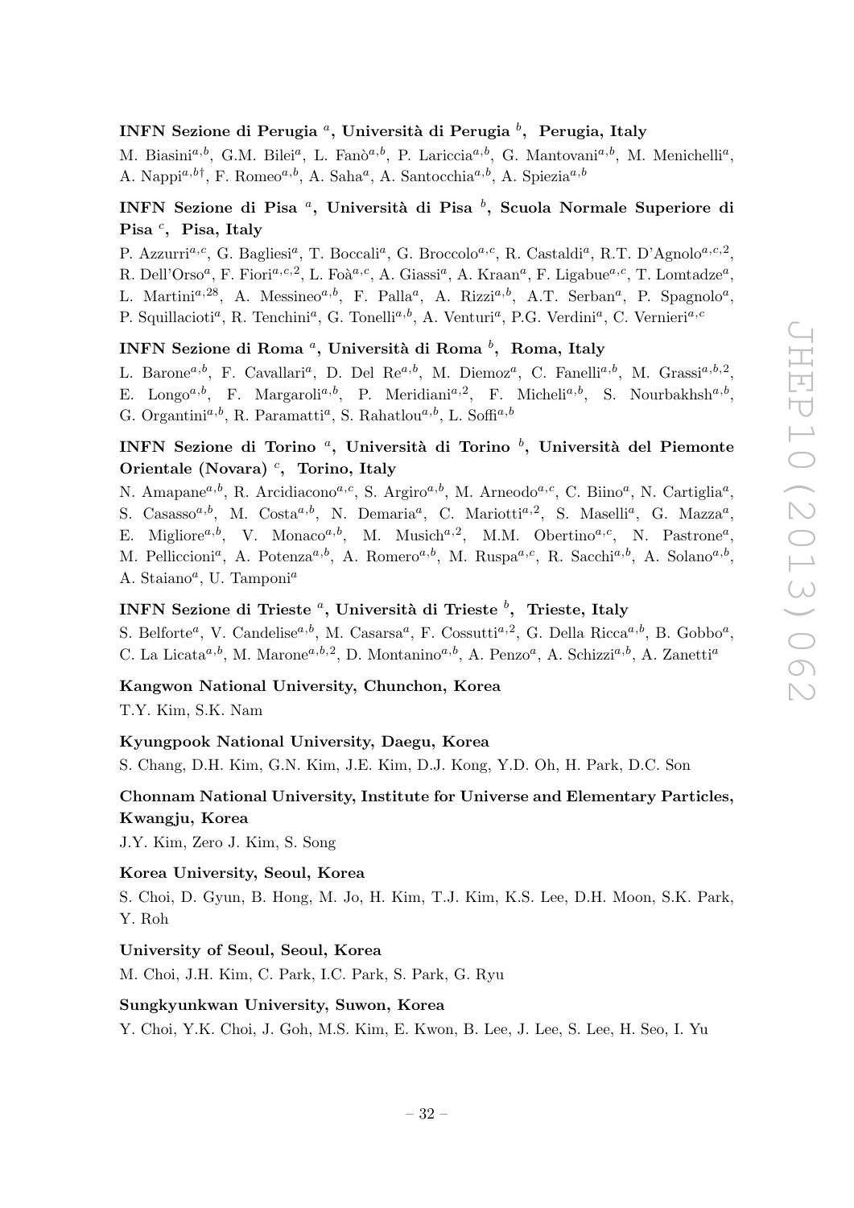### INFN Sezione di Perugia [a], Università di Perugia [b], Perugia, Italy

M. Biasini[a,b], G.M. Bilei[a], L. Fanò[a,b], P. Lariccia[a,b], G. Mantovani[a,b], M. Menichelli[a], A. Nappi[a,b†], F. Romeo[a,b], A. Saha[a], A. Santocchia[a,b], A. Spiezia[a,b]

### INFN Sezione di Pisa [a], Università di Pisa [b], Scuola Normale Superiore di Pisa [c], Pisa, Italy

P. Azzurri[a,c], G. Bagliesi[a], T. Boccali[a], G. Broccolo[a,c], R. Castaldi[a], R.T. D'Agnolo[a,c,2], R. Dell'Orso[a], F. Fiori[a,c,2], L. Foà[a,c], A. Giassi[a], A. Kraan[a], F. Ligabue[a,c], T. Lomtadze[a], L. Martini[a,28], A. Messineo[a,b], F. Palla[a], A. Rizzi[a,b], A.T. Serban[a], P. Spagnolo[a], P. Squillacioti[a], R. Tenchini[a], G. Tonelli[a,b], A. Venturi[a], P.G. Verdini[a], C. Vernieri[a,c]

### INFN Sezione di Roma [a], Università di Roma [b], Roma, Italy

L. Barone[a,b], F. Cavallari[a], D. Del Re[a,b], M. Diemoz[a], C. Fanelli[a,b], M. Grassi[a,b,2], E. Longo[a,b], F. Margaroli[a,b], P. Meridiani[a,2], F. Micheli[a,b], S. Nourbakhsh[a,b], G. Organtini[a,b], R. Paramatti[a], S. Rahatlou[a,b], L. Soffi[a,b]

### INFN Sezione di Torino [a], Università di Torino [b], Università del Piemonte Orientale (Novara) [c], Torino, Italy

N. Amapane[a,b], R. Arcidiacono[a,c], S. Argiro[a,b], M. Arneodo[a,c], C. Biino[a], N. Cartiglia[a], S. Casasso[a,b], M. Costa[a,b], N. Demaria[a], C. Mariotti[a,2], S. Maselli[a], G. Mazza[a], E. Migliore[a,b], V. Monaco[a,b], M. Musich[a,2], M.M. Obertino[a,c], N. Pastrone[a], M. Pelliccioni[a], A. Potenza[a,b], A. Romero[a,b], M. Ruspa[a,c], R. Sacchi[a,b], A. Solano[a,b], A. Staiano[a], U. Tamponi[a]

### INFN Sezione di Trieste [a], Università di Trieste [b], Trieste, Italy

S. Belforte[a], V. Candelise[a,b], M. Casarsa[a], F. Cossutti[a,2], G. Della Ricca[a,b], B. Gobbo[a], C. La Licata[a,b], M. Marone[a,b,2], D. Montanino[a,b], A. Penzo[a], A. Schizzi[a,b], A. Zanetti[a]

### Kangwon National University, Chunchon, Korea

T.Y. Kim, S.K. Nam

### Kyungpook National University, Daegu, Korea

S. Chang, D.H. Kim, G.N. Kim, J.E. Kim, D.J. Kong, Y.D. Oh, H. Park, D.C. Son

### Chonnam National University, Institute for Universe and Elementary Particles, Kwangju, Korea

J.Y. Kim, Zero J. Kim, S. Song

### Korea University, Seoul, Korea

S. Choi, D. Gyun, B. Hong, M. Jo, H. Kim, T.J. Kim, K.S. Lee, D.H. Moon, S.K. Park, Y. Roh

### University of Seoul, Seoul, Korea

M. Choi, J.H. Kim, C. Park, I.C. Park, S. Park, G. Ryu

### Sungkyunkwan University, Suwon, Korea

Y. Choi, Y.K. Choi, J. Goh, M.S. Kim, E. Kwon, B. Lee, J. Lee, S. Lee, H. Seo, I. Yu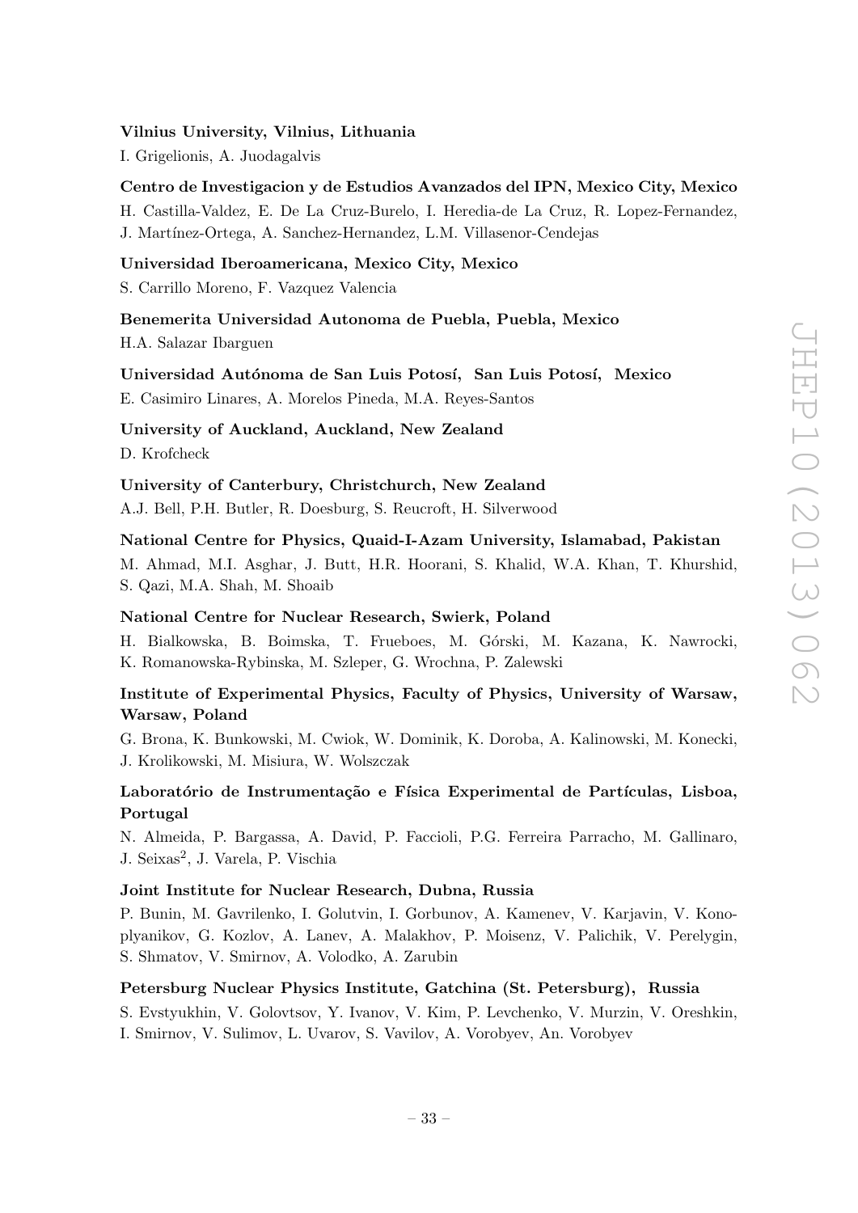**Vilnius University, Vilnius, Lithuania**

I. Grigelionis, A. Juodagalvis

**Centro de Investigacion y de Estudios Avanzados del IPN, Mexico City, Mexico**

H. Castilla-Valdez, E. De La Cruz-Burelo, I. Heredia-de La Cruz, R. Lopez-Fernandez, J. Martínez-Ortega, A. Sanchez-Hernandez, L.M. Villasenor-Cendejas

**Universidad Iberoamericana, Mexico City, Mexico**

S. Carrillo Moreno, F. Vazquez Valencia

**Benemerita Universidad Autonoma de Puebla, Puebla, Mexico**

H.A. Salazar Ibarguen

**Universidad Autónoma de San Luis Potosí, San Luis Potosí, Mexico**

E. Casimiro Linares, A. Morelos Pineda, M.A. Reyes-Santos

**University of Auckland, Auckland, New Zealand**

D. Krofcheck

**University of Canterbury, Christchurch, New Zealand**

A.J. Bell, P.H. Butler, R. Doesburg, S. Reucroft, H. Silverwood

**National Centre for Physics, Quaid-I-Azam University, Islamabad, Pakistan**

M. Ahmad, M.I. Asghar, J. Butt, H.R. Hoorani, S. Khalid, W.A. Khan, T. Khurshid, S. Qazi, M.A. Shah, M. Shoaib

**National Centre for Nuclear Research, Swierk, Poland**

H. Bialkowska, B. Boimska, T. Frueboes, M. Górski, M. Kazana, K. Nawrocki, K. Romanowska-Rybinska, M. Szleper, G. Wrochna, P. Zalewski

**Institute of Experimental Physics, Faculty of Physics, University of Warsaw, Warsaw, Poland**

G. Brona, K. Bunkowski, M. Cwiok, W. Dominik, K. Doroba, A. Kalinowski, M. Konecki, J. Krolikowski, M. Misiura, W. Wolszczak

**Laboratório de Instrumentação e Física Experimental de Partículas, Lisboa, Portugal**

N. Almeida, P. Bargassa, A. David, P. Faccioli, P.G. Ferreira Parracho, M. Gallinaro, J. Seixas[2], J. Varela, P. Vischia

**Joint Institute for Nuclear Research, Dubna, Russia**

P. Bunin, M. Gavrilenko, I. Golutvin, I. Gorbunov, A. Kamenev, V. Karjavin, V. Konoplyanikov, G. Kozlov, A. Lanev, A. Malakhov, P. Moisenz, V. Palichik, V. Perelygin, S. Shmatov, V. Smirnov, A. Volodko, A. Zarubin

**Petersburg Nuclear Physics Institute, Gatchina (St. Petersburg), Russia**

S. Evstyukhin, V. Golovtsov, Y. Ivanov, V. Kim, P. Levchenko, V. Murzin, V. Oreshkin, I. Smirnov, V. Sulimov, L. Uvarov, S. Vavilov, A. Vorobyev, An. Vorobyev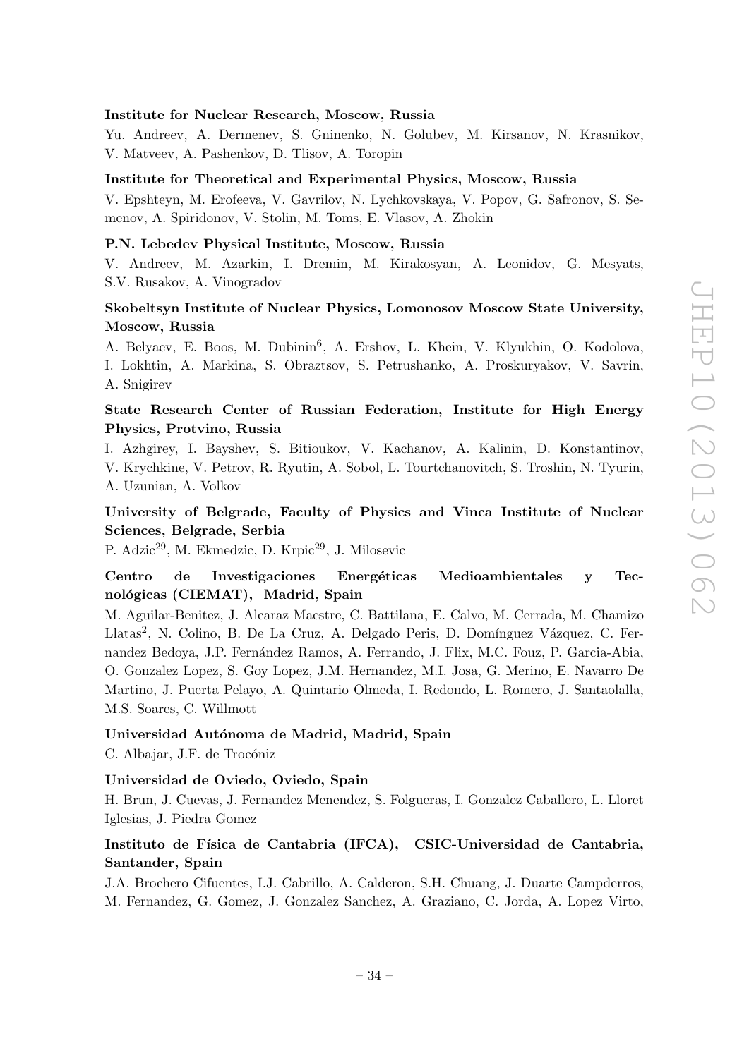**Institute for Nuclear Research, Moscow, Russia**

Yu. Andreev, A. Dermenev, S. Gninenko, N. Golubev, M. Kirsanov, N. Krasnikov, V. Matveev, A. Pashenkov, D. Tlisov, A. Toropin

**Institute for Theoretical and Experimental Physics, Moscow, Russia**

V. Epshteyn, M. Erofeeva, V. Gavrilov, N. Lychkovskaya, V. Popov, G. Safronov, S. Semenov, A. Spiridonov, V. Stolin, M. Toms, E. Vlasov, A. Zhokin

**P.N. Lebedev Physical Institute, Moscow, Russia**

V. Andreev, M. Azarkin, I. Dremin, M. Kirakosyan, A. Leonidov, G. Mesyats, S.V. Rusakov, A. Vinogradov

**Skobeltsyn Institute of Nuclear Physics, Lomonosov Moscow State University, Moscow, Russia**

A. Belyaev, E. Boos, M. Dubinin[6], A. Ershov, L. Khein, V. Klyukhin, O. Kodolova, I. Lokhtin, A. Markina, S. Obraztsov, S. Petrushanko, A. Proskuryakov, V. Savrin, A. Snigirev

**State Research Center of Russian Federation, Institute for High Energy Physics, Protvino, Russia**

I. Azhgirey, I. Bayshev, S. Bitioukov, V. Kachanov, A. Kalinin, D. Konstantinov, V. Krychkine, V. Petrov, R. Ryutin, A. Sobol, L. Tourtchanovitch, S. Troshin, N. Tyurin, A. Uzunian, A. Volkov

**University of Belgrade, Faculty of Physics and Vinca Institute of Nuclear Sciences, Belgrade, Serbia**

P. Adzic[29], M. Ekmedzic, D. Krpic[29], J. Milosevic

**Centro de Investigaciones Energéticas Medioambientales y Tecnológicas (CIEMAT), Madrid, Spain**

M. Aguilar-Benitez, J. Alcaraz Maestre, C. Battilana, E. Calvo, M. Cerrada, M. Chamizo Llatas[2], N. Colino, B. De La Cruz, A. Delgado Peris, D. Domínguez Vázquez, C. Fernandez Bedoya, J.P. Fernández Ramos, A. Ferrando, J. Flix, M.C. Fouz, P. Garcia-Abia, O. Gonzalez Lopez, S. Goy Lopez, J.M. Hernandez, M.I. Josa, G. Merino, E. Navarro De Martino, J. Puerta Pelayo, A. Quintario Olmeda, I. Redondo, L. Romero, J. Santaolalla, M.S. Soares, C. Willmott

**Universidad Autónoma de Madrid, Madrid, Spain**

C. Albajar, J.F. de Trocóniz

**Universidad de Oviedo, Oviedo, Spain**

H. Brun, J. Cuevas, J. Fernandez Menendez, S. Folgueras, I. Gonzalez Caballero, L. Lloret Iglesias, J. Piedra Gomez

**Instituto de Física de Cantabria (IFCA), CSIC-Universidad de Cantabria, Santander, Spain**

J.A. Brochero Cifuentes, I.J. Cabrillo, A. Calderon, S.H. Chuang, J. Duarte Campderros, M. Fernandez, G. Gomez, J. Gonzalez Sanchez, A. Graziano, C. Jorda, A. Lopez Virto,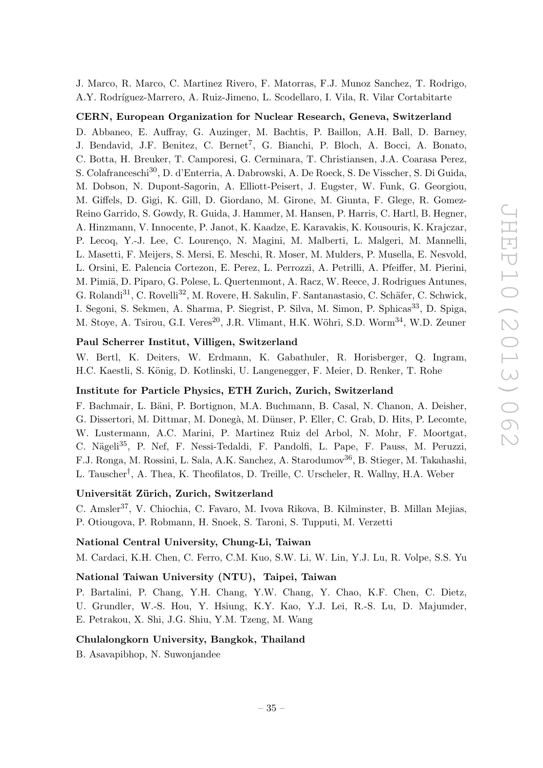J. Marco, R. Marco, C. Martinez Rivero, F. Matorras, F.J. Munoz Sanchez, T. Rodrigo, A.Y. Rodríguez-Marrero, A. Ruiz-Jimeno, L. Scodellaro, I. Vila, R. Vilar Cortabitarte

**CERN, European Organization for Nuclear Research, Geneva, Switzerland**

D. Abbaneo, E. Auffray, G. Auzinger, M. Bachtis, P. Baillon, A.H. Ball, D. Barney, J. Bendavid, J.F. Benitez, C. Bernet[7], G. Bianchi, P. Bloch, A. Bocci, A. Bonato, C. Botta, H. Breuker, T. Camporesi, G. Cerminara, T. Christiansen, J.A. Coarasa Perez, S. Colafranceschi[30], D. d'Enterria, A. Dabrowski, A. De Roeck, S. De Visscher, S. Di Guida, M. Dobson, N. Dupont-Sagorin, A. Elliott-Peisert, J. Eugster, W. Funk, G. Georgiou, M. Giffels, D. Gigi, K. Gill, D. Giordano, M. Girone, M. Giunta, F. Glege, R. Gomez-Reino Garrido, S. Gowdy, R. Guida, J. Hammer, M. Hansen, P. Harris, C. Hartl, B. Hegner, A. Hinzmann, V. Innocente, P. Janot, K. Kaadze, E. Karavakis, K. Kousouris, K. Krajczar, P. Lecoq, Y.-J. Lee, C. Lourenço, N. Magini, M. Malberti, L. Malgeri, M. Mannelli, L. Masetti, F. Meijers, S. Mersi, E. Meschi, R. Moser, M. Mulders, P. Musella, E. Nesvold, L. Orsini, E. Palencia Cortezon, E. Perez, L. Perrozzi, A. Petrilli, A. Pfeiffer, M. Pierini, M. Pimiä, D. Piparo, G. Polese, L. Quertenmont, A. Racz, W. Reece, J. Rodrigues Antunes, G. Rolandi[31], C. Rovelli[32], M. Rovere, H. Sakulin, F. Santanastasio, C. Schäfer, C. Schwick, I. Segoni, S. Sekmen, A. Sharma, P. Siegrist, P. Silva, M. Simon, P. Sphicas[33], D. Spiga, M. Stoye, A. Tsirou, G.I. Veres[20], J.R. Vlimant, H.K. Wöhri, S.D. Worm[34], W.D. Zeuner

**Paul Scherrer Institut, Villigen, Switzerland**

W. Bertl, K. Deiters, W. Erdmann, K. Gabathuler, R. Horisberger, Q. Ingram, H.C. Kaestli, S. König, D. Kotlinski, U. Langenegger, F. Meier, D. Renker, T. Rohe

**Institute for Particle Physics, ETH Zurich, Zurich, Switzerland**

F. Bachmair, L. Bäni, P. Bortignon, M.A. Buchmann, B. Casal, N. Chanon, A. Deisher, G. Dissertori, M. Dittmar, M. Donegà, M. Dünser, P. Eller, C. Grab, D. Hits, P. Lecomte, W. Lustermann, A.C. Marini, P. Martinez Ruiz del Arbol, N. Mohr, F. Moortgat, C. Nägeli[35], P. Nef, F. Nessi-Tedaldi, F. Pandolfi, L. Pape, F. Pauss, M. Peruzzi, F.J. Ronga, M. Rossini, L. Sala, A.K. Sanchez, A. Starodumov[36], B. Stieger, M. Takahashi, L. Tauscher[†], A. Thea, K. Theofilatos, D. Treille, C. Urscheler, R. Wallny, H.A. Weber

**Universität Zürich, Zurich, Switzerland**

C. Amsler[37], V. Chiochia, C. Favaro, M. Ivova Rikova, B. Kilminster, B. Millan Mejias, P. Otiougova, P. Robmann, H. Snoek, S. Taroni, S. Tupputi, M. Verzetti

**National Central University, Chung-Li, Taiwan**

M. Cardaci, K.H. Chen, C. Ferro, C.M. Kuo, S.W. Li, W. Lin, Y.J. Lu, R. Volpe, S.S. Yu

**National Taiwan University (NTU), Taipei, Taiwan**

P. Bartalini, P. Chang, Y.H. Chang, Y.W. Chang, Y. Chao, K.F. Chen, C. Dietz, U. Grundler, W.-S. Hou, Y. Hsiung, K.Y. Kao, Y.J. Lei, R.-S. Lu, D. Majumder, E. Petrakou, X. Shi, J.G. Shiu, Y.M. Tzeng, M. Wang

**Chulalongkorn University, Bangkok, Thailand**

B. Asavapibhop, N. Suwonjandee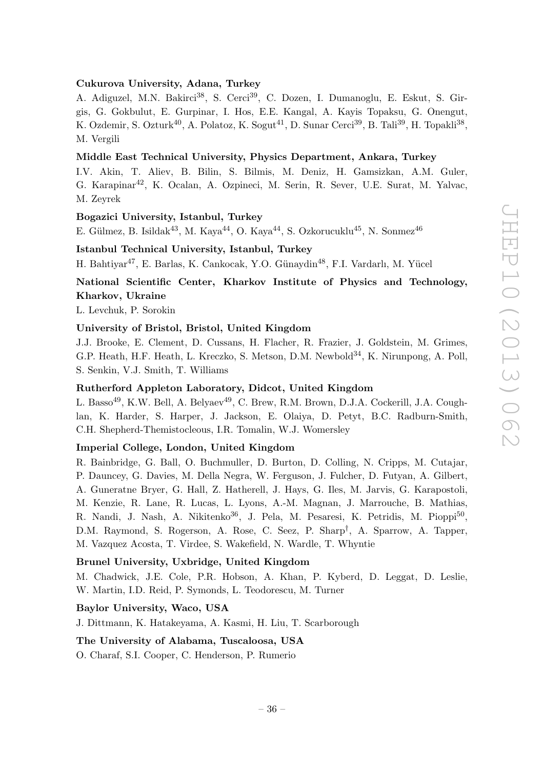**Cukurova University, Adana, Turkey**

A. Adiguzel, M.N. Bakirci[38], S. Cerci[39], C. Dozen, I. Dumanoglu, E. Eskut, S. Girgis, G. Gokbulut, E. Gurpinar, I. Hos, E.E. Kangal, A. Kayis Topaksu, G. Onengut, K. Ozdemir, S. Ozturk[40], A. Polatoz, K. Sogut[41], D. Sunar Cerci[39], B. Tali[39], H. Topakli[38], M. Vergili

**Middle East Technical University, Physics Department, Ankara, Turkey**

I.V. Akin, T. Aliev, B. Bilin, S. Bilmis, M. Deniz, H. Gamsizkan, A.M. Guler, G. Karapinar[42], K. Ocalan, A. Ozpineci, M. Serin, R. Sever, U.E. Surat, M. Yalvac, M. Zeyrek

**Bogazici University, Istanbul, Turkey**

E. Gülmez, B. Isildak[43], M. Kaya[44], O. Kaya[44], S. Ozkorucuklu[45], N. Sonmez[46]

**Istanbul Technical University, Istanbul, Turkey**

H. Bahtiyar[47], E. Barlas, K. Cankocak, Y.O. Günaydin[48], F.I. Vardarlı, M. Yücel

**National Scientific Center, Kharkov Institute of Physics and Technology, Kharkov, Ukraine**

L. Levchuk, P. Sorokin

**University of Bristol, Bristol, United Kingdom**

J.J. Brooke, E. Clement, D. Cussans, H. Flacher, R. Frazier, J. Goldstein, M. Grimes, G.P. Heath, H.F. Heath, L. Kreczko, S. Metson, D.M. Newbold[34], K. Nirunpong, A. Poll, S. Senkin, V.J. Smith, T. Williams

**Rutherford Appleton Laboratory, Didcot, United Kingdom**

L. Basso[49], K.W. Bell, A. Belyaev[49], C. Brew, R.M. Brown, D.J.A. Cockerill, J.A. Coughlan, K. Harder, S. Harper, J. Jackson, E. Olaiya, D. Petyt, B.C. Radburn-Smith, C.H. Shepherd-Themistocleous, I.R. Tomalin, W.J. Womersley

**Imperial College, London, United Kingdom**

R. Bainbridge, G. Ball, O. Buchmuller, D. Burton, D. Colling, N. Cripps, M. Cutajar, P. Dauncey, G. Davies, M. Della Negra, W. Ferguson, J. Fulcher, D. Futyan, A. Gilbert, A. Guneratne Bryer, G. Hall, Z. Hatherell, J. Hays, G. Iles, M. Jarvis, G. Karapostoli, M. Kenzie, R. Lane, R. Lucas, L. Lyons, A.-M. Magnan, J. Marrouche, B. Mathias, R. Nandi, J. Nash, A. Nikitenko[36], J. Pela, M. Pesaresi, K. Petridis, M. Pioppi[50], D.M. Raymond, S. Rogerson, A. Rose, C. Seez, P. Sharp[†], A. Sparrow, A. Tapper, M. Vazquez Acosta, T. Virdee, S. Wakefield, N. Wardle, T. Whyntie

**Brunel University, Uxbridge, United Kingdom**

M. Chadwick, J.E. Cole, P.R. Hobson, A. Khan, P. Kyberd, D. Leggat, D. Leslie, W. Martin, I.D. Reid, P. Symonds, L. Teodorescu, M. Turner

**Baylor University, Waco, USA**

J. Dittmann, K. Hatakeyama, A. Kasmi, H. Liu, T. Scarborough

**The University of Alabama, Tuscaloosa, USA**

O. Charaf, S.I. Cooper, C. Henderson, P. Rumerio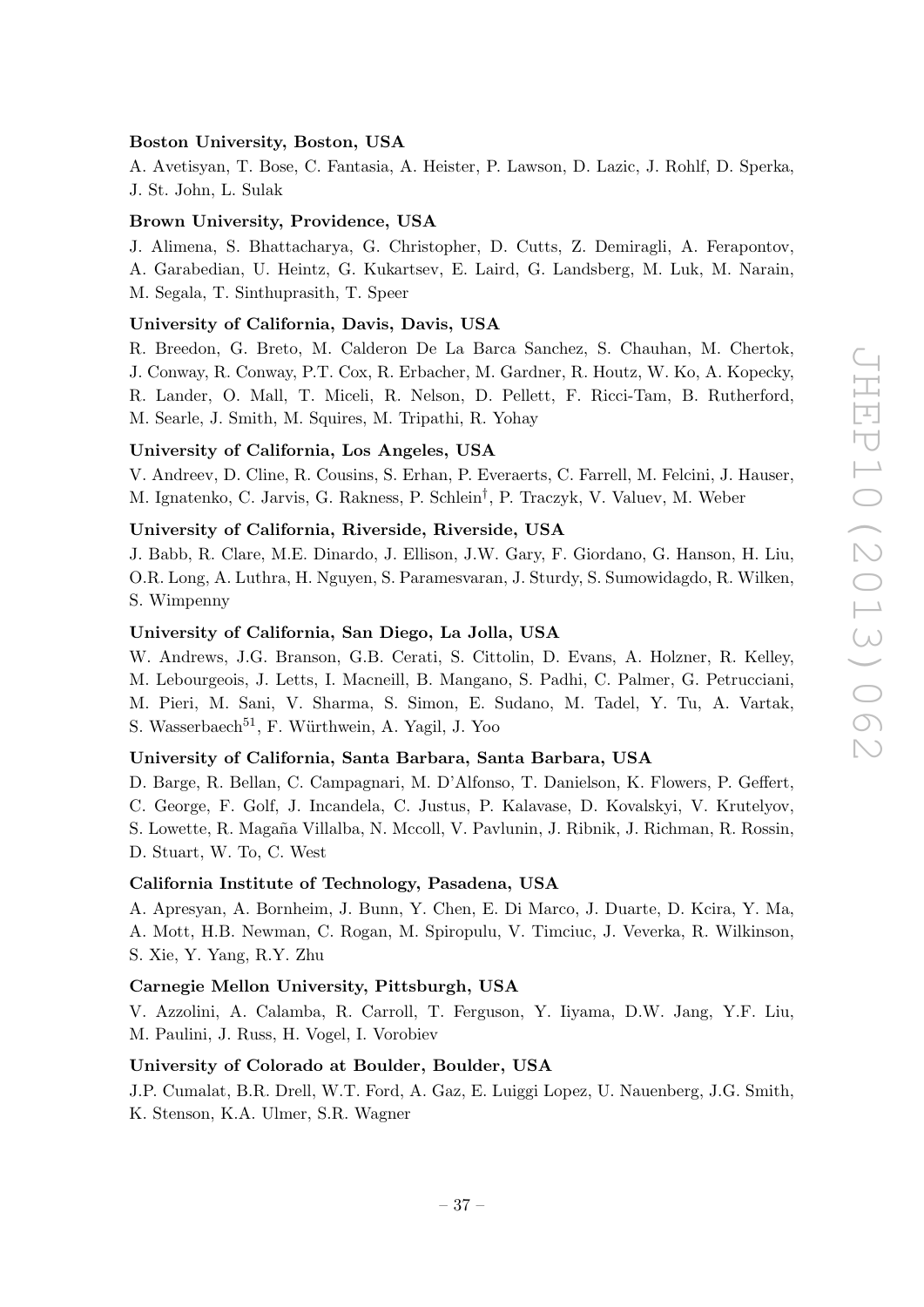**Boston University, Boston, USA**

A. Avetisyan, T. Bose, C. Fantasia, A. Heister, P. Lawson, D. Lazic, J. Rohlf, D. Sperka, J. St. John, L. Sulak

**Brown University, Providence, USA**

J. Alimena, S. Bhattacharya, G. Christopher, D. Cutts, Z. Demiragli, A. Ferapontov, A. Garabedian, U. Heintz, G. Kukartsev, E. Laird, G. Landsberg, M. Luk, M. Narain, M. Segala, T. Sinthuprasith, T. Speer

**University of California, Davis, Davis, USA**

R. Breedon, G. Breto, M. Calderon De La Barca Sanchez, S. Chauhan, M. Chertok, J. Conway, R. Conway, P.T. Cox, R. Erbacher, M. Gardner, R. Houtz, W. Ko, A. Kopecky, R. Lander, O. Mall, T. Miceli, R. Nelson, D. Pellett, F. Ricci-Tam, B. Rutherford, M. Searle, J. Smith, M. Squires, M. Tripathi, R. Yohay

**University of California, Los Angeles, USA**

V. Andreev, D. Cline, R. Cousins, S. Erhan, P. Everaerts, C. Farrell, M. Felcini, J. Hauser, M. Ignatenko, C. Jarvis, G. Rakness, P. Schlein[†], P. Traczyk, V. Valuev, M. Weber

**University of California, Riverside, Riverside, USA**

J. Babb, R. Clare, M.E. Dinardo, J. Ellison, J.W. Gary, F. Giordano, G. Hanson, H. Liu, O.R. Long, A. Luthra, H. Nguyen, S. Paramesvaran, J. Sturdy, S. Sumowidagdo, R. Wilken, S. Wimpenny

**University of California, San Diego, La Jolla, USA**

W. Andrews, J.G. Branson, G.B. Cerati, S. Cittolin, D. Evans, A. Holzner, R. Kelley, M. Lebourgeois, J. Letts, I. Macneill, B. Mangano, S. Padhi, C. Palmer, G. Petrucciani, M. Pieri, M. Sani, V. Sharma, S. Simon, E. Sudano, M. Tadel, Y. Tu, A. Vartak, S. Wasserbaech[51], F. Würthwein, A. Yagil, J. Yoo

**University of California, Santa Barbara, Santa Barbara, USA**

D. Barge, R. Bellan, C. Campagnari, M. D'Alfonso, T. Danielson, K. Flowers, P. Geffert, C. George, F. Golf, J. Incandela, C. Justus, P. Kalavase, D. Kovalskyi, V. Krutelyov, S. Lowette, R. Magaña Villalba, N. Mccoll, V. Pavlunin, J. Ribnik, J. Richman, R. Rossin, D. Stuart, W. To, C. West

**California Institute of Technology, Pasadena, USA**

A. Apresyan, A. Bornheim, J. Bunn, Y. Chen, E. Di Marco, J. Duarte, D. Kcira, Y. Ma, A. Mott, H.B. Newman, C. Rogan, M. Spiropulu, V. Timciuc, J. Veverka, R. Wilkinson, S. Xie, Y. Yang, R.Y. Zhu

**Carnegie Mellon University, Pittsburgh, USA**

V. Azzolini, A. Calamba, R. Carroll, T. Ferguson, Y. Iiyama, D.W. Jang, Y.F. Liu, M. Paulini, J. Russ, H. Vogel, I. Vorobiev

**University of Colorado at Boulder, Boulder, USA**

J.P. Cumalat, B.R. Drell, W.T. Ford, A. Gaz, E. Luiggi Lopez, U. Nauenberg, J.G. Smith, K. Stenson, K.A. Ulmer, S.R. Wagner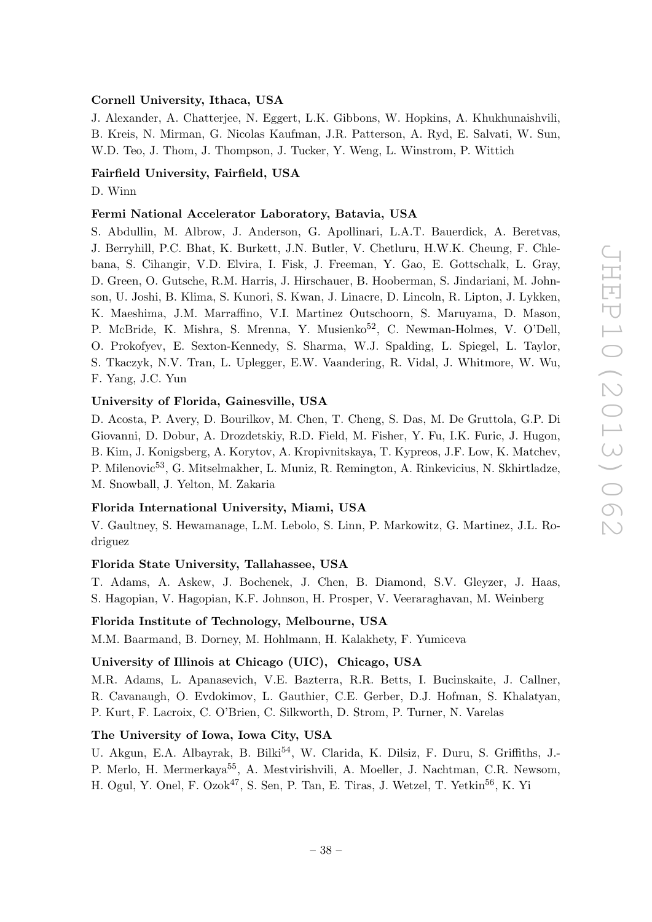**Cornell University, Ithaca, USA**

J. Alexander, A. Chatterjee, N. Eggert, L.K. Gibbons, W. Hopkins, A. Khukhunaishvili, B. Kreis, N. Mirman, G. Nicolas Kaufman, J.R. Patterson, A. Ryd, E. Salvati, W. Sun, W.D. Teo, J. Thom, J. Thompson, J. Tucker, Y. Weng, L. Winstrom, P. Wittich

**Fairfield University, Fairfield, USA**

D. Winn

**Fermi National Accelerator Laboratory, Batavia, USA**

S. Abdullin, M. Albrow, J. Anderson, G. Apollinari, L.A.T. Bauerdick, A. Beretvas, J. Berryhill, P.C. Bhat, K. Burkett, J.N. Butler, V. Chetluru, H.W.K. Cheung, F. Chlebana, S. Cihangir, V.D. Elvira, I. Fisk, J. Freeman, Y. Gao, E. Gottschalk, L. Gray, D. Green, O. Gutsche, R.M. Harris, J. Hirschauer, B. Hooberman, S. Jindariani, M. Johnson, U. Joshi, B. Klima, S. Kunori, S. Kwan, J. Linacre, D. Lincoln, R. Lipton, J. Lykken, K. Maeshima, J.M. Marraffino, V.I. Martinez Outschoorn, S. Maruyama, D. Mason, P. McBride, K. Mishra, S. Mrenna, Y. Musienko[52], C. Newman-Holmes, V. O'Dell, O. Prokofyev, E. Sexton-Kennedy, S. Sharma, W.J. Spalding, L. Spiegel, L. Taylor, S. Tkaczyk, N.V. Tran, L. Uplegger, E.W. Vaandering, R. Vidal, J. Whitmore, W. Wu, F. Yang, J.C. Yun

**University of Florida, Gainesville, USA**

D. Acosta, P. Avery, D. Bourilkov, M. Chen, T. Cheng, S. Das, M. De Gruttola, G.P. Di Giovanni, D. Dobur, A. Drozdetskiy, R.D. Field, M. Fisher, Y. Fu, I.K. Furic, J. Hugon, B. Kim, J. Konigsberg, A. Korytov, A. Kropivnitskaya, T. Kypreos, J.F. Low, K. Matchev, P. Milenovic[53], G. Mitselmakher, L. Muniz, R. Remington, A. Rinkevicius, N. Skhirtladze, M. Snowball, J. Yelton, M. Zakaria

**Florida International University, Miami, USA**

V. Gaultney, S. Hewamanage, L.M. Lebolo, S. Linn, P. Markowitz, G. Martinez, J.L. Rodriguez

**Florida State University, Tallahassee, USA**

T. Adams, A. Askew, J. Bochenek, J. Chen, B. Diamond, S.V. Gleyzer, J. Haas, S. Hagopian, V. Hagopian, K.F. Johnson, H. Prosper, V. Veeraraghavan, M. Weinberg

**Florida Institute of Technology, Melbourne, USA**

M.M. Baarmand, B. Dorney, M. Hohlmann, H. Kalakhety, F. Yumiceva

**University of Illinois at Chicago (UIC), Chicago, USA**

M.R. Adams, L. Apanasevich, V.E. Bazterra, R.R. Betts, I. Bucinskaite, J. Callner, R. Cavanaugh, O. Evdokimov, L. Gauthier, C.E. Gerber, D.J. Hofman, S. Khalatyan, P. Kurt, F. Lacroix, C. O'Brien, C. Silkworth, D. Strom, P. Turner, N. Varelas

**The University of Iowa, Iowa City, USA**

U. Akgun, E.A. Albayrak, B. Bilki[54], W. Clarida, K. Dilsiz, F. Duru, S. Griffiths, J.-P. Merlo, H. Mermerkaya[55], A. Mestvirishvili, A. Moeller, J. Nachtman, C.R. Newsom, H. Ogul, Y. Onel, F. Ozok[47], S. Sen, P. Tan, E. Tiras, J. Wetzel, T. Yetkin[56], K. Yi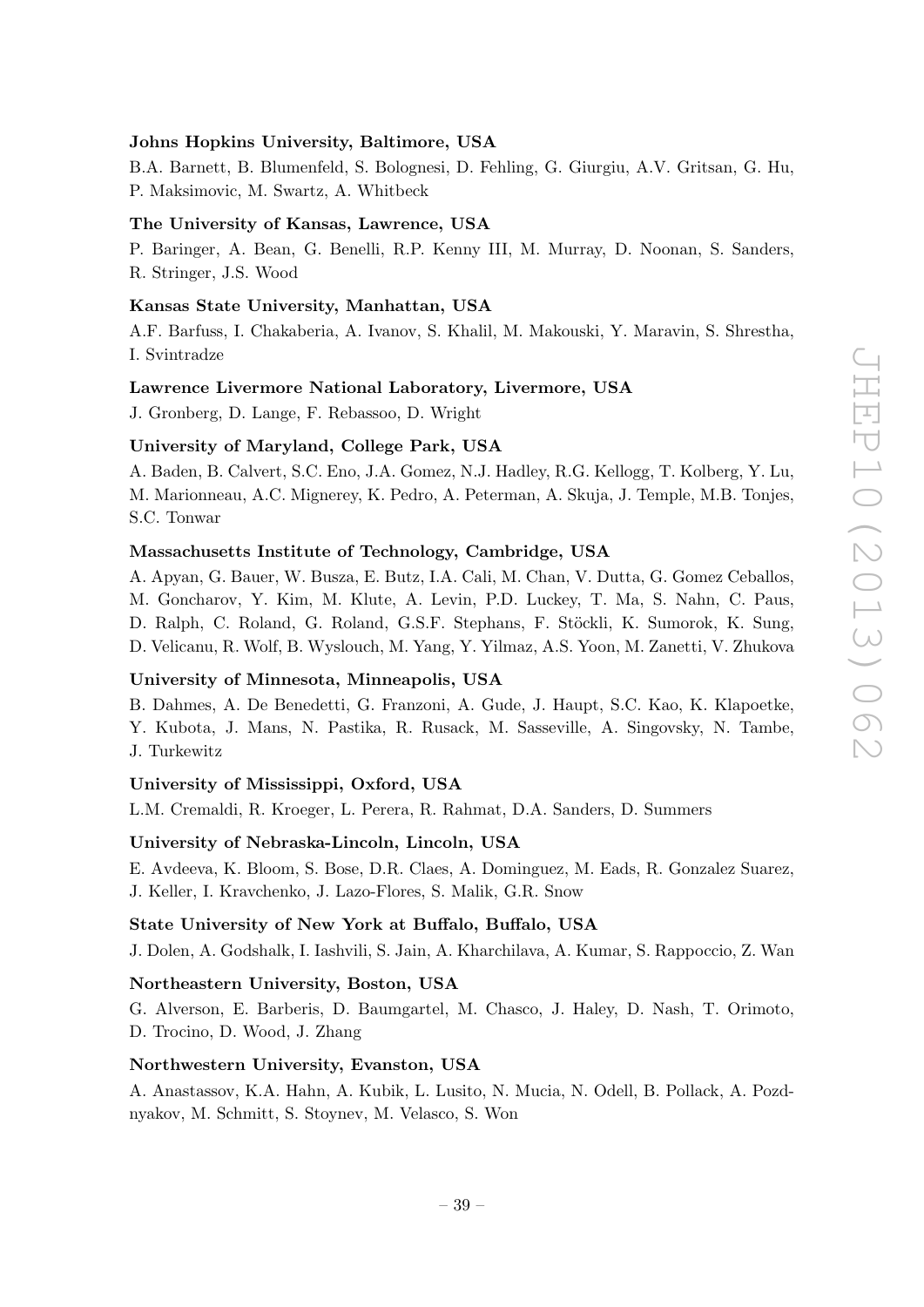**Johns Hopkins University, Baltimore, USA**

B.A. Barnett, B. Blumenfeld, S. Bolognesi, D. Fehling, G. Giurgiu, A.V. Gritsan, G. Hu, P. Maksimovic, M. Swartz, A. Whitbeck

**The University of Kansas, Lawrence, USA**

P. Baringer, A. Bean, G. Benelli, R.P. Kenny III, M. Murray, D. Noonan, S. Sanders, R. Stringer, J.S. Wood

**Kansas State University, Manhattan, USA**

A.F. Barfuss, I. Chakaberia, A. Ivanov, S. Khalil, M. Makouski, Y. Maravin, S. Shrestha, I. Svintradze

**Lawrence Livermore National Laboratory, Livermore, USA**

J. Gronberg, D. Lange, F. Rebassoo, D. Wright

**University of Maryland, College Park, USA**

A. Baden, B. Calvert, S.C. Eno, J.A. Gomez, N.J. Hadley, R.G. Kellogg, T. Kolberg, Y. Lu, M. Marionneau, A.C. Mignerey, K. Pedro, A. Peterman, A. Skuja, J. Temple, M.B. Tonjes, S.C. Tonwar

**Massachusetts Institute of Technology, Cambridge, USA**

A. Apyan, G. Bauer, W. Busza, E. Butz, I.A. Cali, M. Chan, V. Dutta, G. Gomez Ceballos, M. Goncharov, Y. Kim, M. Klute, A. Levin, P.D. Luckey, T. Ma, S. Nahn, C. Paus, D. Ralph, C. Roland, G. Roland, G.S.F. Stephans, F. Stöckli, K. Sumorok, K. Sung, D. Velicanu, R. Wolf, B. Wyslouch, M. Yang, Y. Yilmaz, A.S. Yoon, M. Zanetti, V. Zhukova

**University of Minnesota, Minneapolis, USA**

B. Dahmes, A. De Benedetti, G. Franzoni, A. Gude, J. Haupt, S.C. Kao, K. Klapoetke, Y. Kubota, J. Mans, N. Pastika, R. Rusack, M. Sasseville, A. Singovsky, N. Tambe, J. Turkewitz

**University of Mississippi, Oxford, USA**

L.M. Cremaldi, R. Kroeger, L. Perera, R. Rahmat, D.A. Sanders, D. Summers

**University of Nebraska-Lincoln, Lincoln, USA**

E. Avdeeva, K. Bloom, S. Bose, D.R. Claes, A. Dominguez, M. Eads, R. Gonzalez Suarez, J. Keller, I. Kravchenko, J. Lazo-Flores, S. Malik, G.R. Snow

**State University of New York at Buffalo, Buffalo, USA**

J. Dolen, A. Godshalk, I. Iashvili, S. Jain, A. Kharchilava, A. Kumar, S. Rappoccio, Z. Wan

**Northeastern University, Boston, USA**

G. Alverson, E. Barberis, D. Baumgartel, M. Chasco, J. Haley, D. Nash, T. Orimoto, D. Trocino, D. Wood, J. Zhang

**Northwestern University, Evanston, USA**

A. Anastassov, K.A. Hahn, A. Kubik, L. Lusito, N. Mucia, N. Odell, B. Pollack, A. Pozdnyakov, M. Schmitt, S. Stoynev, M. Velasco, S. Won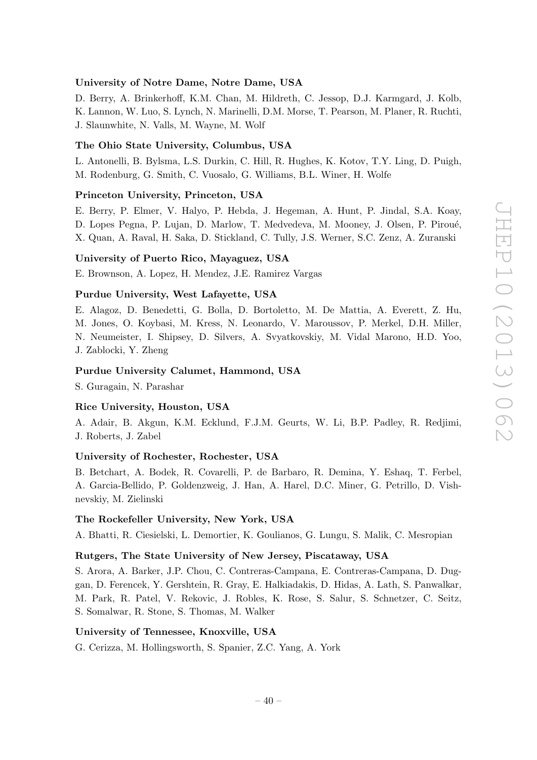### University of Notre Dame, Notre Dame, USA

D. Berry, A. Brinkerhoff, K.M. Chan, M. Hildreth, C. Jessop, D.J. Karmgard, J. Kolb, K. Lannon, W. Luo, S. Lynch, N. Marinelli, D.M. Morse, T. Pearson, M. Planer, R. Ruchti, J. Slaunwhite, N. Valls, M. Wayne, M. Wolf

### The Ohio State University, Columbus, USA

L. Antonelli, B. Bylsma, L.S. Durkin, C. Hill, R. Hughes, K. Kotov, T.Y. Ling, D. Puigh, M. Rodenburg, G. Smith, C. Vuosalo, G. Williams, B.L. Winer, H. Wolfe

### Princeton University, Princeton, USA

E. Berry, P. Elmer, V. Halyo, P. Hebda, J. Hegeman, A. Hunt, P. Jindal, S.A. Koay, D. Lopes Pegna, P. Lujan, D. Marlow, T. Medvedeva, M. Mooney, J. Olsen, P. Piroué, X. Quan, A. Raval, H. Saka, D. Stickland, C. Tully, J.S. Werner, S.C. Zenz, A. Zuranski

### University of Puerto Rico, Mayaguez, USA

E. Brownson, A. Lopez, H. Mendez, J.E. Ramirez Vargas

### Purdue University, West Lafayette, USA

E. Alagoz, D. Benedetti, G. Bolla, D. Bortoletto, M. De Mattia, A. Everett, Z. Hu, M. Jones, O. Koybasi, M. Kress, N. Leonardo, V. Maroussov, P. Merkel, D.H. Miller, N. Neumeister, I. Shipsey, D. Silvers, A. Svyatkovskiy, M. Vidal Marono, H.D. Yoo, J. Zablocki, Y. Zheng

### Purdue University Calumet, Hammond, USA

S. Guragain, N. Parashar

### Rice University, Houston, USA

A. Adair, B. Akgun, K.M. Ecklund, F.J.M. Geurts, W. Li, B.P. Padley, R. Redjimi, J. Roberts, J. Zabel

### University of Rochester, Rochester, USA

B. Betchart, A. Bodek, R. Covarelli, P. de Barbaro, R. Demina, Y. Eshaq, T. Ferbel, A. Garcia-Bellido, P. Goldenzweig, J. Han, A. Harel, D.C. Miner, G. Petrillo, D. Vishnevskiy, M. Zielinski

### The Rockefeller University, New York, USA

A. Bhatti, R. Ciesielski, L. Demortier, K. Goulianos, G. Lungu, S. Malik, C. Mesropian

### Rutgers, The State University of New Jersey, Piscataway, USA

S. Arora, A. Barker, J.P. Chou, C. Contreras-Campana, E. Contreras-Campana, D. Duggan, D. Ferencek, Y. Gershtein, R. Gray, E. Halkiadakis, D. Hidas, A. Lath, S. Panwalkar, M. Park, R. Patel, V. Rekovic, J. Robles, K. Rose, S. Salur, S. Schnetzer, C. Seitz, S. Somalwar, R. Stone, S. Thomas, M. Walker

### University of Tennessee, Knoxville, USA

G. Cerizza, M. Hollingsworth, S. Spanier, Z.C. Yang, A. York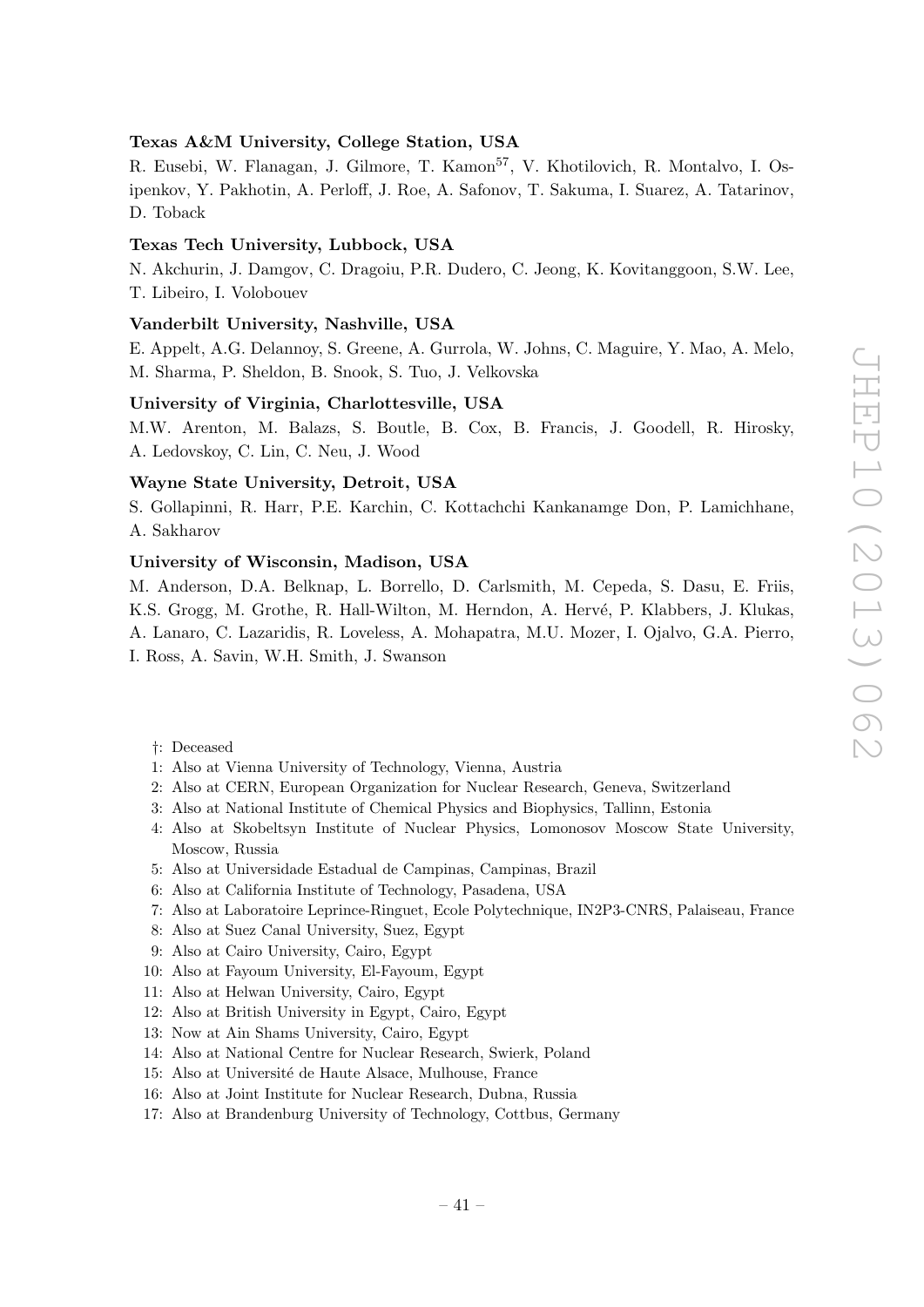**Texas A&M University, College Station, USA**

R. Eusebi, W. Flanagan, J. Gilmore, T. Kamon[57], V. Khotilovich, R. Montalvo, I. Osipenkov, Y. Pakhotin, A. Perloff, J. Roe, A. Safonov, T. Sakuma, I. Suarez, A. Tatarinov, D. Toback

**Texas Tech University, Lubbock, USA**

N. Akchurin, J. Damgov, C. Dragoiu, P.R. Dudero, C. Jeong, K. Kovitanggoon, S.W. Lee, T. Libeiro, I. Volobouev

**Vanderbilt University, Nashville, USA**

E. Appelt, A.G. Delannoy, S. Greene, A. Gurrola, W. Johns, C. Maguire, Y. Mao, A. Melo, M. Sharma, P. Sheldon, B. Snook, S. Tuo, J. Velkovska

**University of Virginia, Charlottesville, USA**

M.W. Arenton, M. Balazs, S. Boutle, B. Cox, B. Francis, J. Goodell, R. Hirosky, A. Ledovskoy, C. Lin, C. Neu, J. Wood

**Wayne State University, Detroit, USA**

S. Gollapinni, R. Harr, P.E. Karchin, C. Kottachchi Kankanamge Don, P. Lamichhane, A. Sakharov

**University of Wisconsin, Madison, USA**

M. Anderson, D.A. Belknap, L. Borrello, D. Carlsmith, M. Cepeda, S. Dasu, E. Friis, K.S. Grogg, M. Grothe, R. Hall-Wilton, M. Herndon, A. Hervé, P. Klabbers, J. Klukas, A. Lanaro, C. Lazaridis, R. Loveless, A. Mohapatra, M.U. Mozer, I. Ojalvo, G.A. Pierro, I. Ross, A. Savin, W.H. Smith, J. Swanson

†: Deceased
1: Also at Vienna University of Technology, Vienna, Austria
2: Also at CERN, European Organization for Nuclear Research, Geneva, Switzerland
3: Also at National Institute of Chemical Physics and Biophysics, Tallinn, Estonia
4: Also at Skobeltsyn Institute of Nuclear Physics, Lomonosov Moscow State University, Moscow, Russia
5: Also at Universidade Estadual de Campinas, Campinas, Brazil
6: Also at California Institute of Technology, Pasadena, USA
7: Also at Laboratoire Leprince-Ringuet, Ecole Polytechnique, IN2P3-CNRS, Palaiseau, France
8: Also at Suez Canal University, Suez, Egypt
9: Also at Cairo University, Cairo, Egypt
10: Also at Fayoum University, El-Fayoum, Egypt
11: Also at Helwan University, Cairo, Egypt
12: Also at British University in Egypt, Cairo, Egypt
13: Now at Ain Shams University, Cairo, Egypt
14: Also at National Centre for Nuclear Research, Swierk, Poland
15: Also at Université de Haute Alsace, Mulhouse, France
16: Also at Joint Institute for Nuclear Research, Dubna, Russia
17: Also at Brandenburg University of Technology, Cottbus, Germany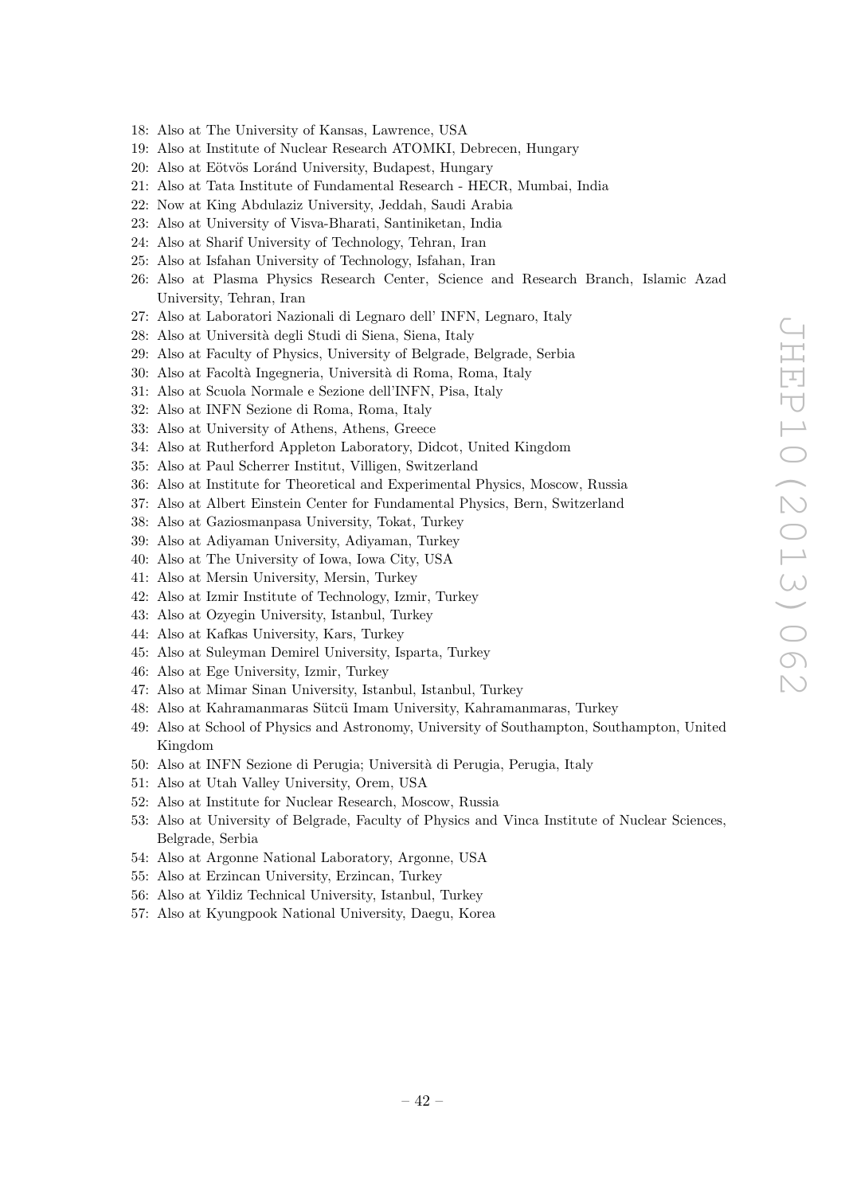18: Also at The University of Kansas, Lawrence, USA
19: Also at Institute of Nuclear Research ATOMKI, Debrecen, Hungary
20: Also at Eötvös Loránd University, Budapest, Hungary
21: Also at Tata Institute of Fundamental Research - HECR, Mumbai, India
22: Now at King Abdulaziz University, Jeddah, Saudi Arabia
23: Also at University of Visva-Bharati, Santiniketan, India
24: Also at Sharif University of Technology, Tehran, Iran
25: Also at Isfahan University of Technology, Isfahan, Iran
26: Also at Plasma Physics Research Center, Science and Research Branch, Islamic Azad University, Tehran, Iran
27: Also at Laboratori Nazionali di Legnaro dell' INFN, Legnaro, Italy
28: Also at Università degli Studi di Siena, Siena, Italy
29: Also at Faculty of Physics, University of Belgrade, Belgrade, Serbia
30: Also at Facoltà Ingegneria, Università di Roma, Roma, Italy
31: Also at Scuola Normale e Sezione dell'INFN, Pisa, Italy
32: Also at INFN Sezione di Roma, Roma, Italy
33: Also at University of Athens, Athens, Greece
34: Also at Rutherford Appleton Laboratory, Didcot, United Kingdom
35: Also at Paul Scherrer Institut, Villigen, Switzerland
36: Also at Institute for Theoretical and Experimental Physics, Moscow, Russia
37: Also at Albert Einstein Center for Fundamental Physics, Bern, Switzerland
38: Also at Gaziosmanpasa University, Tokat, Turkey
39: Also at Adiyaman University, Adiyaman, Turkey
40: Also at The University of Iowa, Iowa City, USA
41: Also at Mersin University, Mersin, Turkey
42: Also at Izmir Institute of Technology, Izmir, Turkey
43: Also at Ozyegin University, Istanbul, Turkey
44: Also at Kafkas University, Kars, Turkey
45: Also at Suleyman Demirel University, Isparta, Turkey
46: Also at Ege University, Izmir, Turkey
47: Also at Mimar Sinan University, Istanbul, Istanbul, Turkey
48: Also at Kahramanmaras Sütcü Imam University, Kahramanmaras, Turkey
49: Also at School of Physics and Astronomy, University of Southampton, Southampton, United Kingdom
50: Also at INFN Sezione di Perugia; Università di Perugia, Perugia, Italy
51: Also at Utah Valley University, Orem, USA
52: Also at Institute for Nuclear Research, Moscow, Russia
53: Also at University of Belgrade, Faculty of Physics and Vinca Institute of Nuclear Sciences, Belgrade, Serbia
54: Also at Argonne National Laboratory, Argonne, USA
55: Also at Erzincan University, Erzincan, Turkey
56: Also at Yildiz Technical University, Istanbul, Turkey
57: Also at Kyungpook National University, Daegu, Korea